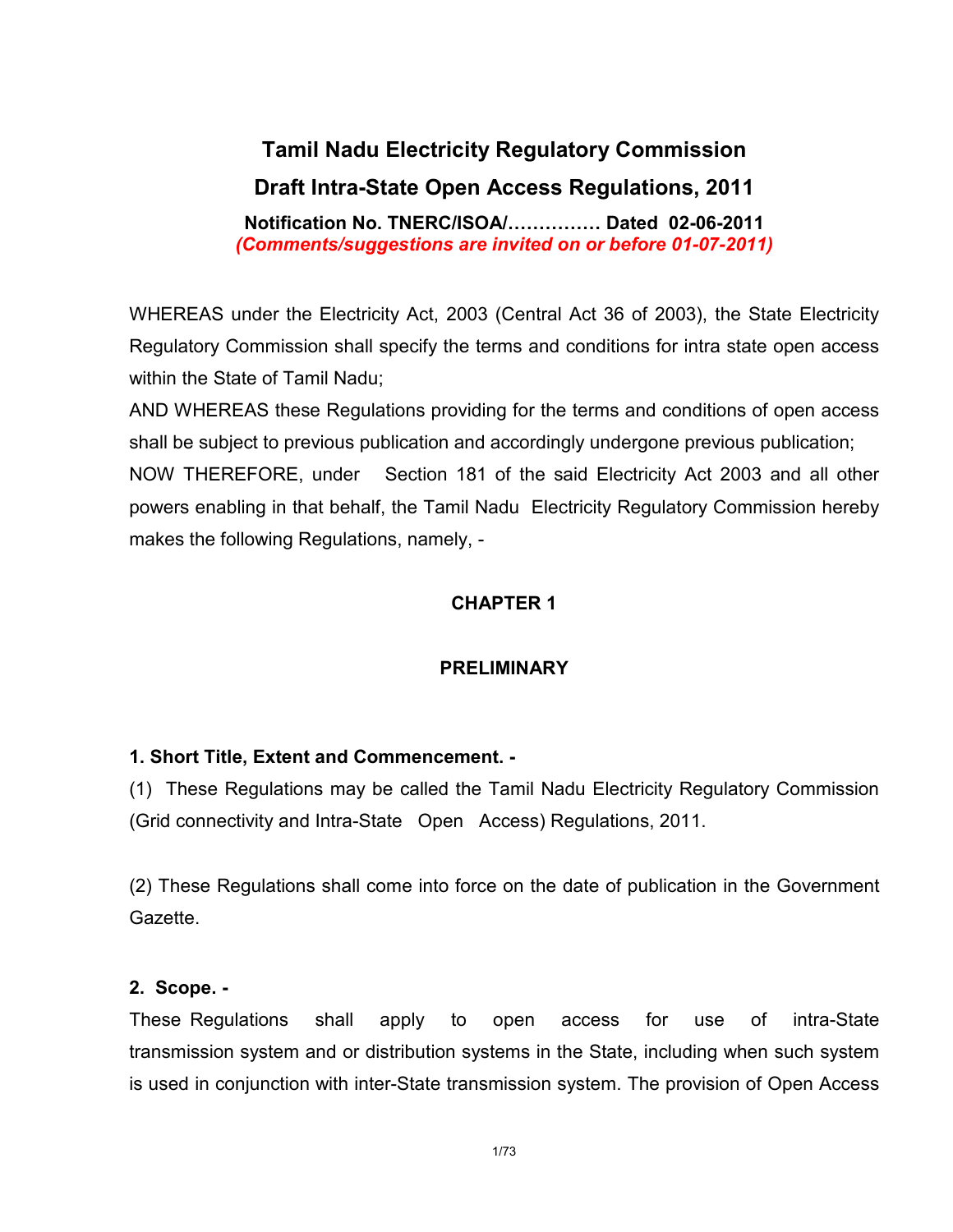# Tamil Nadu Electricity Regulatory Commission

## Draft Intra-State Open Access Regulations, 2011

**Notification No. TNERC/ISOA/…………… Dated 02-06-2011**

***(Comments/suggestions are invited on or before 01-07-2011)***

WHEREAS under the Electricity Act, 2003 (Central Act 36 of 2003), the State Electricity Regulatory Commission shall specify the terms and conditions for intra state open access within the State of Tamil Nadu;

AND WHEREAS these Regulations providing for the terms and conditions of open access shall be subject to previous publication and accordingly undergone previous publication;

NOW THEREFORE, under Section 181 of the said Electricity Act 2003 and all other powers enabling in that behalf, the Tamil Nadu Electricity Regulatory Commission hereby makes the following Regulations, namely, -

## CHAPTER 1

## PRELIMINARY

### 1. Short Title, Extent and Commencement. -

(1) These Regulations may be called the Tamil Nadu Electricity Regulatory Commission (Grid connectivity and Intra-State Open Access) Regulations, 2011.

(2) These Regulations shall come into force on the date of publication in the Government Gazette.

### 2. Scope. -

These Regulations shall apply to open access for use of intra-State transmission system and or distribution systems in the State, including when such system is used in conjunction with inter-State transmission system. The provision of Open Access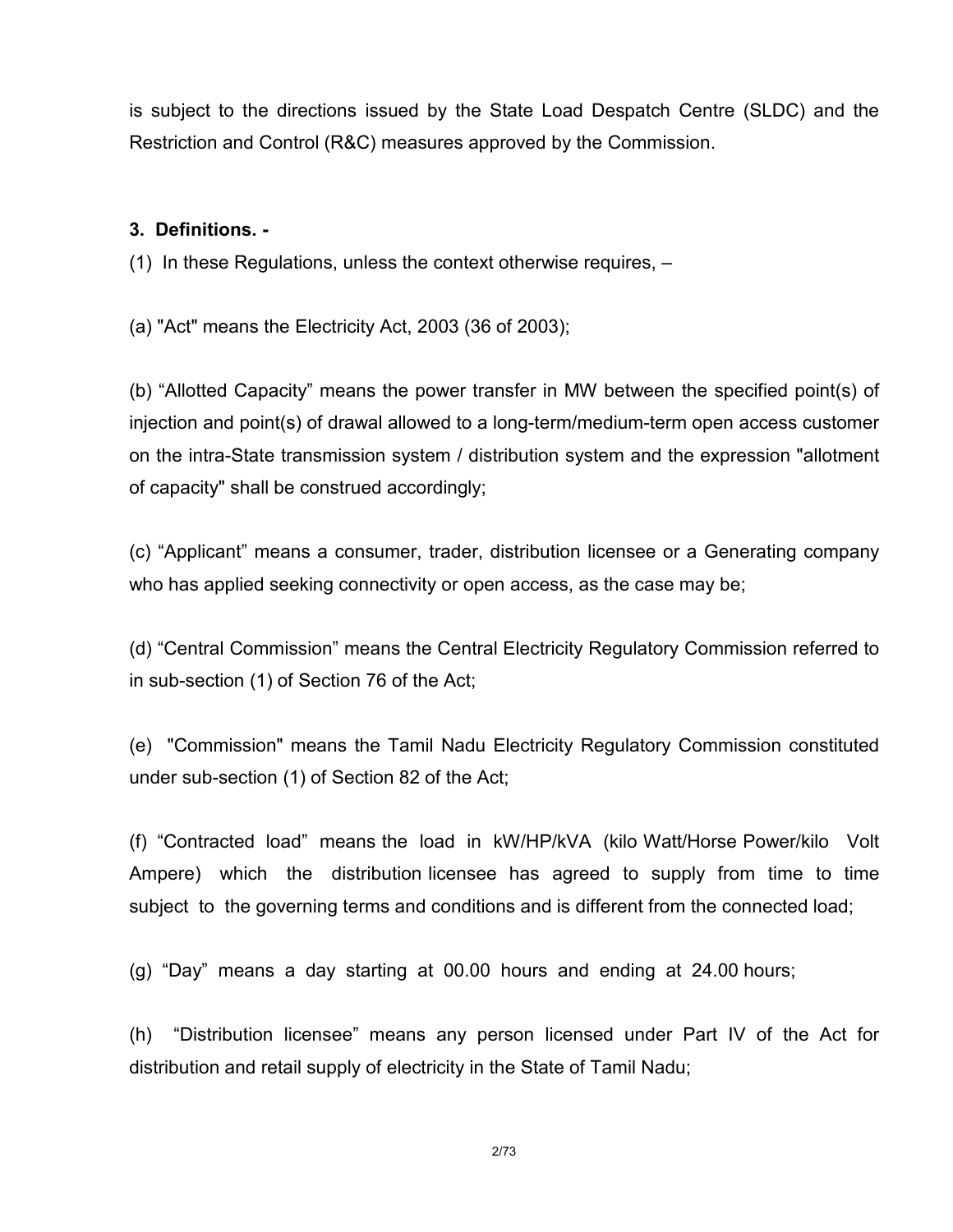is subject to the directions issued by the State Load Despatch Centre (SLDC) and the Restriction and Control (R&C) measures approved by the Commission.

**3. Definitions. -**

(1) In these Regulations, unless the context otherwise requires, –

(a) "Act" means the Electricity Act, 2003 (36 of 2003);

(b) "Allotted Capacity" means the power transfer in MW between the specified point(s) of injection and point(s) of drawal allowed to a long-term/medium-term open access customer on the intra-State transmission system / distribution system and the expression "allotment of capacity" shall be construed accordingly;

(c) "Applicant" means a consumer, trader, distribution licensee or a Generating company who has applied seeking connectivity or open access, as the case may be;

(d) "Central Commission" means the Central Electricity Regulatory Commission referred to in sub-section (1) of Section 76 of the Act;

(e) "Commission" means the Tamil Nadu Electricity Regulatory Commission constituted under sub-section (1) of Section 82 of the Act;

(f) "Contracted load" means the load in kW/HP/kVA (kilo Watt/Horse Power/kilo Volt Ampere) which the distribution licensee has agreed to supply from time to time subject to the governing terms and conditions and is different from the connected load;

(g) "Day" means a day starting at 00.00 hours and ending at 24.00 hours;

(h) "Distribution licensee" means any person licensed under Part IV of the Act for distribution and retail supply of electricity in the State of Tamil Nadu;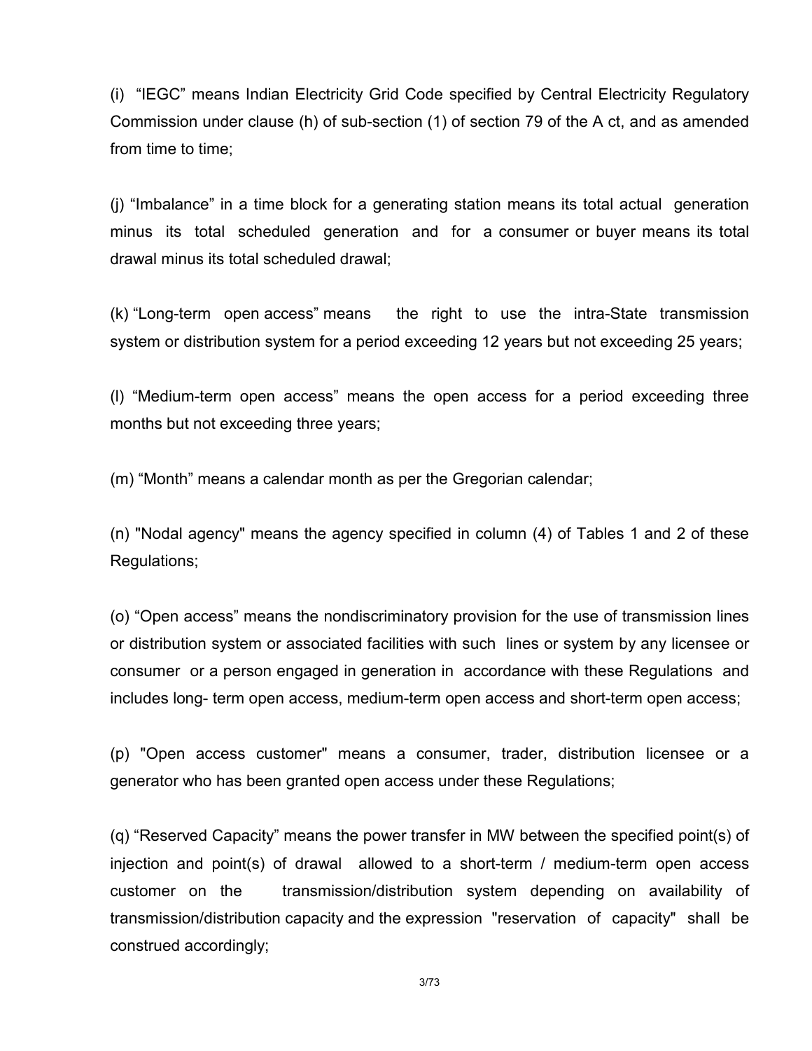(i) "IEGC" means Indian Electricity Grid Code specified by Central Electricity Regulatory Commission under clause (h) of sub-section (1) of section 79 of the A ct, and as amended from time to time;

(j) "Imbalance" in a time block for a generating station means its total actual generation minus its total scheduled generation and for a consumer or buyer means its total drawal minus its total scheduled drawal;

(k) "Long-term open access" means the right to use the intra-State transmission system or distribution system for a period exceeding 12 years but not exceeding 25 years;

(l) "Medium-term open access" means the open access for a period exceeding three months but not exceeding three years;

(m) "Month" means a calendar month as per the Gregorian calendar;

(n) "Nodal agency" means the agency specified in column (4) of Tables 1 and 2 of these Regulations;

(o) "Open access" means the nondiscriminatory provision for the use of transmission lines or distribution system or associated facilities with such lines or system by any licensee or consumer or a person engaged in generation in accordance with these Regulations and includes long- term open access, medium-term open access and short-term open access;

(p) "Open access customer" means a consumer, trader, distribution licensee or a generator who has been granted open access under these Regulations;

(q) "Reserved Capacity" means the power transfer in MW between the specified point(s) of injection and point(s) of drawal allowed to a short-term / medium-term open access customer on the transmission/distribution system depending on availability of transmission/distribution capacity and the expression "reservation of capacity" shall be construed accordingly;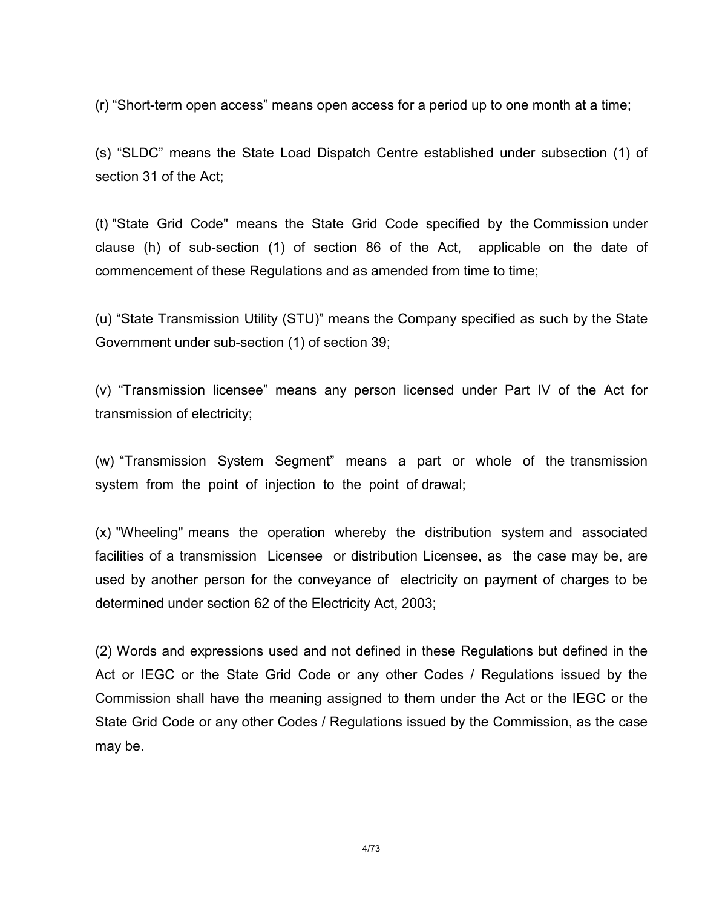(r) “Short-term open access” means open access for a period up to one month at a time;

(s) “SLDC” means the State Load Dispatch Centre established under subsection (1) of section 31 of the Act;

(t) "State Grid Code" means the State Grid Code specified by the Commission under clause (h) of sub-section (1) of section 86 of the Act, applicable on the date of commencement of these Regulations and as amended from time to time;

(u) “State Transmission Utility (STU)” means the Company specified as such by the State Government under sub-section (1) of section 39;

(v) “Transmission licensee” means any person licensed under Part IV of the Act for transmission of electricity;

(w) “Transmission System Segment” means a part or whole of the transmission system from the point of injection to the point of drawal;

(x) "Wheeling" means the operation whereby the distribution system and associated facilities of a transmission Licensee or distribution Licensee, as the case may be, are used by another person for the conveyance of electricity on payment of charges to be determined under section 62 of the Electricity Act, 2003;

(2) Words and expressions used and not defined in these Regulations but defined in the Act or IEGC or the State Grid Code or any other Codes / Regulations issued by the Commission shall have the meaning assigned to them under the Act or the IEGC or the State Grid Code or any other Codes / Regulations issued by the Commission, as the case may be.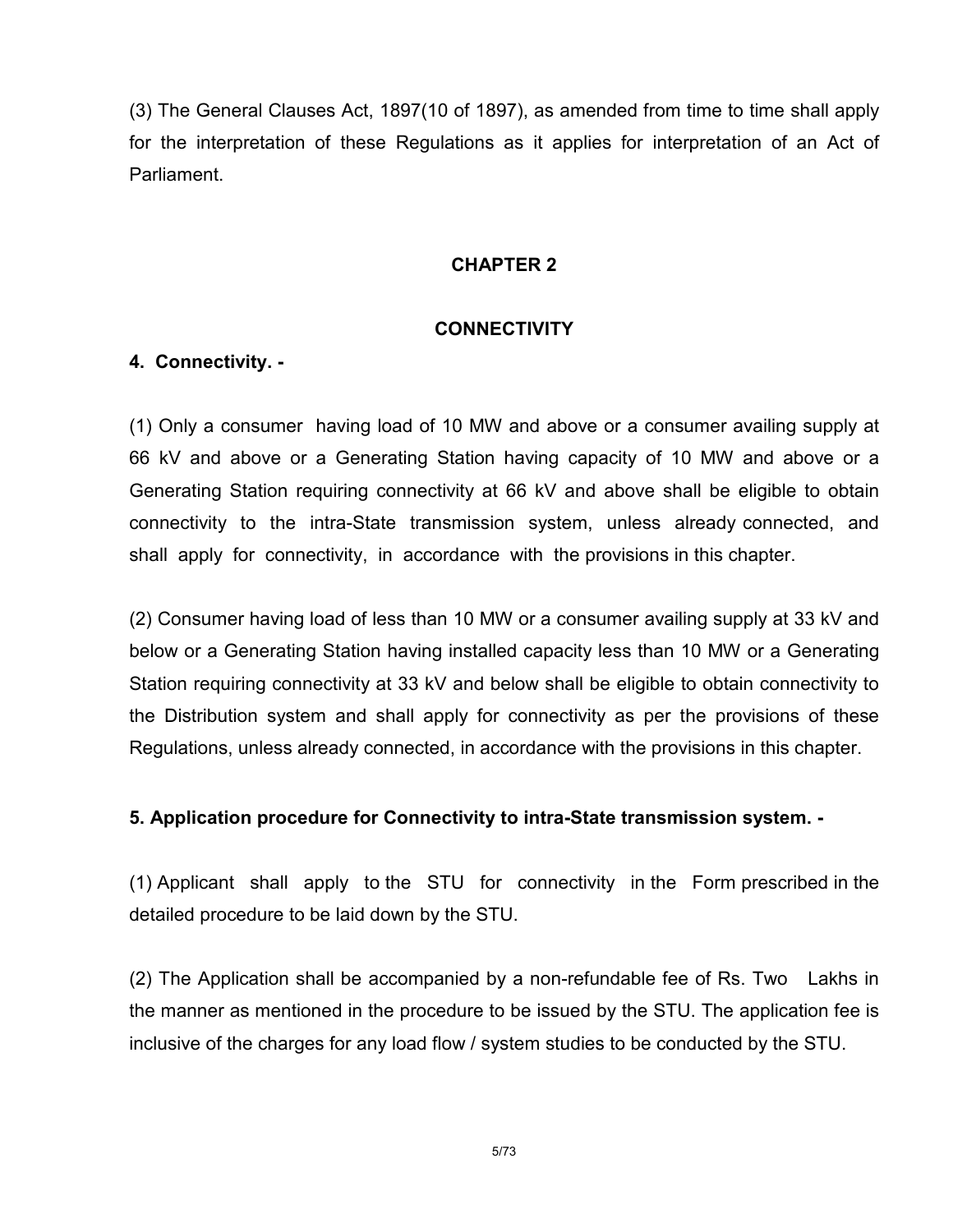(3) The General Clauses Act, 1897(10 of 1897), as amended from time to time shall apply for the interpretation of these Regulations as it applies for interpretation of an Act of Parliament.

## CHAPTER 2

## CONNECTIVITY

### 4. Connectivity. -

(1) Only a consumer having load of 10 MW and above or a consumer availing supply at 66 kV and above or a Generating Station having capacity of 10 MW and above or a Generating Station requiring connectivity at 66 kV and above shall be eligible to obtain connectivity to the intra-State transmission system, unless already connected, and shall apply for connectivity, in accordance with the provisions in this chapter.

(2) Consumer having load of less than 10 MW or a consumer availing supply at 33 kV and below or a Generating Station having installed capacity less than 10 MW or a Generating Station requiring connectivity at 33 kV and below shall be eligible to obtain connectivity to the Distribution system and shall apply for connectivity as per the provisions of these Regulations, unless already connected, in accordance with the provisions in this chapter.

### 5. Application procedure for Connectivity to intra-State transmission system. -

(1) Applicant shall apply to the STU for connectivity in the Form prescribed in the detailed procedure to be laid down by the STU.

(2) The Application shall be accompanied by a non-refundable fee of Rs. Two Lakhs in the manner as mentioned in the procedure to be issued by the STU. The application fee is inclusive of the charges for any load flow / system studies to be conducted by the STU.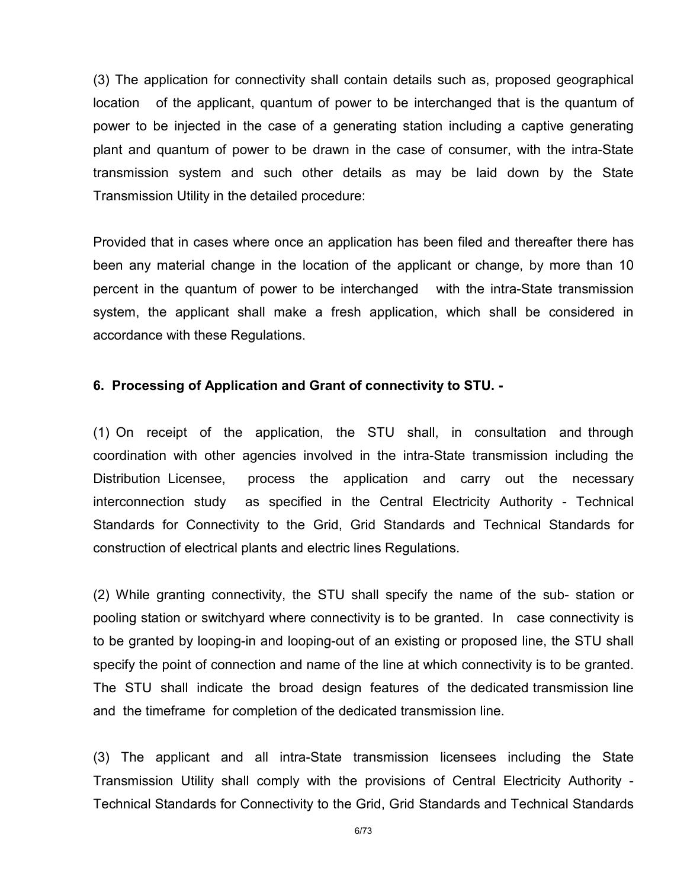(3) The application for connectivity shall contain details such as, proposed geographical location of the applicant, quantum of power to be interchanged that is the quantum of power to be injected in the case of a generating station including a captive generating plant and quantum of power to be drawn in the case of consumer, with the intra-State transmission system and such other details as may be laid down by the State Transmission Utility in the detailed procedure:

Provided that in cases where once an application has been filed and thereafter there has been any material change in the location of the applicant or change, by more than 10 percent in the quantum of power to be interchanged with the intra-State transmission system, the applicant shall make a fresh application, which shall be considered in accordance with these Regulations.

**6. Processing of Application and Grant of connectivity to STU. -**

(1) On receipt of the application, the STU shall, in consultation and through coordination with other agencies involved in the intra-State transmission including the Distribution Licensee, process the application and carry out the necessary interconnection study as specified in the Central Electricity Authority - Technical Standards for Connectivity to the Grid, Grid Standards and Technical Standards for construction of electrical plants and electric lines Regulations.

(2) While granting connectivity, the STU shall specify the name of the sub- station or pooling station or switchyard where connectivity is to be granted. In case connectivity is to be granted by looping-in and looping-out of an existing or proposed line, the STU shall specify the point of connection and name of the line at which connectivity is to be granted. The STU shall indicate the broad design features of the dedicated transmission line and the timeframe for completion of the dedicated transmission line.

(3) The applicant and all intra-State transmission licensees including the State Transmission Utility shall comply with the provisions of Central Electricity Authority - Technical Standards for Connectivity to the Grid, Grid Standards and Technical Standards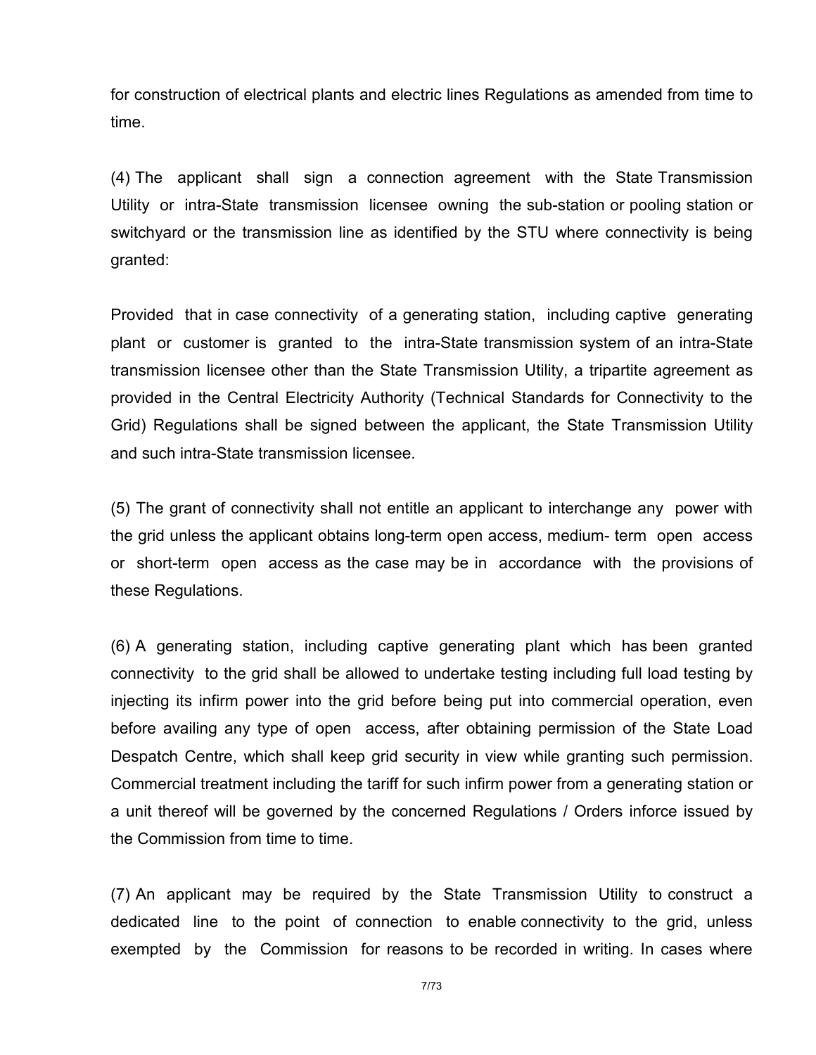for construction of electrical plants and electric lines Regulations as amended from time to time.

(4) The applicant shall sign a connection agreement with the State Transmission Utility or intra-State transmission licensee owning the sub-station or pooling station or switchyard or the transmission line as identified by the STU where connectivity is being granted:

Provided that in case connectivity of a generating station, including captive generating plant or customer is granted to the intra-State transmission system of an intra-State transmission licensee other than the State Transmission Utility, a tripartite agreement as provided in the Central Electricity Authority (Technical Standards for Connectivity to the Grid) Regulations shall be signed between the applicant, the State Transmission Utility and such intra-State transmission licensee.

(5) The grant of connectivity shall not entitle an applicant to interchange any power with the grid unless the applicant obtains long-term open access, medium- term open access or short-term open access as the case may be in accordance with the provisions of these Regulations.

(6) A generating station, including captive generating plant which has been granted connectivity to the grid shall be allowed to undertake testing including full load testing by injecting its infirm power into the grid before being put into commercial operation, even before availing any type of open access, after obtaining permission of the State Load Despatch Centre, which shall keep grid security in view while granting such permission. Commercial treatment including the tariff for such infirm power from a generating station or a unit thereof will be governed by the concerned Regulations / Orders inforce issued by the Commission from time to time.

(7) An applicant may be required by the State Transmission Utility to construct a dedicated line to the point of connection to enable connectivity to the grid, unless exempted by the Commission for reasons to be recorded in writing. In cases where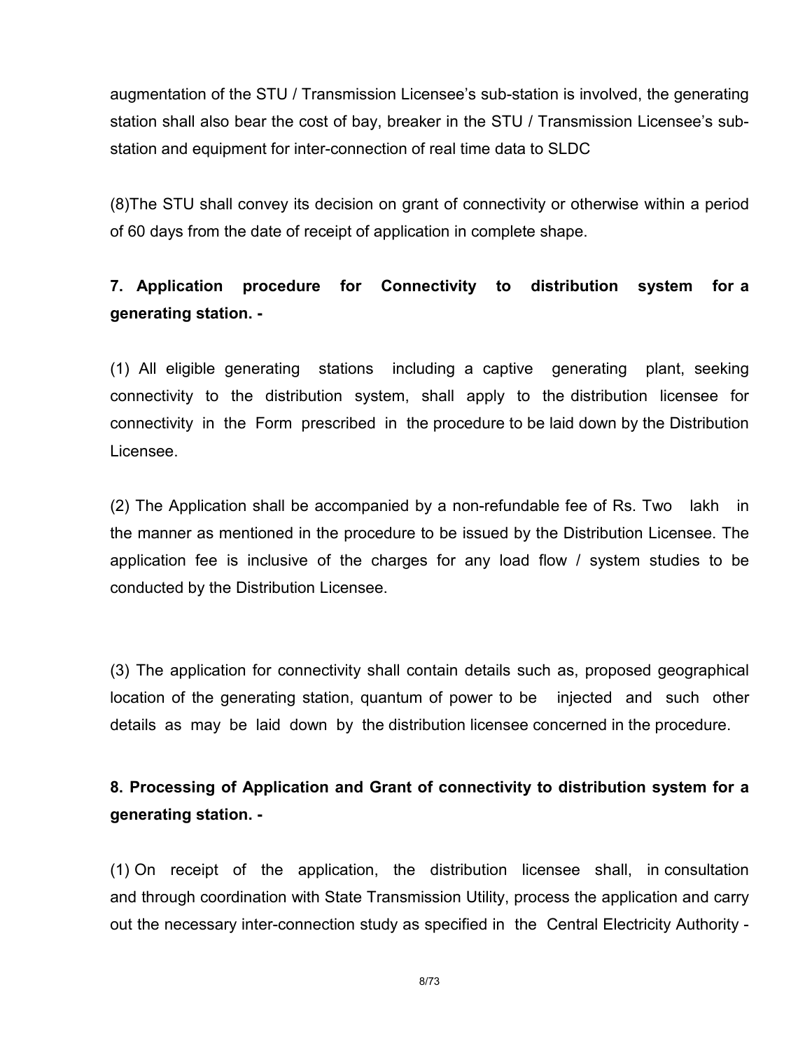augmentation of the STU / Transmission Licensee's sub-station is involved, the generating station shall also bear the cost of bay, breaker in the STU / Transmission Licensee's sub-station and equipment for inter-connection of real time data to SLDC

(8)The STU shall convey its decision on grant of connectivity or otherwise within a period of 60 days from the date of receipt of application in complete shape.

**7. Application procedure for Connectivity to distribution system for a generating station. -**

(1) All eligible generating stations including a captive generating plant, seeking connectivity to the distribution system, shall apply to the distribution licensee for connectivity in the Form prescribed in the procedure to be laid down by the Distribution Licensee.

(2) The Application shall be accompanied by a non-refundable fee of Rs. Two lakh in the manner as mentioned in the procedure to be issued by the Distribution Licensee. The application fee is inclusive of the charges for any load flow / system studies to be conducted by the Distribution Licensee.

(3) The application for connectivity shall contain details such as, proposed geographical location of the generating station, quantum of power to be injected and such other details as may be laid down by the distribution licensee concerned in the procedure.

**8. Processing of Application and Grant of connectivity to distribution system for a generating station. -**

(1) On receipt of the application, the distribution licensee shall, in consultation and through coordination with State Transmission Utility, process the application and carry out the necessary inter-connection study as specified in the Central Electricity Authority -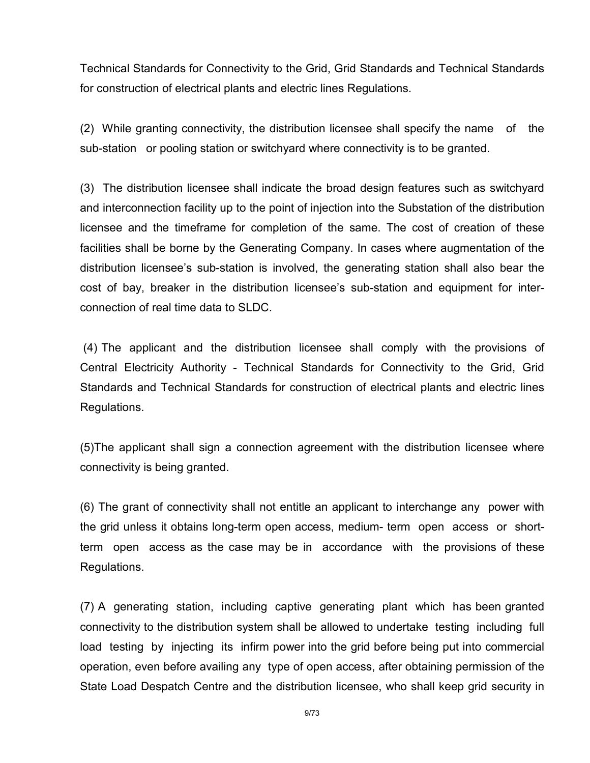Technical Standards for Connectivity to the Grid, Grid Standards and Technical Standards for construction of electrical plants and electric lines Regulations.

(2) While granting connectivity, the distribution licensee shall specify the name of the sub-station or pooling station or switchyard where connectivity is to be granted.

(3) The distribution licensee shall indicate the broad design features such as switchyard and interconnection facility up to the point of injection into the Substation of the distribution licensee and the timeframe for completion of the same. The cost of creation of these facilities shall be borne by the Generating Company. In cases where augmentation of the distribution licensee's sub-station is involved, the generating station shall also bear the cost of bay, breaker in the distribution licensee's sub-station and equipment for inter-connection of real time data to SLDC.

(4) The applicant and the distribution licensee shall comply with the provisions of Central Electricity Authority - Technical Standards for Connectivity to the Grid, Grid Standards and Technical Standards for construction of electrical plants and electric lines Regulations.

(5)The applicant shall sign a connection agreement with the distribution licensee where connectivity is being granted.

(6) The grant of connectivity shall not entitle an applicant to interchange any power with the grid unless it obtains long-term open access, medium- term open access or short-term open access as the case may be in accordance with the provisions of these Regulations.

(7) A generating station, including captive generating plant which has been granted connectivity to the distribution system shall be allowed to undertake testing including full load testing by injecting its infirm power into the grid before being put into commercial operation, even before availing any type of open access, after obtaining permission of the State Load Despatch Centre and the distribution licensee, who shall keep grid security in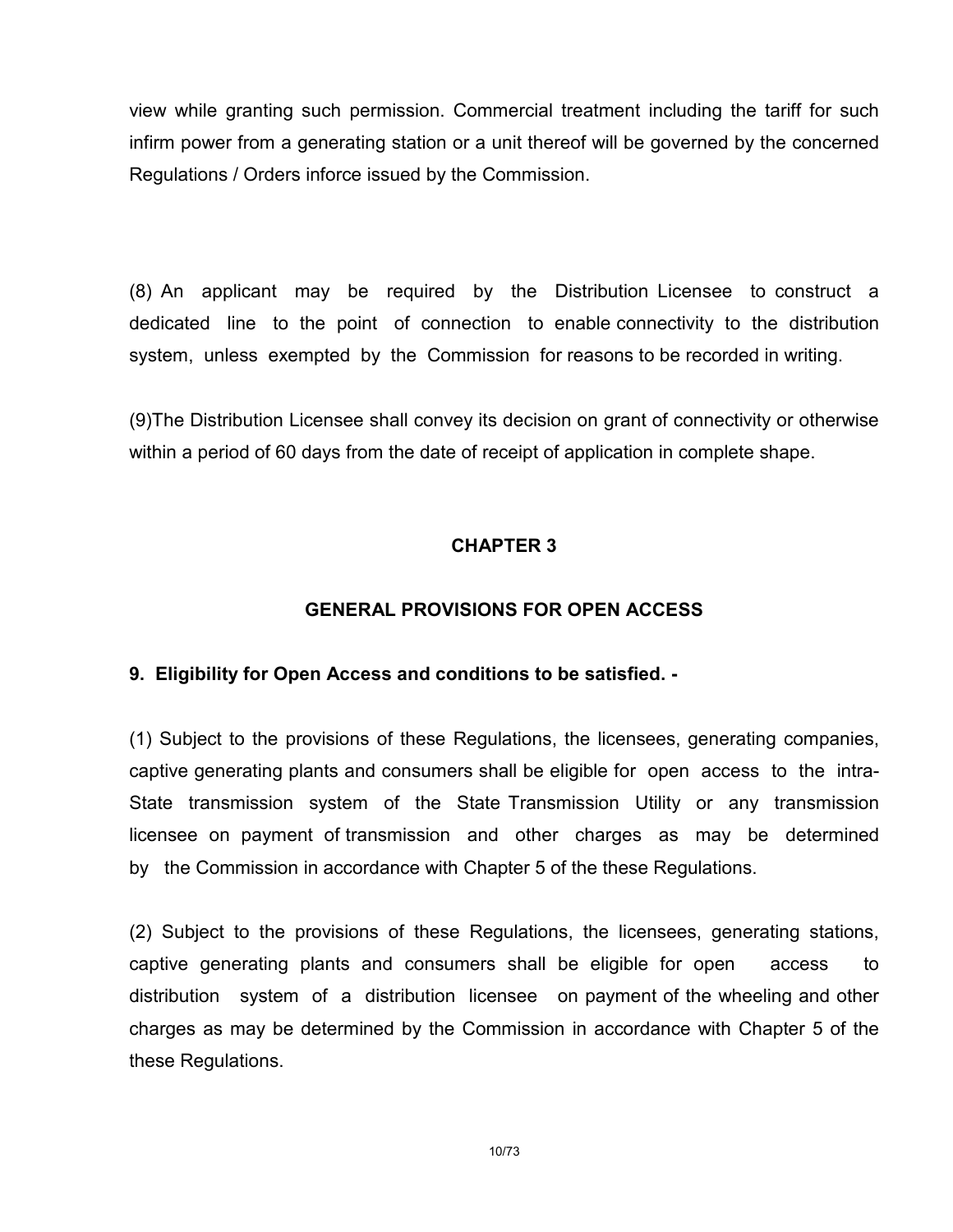view while granting such permission. Commercial treatment including the tariff for such infirm power from a generating station or a unit thereof will be governed by the concerned Regulations / Orders inforce issued by the Commission.

(8) An applicant may be required by the Distribution Licensee to construct a dedicated line to the point of connection to enable connectivity to the distribution system, unless exempted by the Commission for reasons to be recorded in writing.

(9)The Distribution Licensee shall convey its decision on grant of connectivity or otherwise within a period of 60 days from the date of receipt of application in complete shape.

## CHAPTER 3

## GENERAL PROVISIONS FOR OPEN ACCESS

**9. Eligibility for Open Access and conditions to be satisfied. -**

(1) Subject to the provisions of these Regulations, the licensees, generating companies, captive generating plants and consumers shall be eligible for open access to the intra-State transmission system of the State Transmission Utility or any transmission licensee on payment of transmission and other charges as may be determined by the Commission in accordance with Chapter 5 of the these Regulations.

(2) Subject to the provisions of these Regulations, the licensees, generating stations, captive generating plants and consumers shall be eligible for open access to distribution system of a distribution licensee on payment of the wheeling and other charges as may be determined by the Commission in accordance with Chapter 5 of the these Regulations.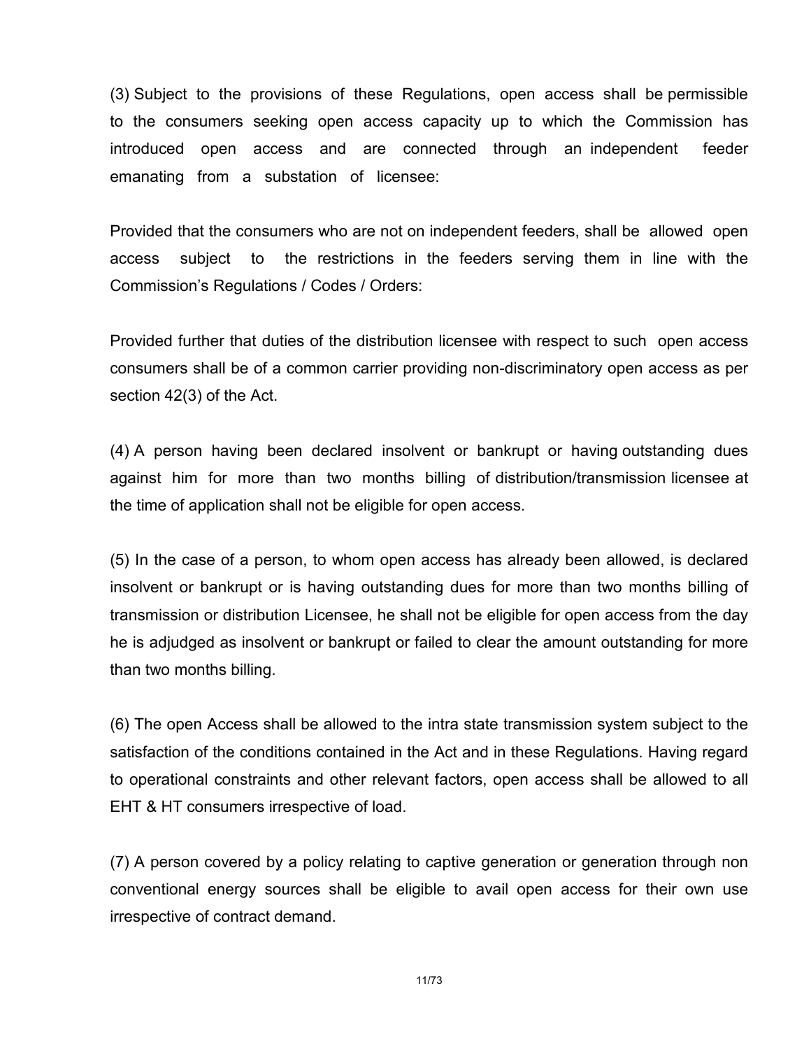(3) Subject to the provisions of these Regulations, open access shall be permissible to the consumers seeking open access capacity up to which the Commission has introduced open access and are connected through an independent feeder emanating from a substation of licensee:

Provided that the consumers who are not on independent feeders, shall be allowed open access subject to the restrictions in the feeders serving them in line with the Commission's Regulations / Codes / Orders:

Provided further that duties of the distribution licensee with respect to such open access consumers shall be of a common carrier providing non-discriminatory open access as per section 42(3) of the Act.

(4) A person having been declared insolvent or bankrupt or having outstanding dues against him for more than two months billing of distribution/transmission licensee at the time of application shall not be eligible for open access.

(5) In the case of a person, to whom open access has already been allowed, is declared insolvent or bankrupt or is having outstanding dues for more than two months billing of transmission or distribution Licensee, he shall not be eligible for open access from the day he is adjudged as insolvent or bankrupt or failed to clear the amount outstanding for more than two months billing.

(6) The open Access shall be allowed to the intra state transmission system subject to the satisfaction of the conditions contained in the Act and in these Regulations. Having regard to operational constraints and other relevant factors, open access shall be allowed to all EHT & HT consumers irrespective of load.

(7) A person covered by a policy relating to captive generation or generation through non conventional energy sources shall be eligible to avail open access for their own use irrespective of contract demand.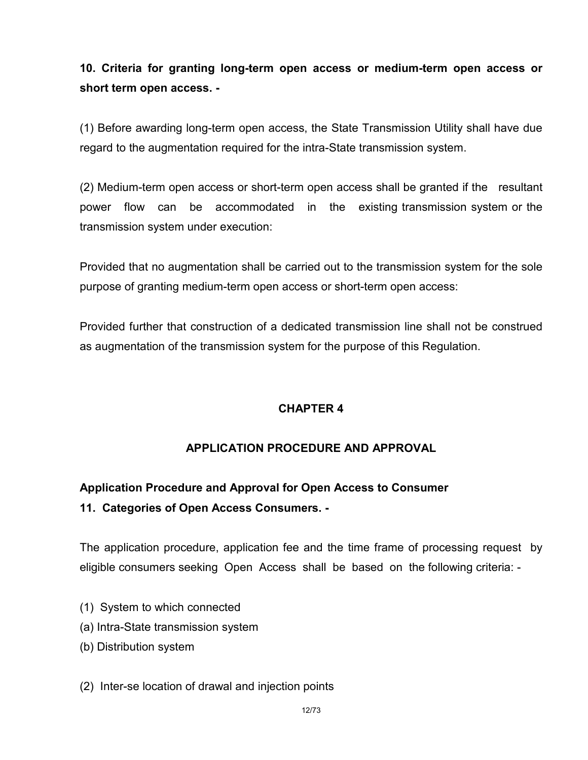**10. Criteria for granting long-term open access or medium-term open access or short term open access. -**

(1) Before awarding long-term open access, the State Transmission Utility shall have due regard to the augmentation required for the intra-State transmission system.

(2) Medium-term open access or short-term open access shall be granted if the resultant power flow can be accommodated in the existing transmission system or the transmission system under execution:

Provided that no augmentation shall be carried out to the transmission system for the sole purpose of granting medium-term open access or short-term open access:

Provided further that construction of a dedicated transmission line shall not be construed as augmentation of the transmission system for the purpose of this Regulation.

## CHAPTER 4

## APPLICATION PROCEDURE AND APPROVAL

**Application Procedure and Approval for Open Access to Consumer**

**11. Categories of Open Access Consumers. -**

The application procedure, application fee and the time frame of processing request by eligible consumers seeking Open Access shall be based on the following criteria: -

(1) System to which connected

(a) Intra-State transmission system

(b) Distribution system

(2) Inter-se location of drawal and injection points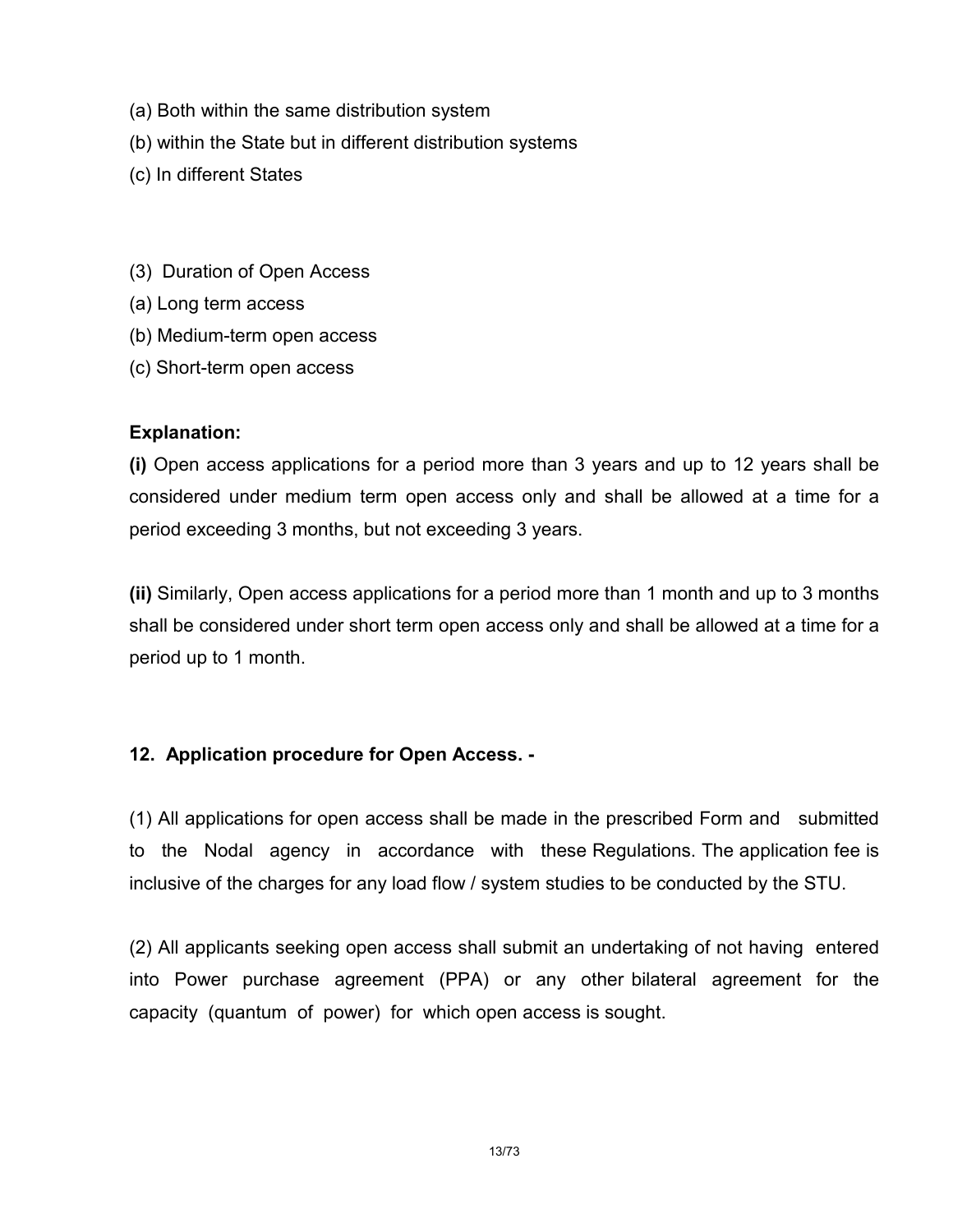(a) Both within the same distribution system

(b) within the State but in different distribution systems

(c) In different States

(3) Duration of Open Access

(a) Long term access

(b) Medium-term open access

(c) Short-term open access

**Explanation:**

**(i)** Open access applications for a period more than 3 years and up to 12 years shall be considered under medium term open access only and shall be allowed at a time for a period exceeding 3 months, but not exceeding 3 years.

**(ii)** Similarly, Open access applications for a period more than 1 month and up to 3 months shall be considered under short term open access only and shall be allowed at a time for a period up to 1 month.

**12. Application procedure for Open Access. -**

(1) All applications for open access shall be made in the prescribed Form and submitted to the Nodal agency in accordance with these Regulations. The application fee is inclusive of the charges for any load flow / system studies to be conducted by the STU.

(2) All applicants seeking open access shall submit an undertaking of not having entered into Power purchase agreement (PPA) or any other bilateral agreement for the capacity (quantum of power) for which open access is sought.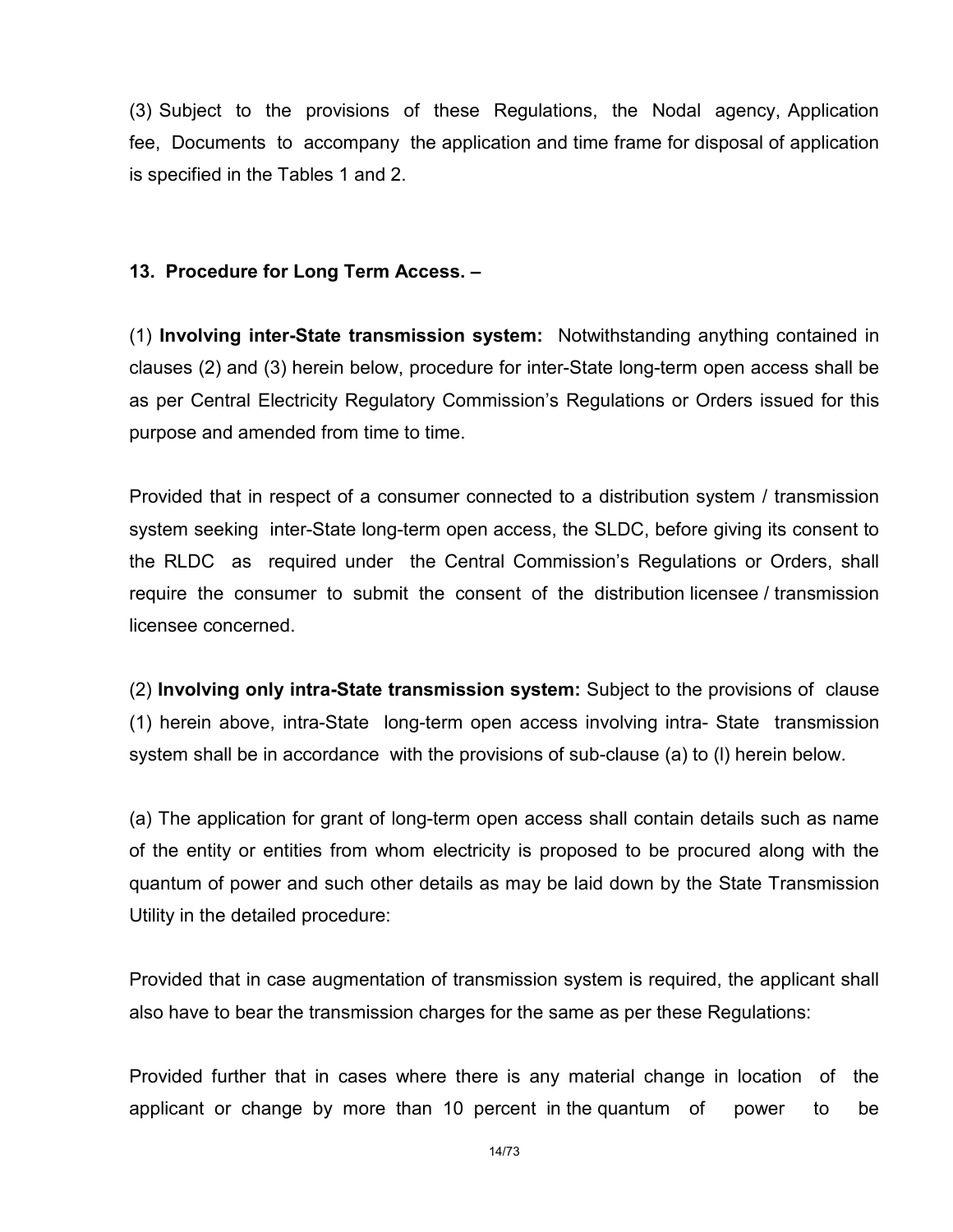(3) Subject to the provisions of these Regulations, the Nodal agency, Application fee, Documents to accompany the application and time frame for disposal of application is specified in the Tables 1 and 2.

**13. Procedure for Long Term Access. –**

(1) **Involving inter-State transmission system:** Notwithstanding anything contained in clauses (2) and (3) herein below, procedure for inter-State long-term open access shall be as per Central Electricity Regulatory Commission's Regulations or Orders issued for this purpose and amended from time to time.

Provided that in respect of a consumer connected to a distribution system / transmission system seeking inter-State long-term open access, the SLDC, before giving its consent to the RLDC as required under the Central Commission's Regulations or Orders, shall require the consumer to submit the consent of the distribution licensee / transmission licensee concerned.

(2) **Involving only intra-State transmission system:** Subject to the provisions of clause (1) herein above, intra-State long-term open access involving intra- State transmission system shall be in accordance with the provisions of sub-clause (a) to (l) herein below.

(a) The application for grant of long-term open access shall contain details such as name of the entity or entities from whom electricity is proposed to be procured along with the quantum of power and such other details as may be laid down by the State Transmission Utility in the detailed procedure:

Provided that in case augmentation of transmission system is required, the applicant shall also have to bear the transmission charges for the same as per these Regulations:

Provided further that in cases where there is any material change in location of the applicant or change by more than 10 percent in the quantum of power to be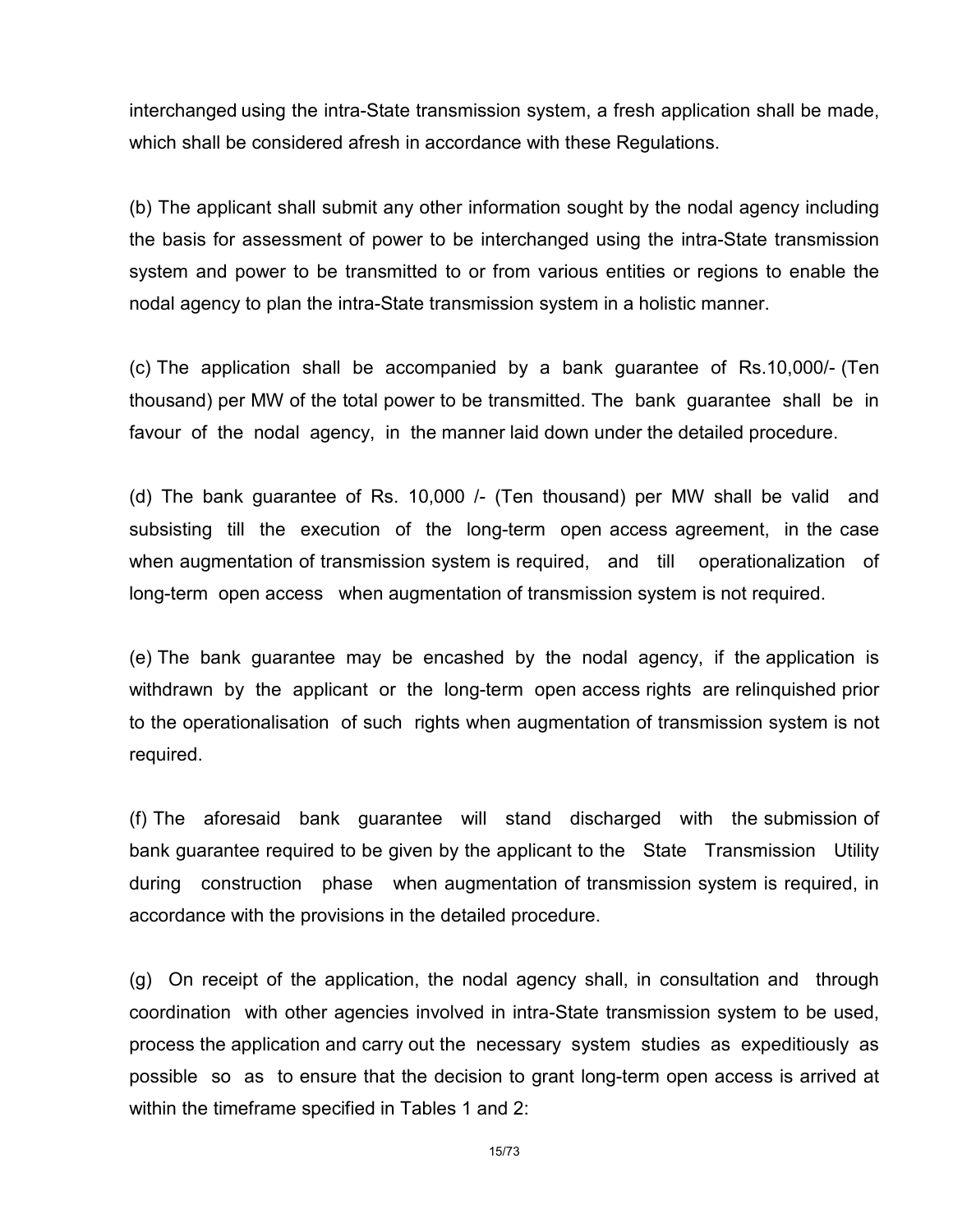interchanged using the intra-State transmission system, a fresh application shall be made, which shall be considered afresh in accordance with these Regulations.

(b) The applicant shall submit any other information sought by the nodal agency including the basis for assessment of power to be interchanged using the intra-State transmission system and power to be transmitted to or from various entities or regions to enable the nodal agency to plan the intra-State transmission system in a holistic manner.

(c) The application shall be accompanied by a bank guarantee of Rs.10,000/- (Ten thousand) per MW of the total power to be transmitted. The bank guarantee shall be in favour of the nodal agency, in the manner laid down under the detailed procedure.

(d) The bank guarantee of Rs. 10,000 /- (Ten thousand) per MW shall be valid and subsisting till the execution of the long-term open access agreement, in the case when augmentation of transmission system is required, and till operationalization of long-term open access when augmentation of transmission system is not required.

(e) The bank guarantee may be encashed by the nodal agency, if the application is withdrawn by the applicant or the long-term open access rights are relinquished prior to the operationalisation of such rights when augmentation of transmission system is not required.

(f) The aforesaid bank guarantee will stand discharged with the submission of bank guarantee required to be given by the applicant to the State Transmission Utility during construction phase when augmentation of transmission system is required, in accordance with the provisions in the detailed procedure.

(g) On receipt of the application, the nodal agency shall, in consultation and through coordination with other agencies involved in intra-State transmission system to be used, process the application and carry out the necessary system studies as expeditiously as possible so as to ensure that the decision to grant long-term open access is arrived at within the timeframe specified in Tables 1 and 2: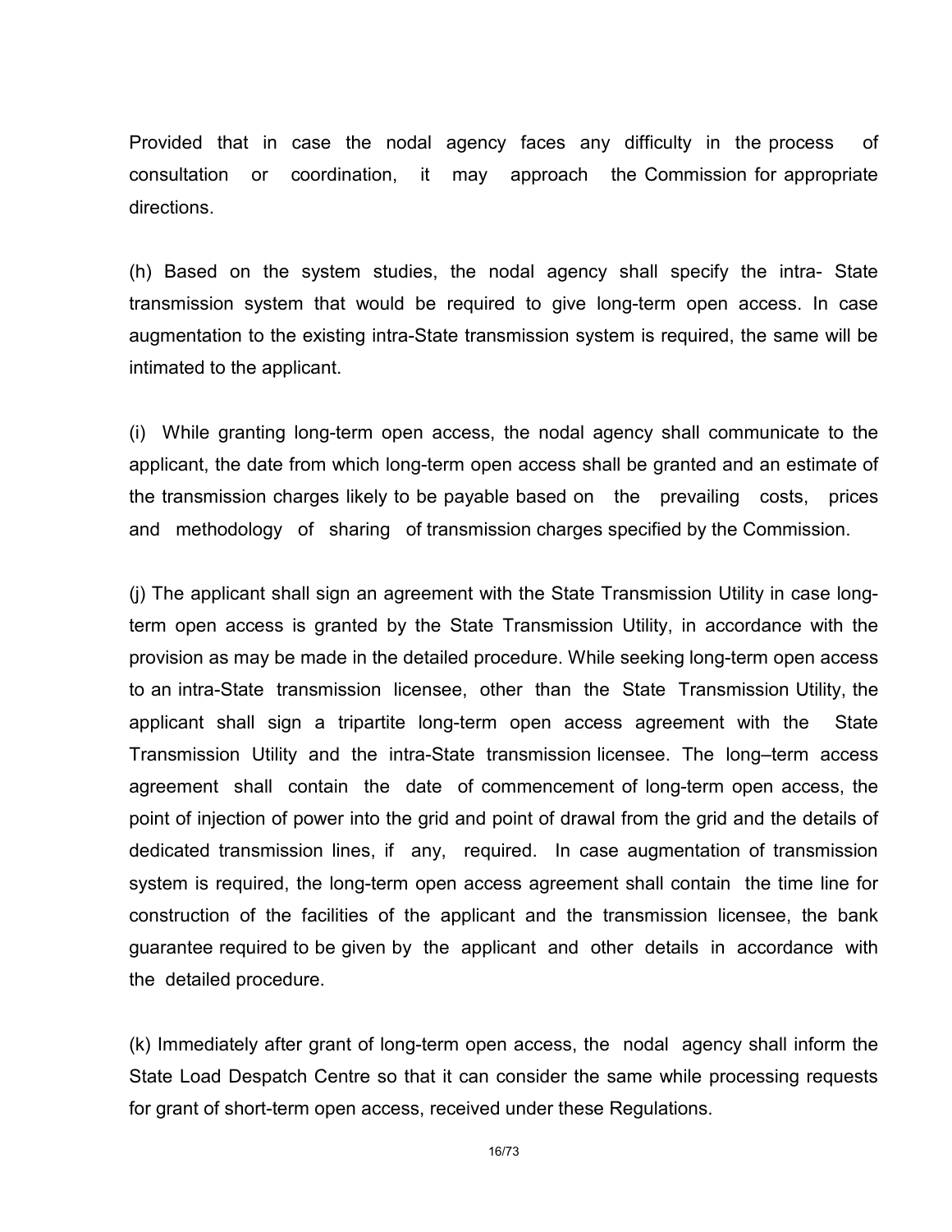Provided that in case the nodal agency faces any difficulty in the process of consultation or coordination, it may approach the Commission for appropriate directions.

(h) Based on the system studies, the nodal agency shall specify the intra- State transmission system that would be required to give long-term open access. In case augmentation to the existing intra-State transmission system is required, the same will be intimated to the applicant.

(i) While granting long-term open access, the nodal agency shall communicate to the applicant, the date from which long-term open access shall be granted and an estimate of the transmission charges likely to be payable based on the prevailing costs, prices and methodology of sharing of transmission charges specified by the Commission.

(j) The applicant shall sign an agreement with the State Transmission Utility in case long-term open access is granted by the State Transmission Utility, in accordance with the provision as may be made in the detailed procedure. While seeking long-term open access to an intra-State transmission licensee, other than the State Transmission Utility, the applicant shall sign a tripartite long-term open access agreement with the State Transmission Utility and the intra-State transmission licensee. The long–term access agreement shall contain the date of commencement of long-term open access, the point of injection of power into the grid and point of drawal from the grid and the details of dedicated transmission lines, if any, required. In case augmentation of transmission system is required, the long-term open access agreement shall contain the time line for construction of the facilities of the applicant and the transmission licensee, the bank guarantee required to be given by the applicant and other details in accordance with the detailed procedure.

(k) Immediately after grant of long-term open access, the nodal agency shall inform the State Load Despatch Centre so that it can consider the same while processing requests for grant of short-term open access, received under these Regulations.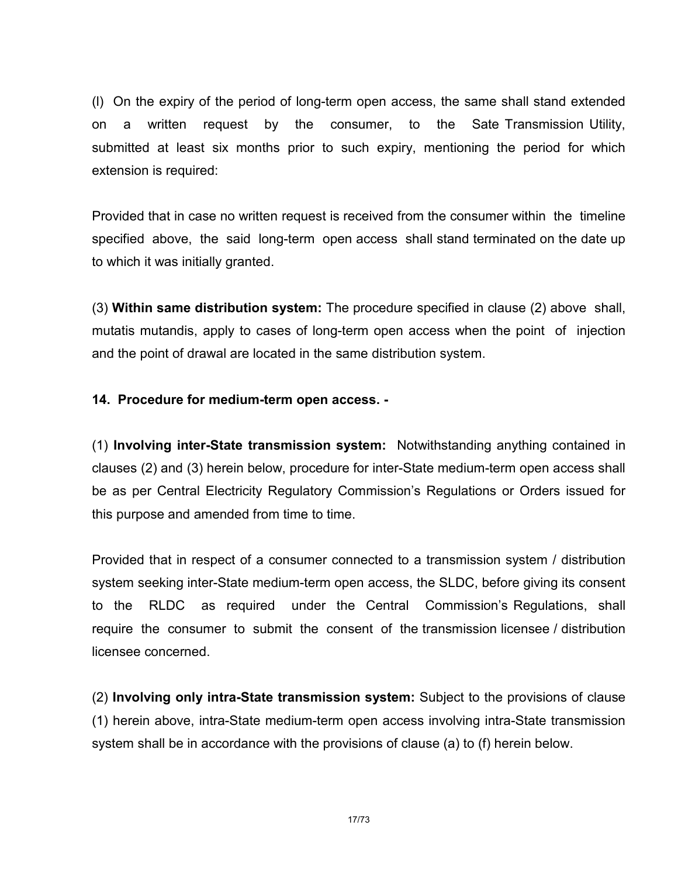(l) On the expiry of the period of long-term open access, the same shall stand extended on a written request by the consumer, to the Sate Transmission Utility, submitted at least six months prior to such expiry, mentioning the period for which extension is required:

Provided that in case no written request is received from the consumer within the timeline specified above, the said long-term open access shall stand terminated on the date up to which it was initially granted.

(3) **Within same distribution system:** The procedure specified in clause (2) above shall, mutatis mutandis, apply to cases of long-term open access when the point of injection and the point of drawal are located in the same distribution system.

**14. Procedure for medium-term open access. -**

(1) **Involving inter-State transmission system:** Notwithstanding anything contained in clauses (2) and (3) herein below, procedure for inter-State medium-term open access shall be as per Central Electricity Regulatory Commission's Regulations or Orders issued for this purpose and amended from time to time.

Provided that in respect of a consumer connected to a transmission system / distribution system seeking inter-State medium-term open access, the SLDC, before giving its consent to the RLDC as required under the Central Commission's Regulations, shall require the consumer to submit the consent of the transmission licensee / distribution licensee concerned.

(2) **Involving only intra-State transmission system:** Subject to the provisions of clause (1) herein above, intra-State medium-term open access involving intra-State transmission system shall be in accordance with the provisions of clause (a) to (f) herein below.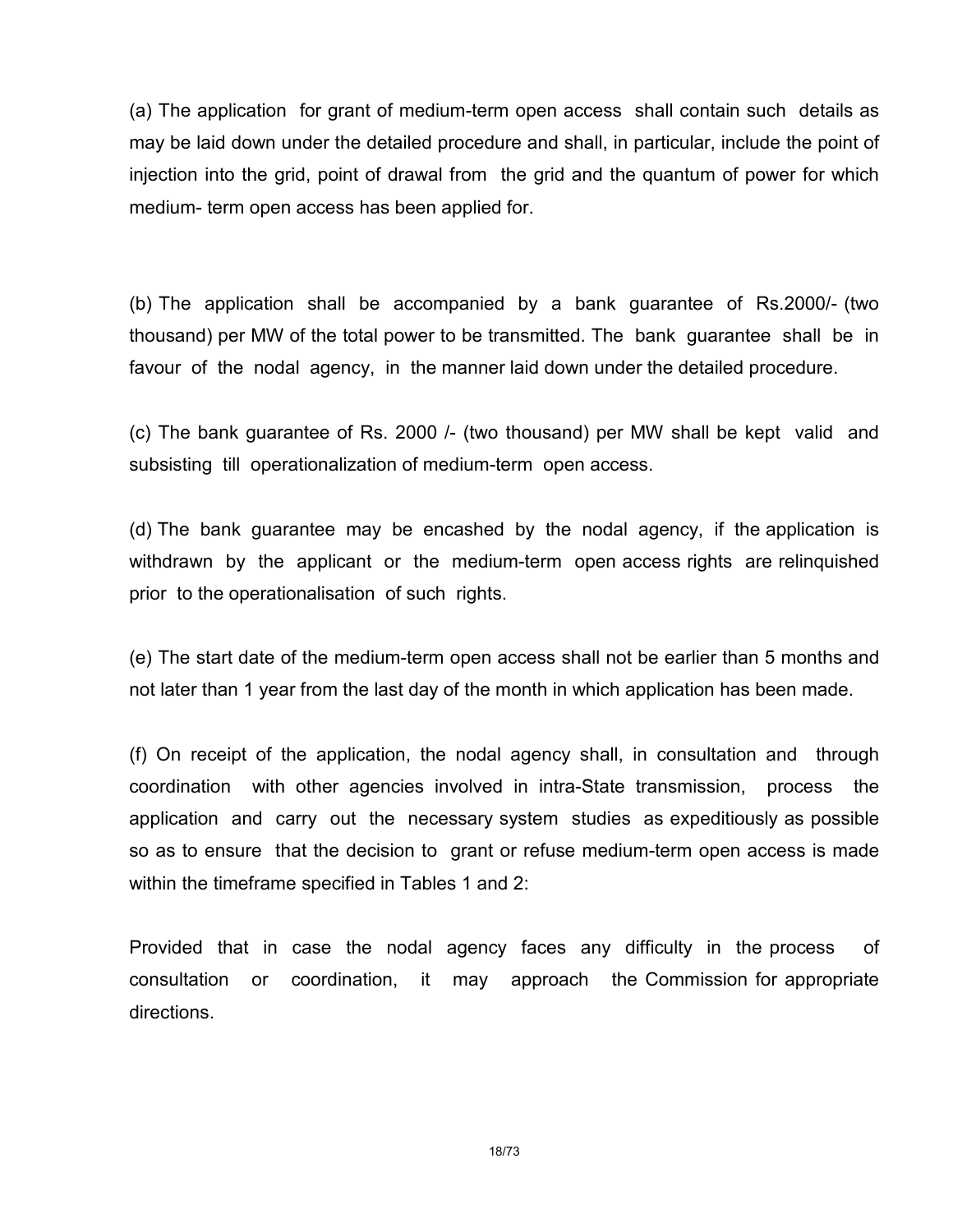(a) The application for grant of medium-term open access shall contain such details as may be laid down under the detailed procedure and shall, in particular, include the point of injection into the grid, point of drawal from the grid and the quantum of power for which medium- term open access has been applied for.

(b) The application shall be accompanied by a bank guarantee of Rs.2000/- (two thousand) per MW of the total power to be transmitted. The bank guarantee shall be in favour of the nodal agency, in the manner laid down under the detailed procedure.

(c) The bank guarantee of Rs. 2000 /- (two thousand) per MW shall be kept valid and subsisting till operationalization of medium-term open access.

(d) The bank guarantee may be encashed by the nodal agency, if the application is withdrawn by the applicant or the medium-term open access rights are relinquished prior to the operationalisation of such rights.

(e) The start date of the medium-term open access shall not be earlier than 5 months and not later than 1 year from the last day of the month in which application has been made.

(f) On receipt of the application, the nodal agency shall, in consultation and through coordination with other agencies involved in intra-State transmission, process the application and carry out the necessary system studies as expeditiously as possible so as to ensure that the decision to grant or refuse medium-term open access is made within the timeframe specified in Tables 1 and 2:

Provided that in case the nodal agency faces any difficulty in the process of consultation or coordination, it may approach the Commission for appropriate directions.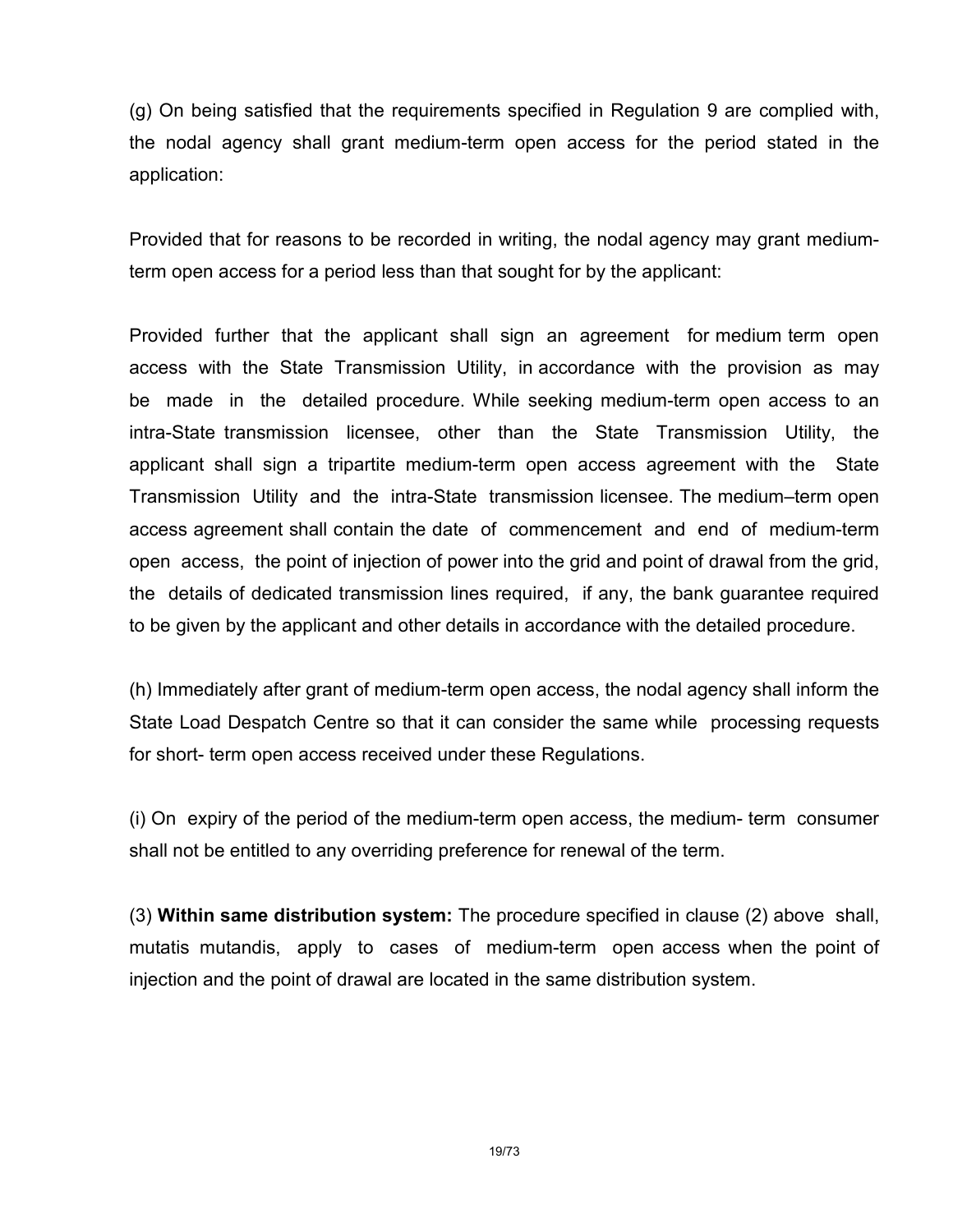(g) On being satisfied that the requirements specified in Regulation 9 are complied with, the nodal agency shall grant medium-term open access for the period stated in the application:

Provided that for reasons to be recorded in writing, the nodal agency may grant medium-term open access for a period less than that sought for by the applicant:

Provided further that the applicant shall sign an agreement for medium term open access with the State Transmission Utility, in accordance with the provision as may be made in the detailed procedure. While seeking medium-term open access to an intra-State transmission licensee, other than the State Transmission Utility, the applicant shall sign a tripartite medium-term open access agreement with the State Transmission Utility and the intra-State transmission licensee. The medium–term open access agreement shall contain the date of commencement and end of medium-term open access, the point of injection of power into the grid and point of drawal from the grid, the details of dedicated transmission lines required, if any, the bank guarantee required to be given by the applicant and other details in accordance with the detailed procedure.

(h) Immediately after grant of medium-term open access, the nodal agency shall inform the State Load Despatch Centre so that it can consider the same while processing requests for short- term open access received under these Regulations.

(i) On expiry of the period of the medium-term open access, the medium- term consumer shall not be entitled to any overriding preference for renewal of the term.

(3) **Within same distribution system:** The procedure specified in clause (2) above shall, mutatis mutandis, apply to cases of medium-term open access when the point of injection and the point of drawal are located in the same distribution system.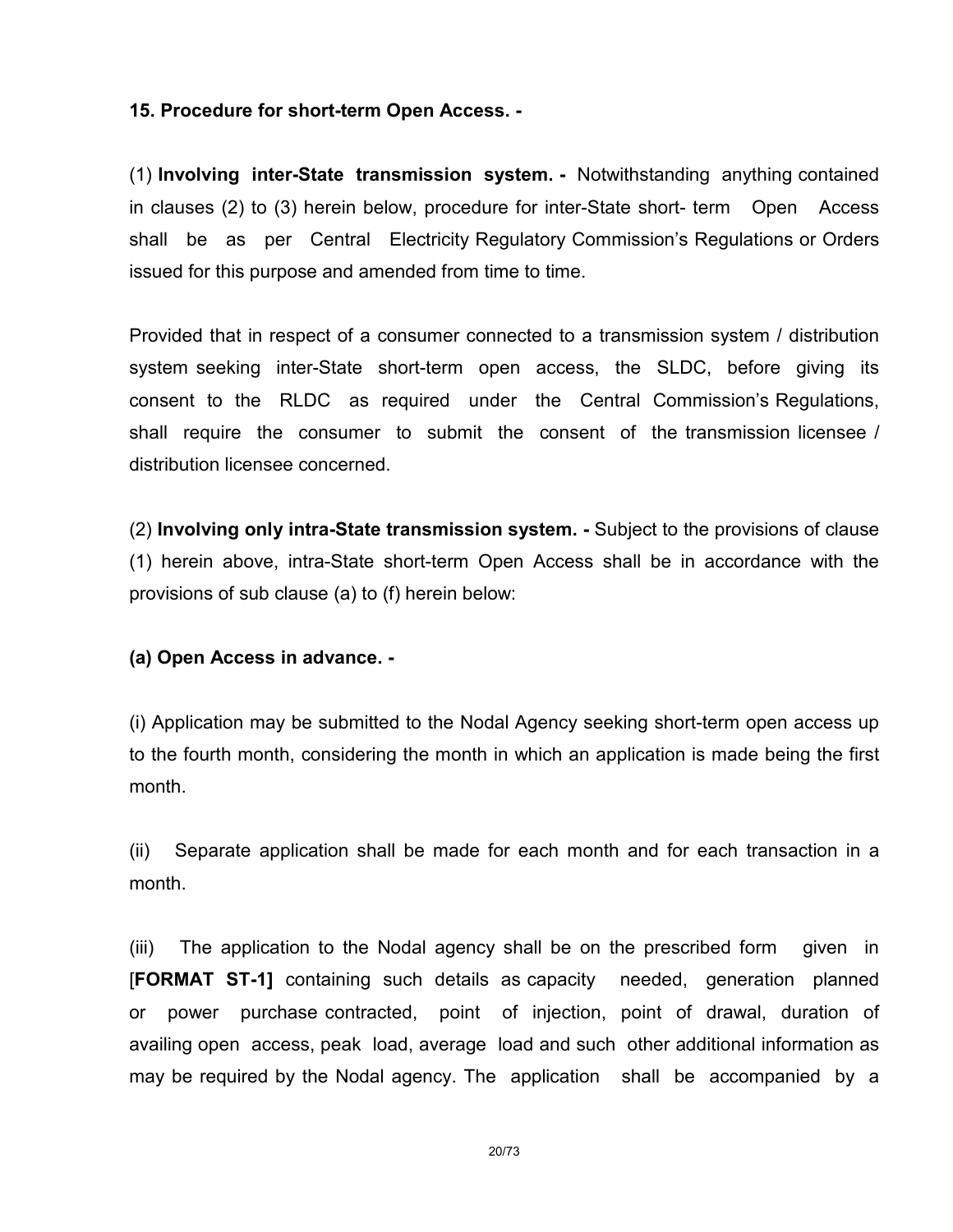**15. Procedure for short-term Open Access. -**

(1) **Involving inter-State transmission system. -** Notwithstanding anything contained in clauses (2) to (3) herein below, procedure for inter-State short- term Open Access shall be as per Central Electricity Regulatory Commission's Regulations or Orders issued for this purpose and amended from time to time.

Provided that in respect of a consumer connected to a transmission system / distribution system seeking inter-State short-term open access, the SLDC, before giving its consent to the RLDC as required under the Central Commission's Regulations, shall require the consumer to submit the consent of the transmission licensee / distribution licensee concerned.

(2) **Involving only intra-State transmission system. -** Subject to the provisions of clause (1) herein above, intra-State short-term Open Access shall be in accordance with the provisions of sub clause (a) to (f) herein below:

**(a) Open Access in advance. -**

(i) Application may be submitted to the Nodal Agency seeking short-term open access up to the fourth month, considering the month in which an application is made being the first month.

(ii) Separate application shall be made for each month and for each transaction in a month.

(iii) The application to the Nodal agency shall be on the prescribed form given in [**FORMAT ST-1]** containing such details as capacity needed, generation planned or power purchase contracted, point of injection, point of drawal, duration of availing open access, peak load, average load and such other additional information as may be required by the Nodal agency. The application shall be accompanied by a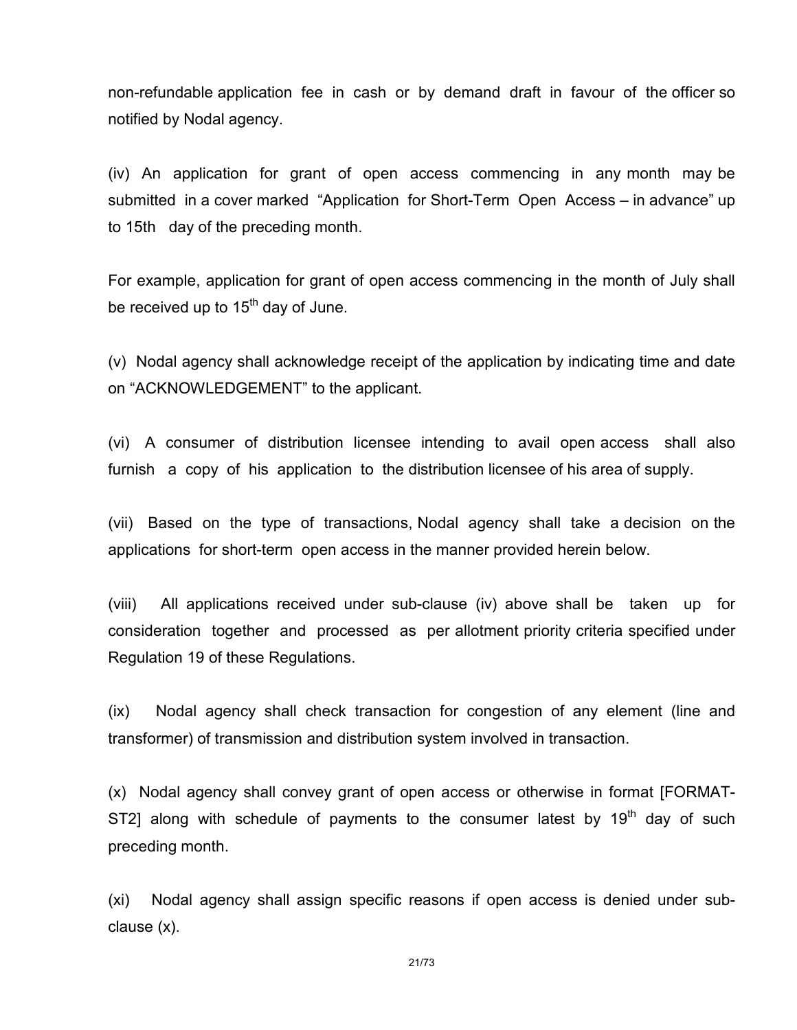non-refundable application fee in cash or by demand draft in favour of the officer so notified by Nodal agency.

(iv) An application for grant of open access commencing in any month may be submitted in a cover marked "Application for Short-Term Open Access – in advance" up to 15th day of the preceding month.

For example, application for grant of open access commencing in the month of July shall be received up to 15th day of June.

(v) Nodal agency shall acknowledge receipt of the application by indicating time and date on "ACKNOWLEDGEMENT" to the applicant.

(vi) A consumer of distribution licensee intending to avail open access shall also furnish a copy of his application to the distribution licensee of his area of supply.

(vii) Based on the type of transactions, Nodal agency shall take a decision on the applications for short-term open access in the manner provided herein below.

(viii) All applications received under sub-clause (iv) above shall be taken up for consideration together and processed as per allotment priority criteria specified under Regulation 19 of these Regulations.

(ix) Nodal agency shall check transaction for congestion of any element (line and transformer) of transmission and distribution system involved in transaction.

(x) Nodal agency shall convey grant of open access or otherwise in format [FORMAT-ST2] along with schedule of payments to the consumer latest by 19th day of such preceding month.

(xi) Nodal agency shall assign specific reasons if open access is denied under sub-clause (x).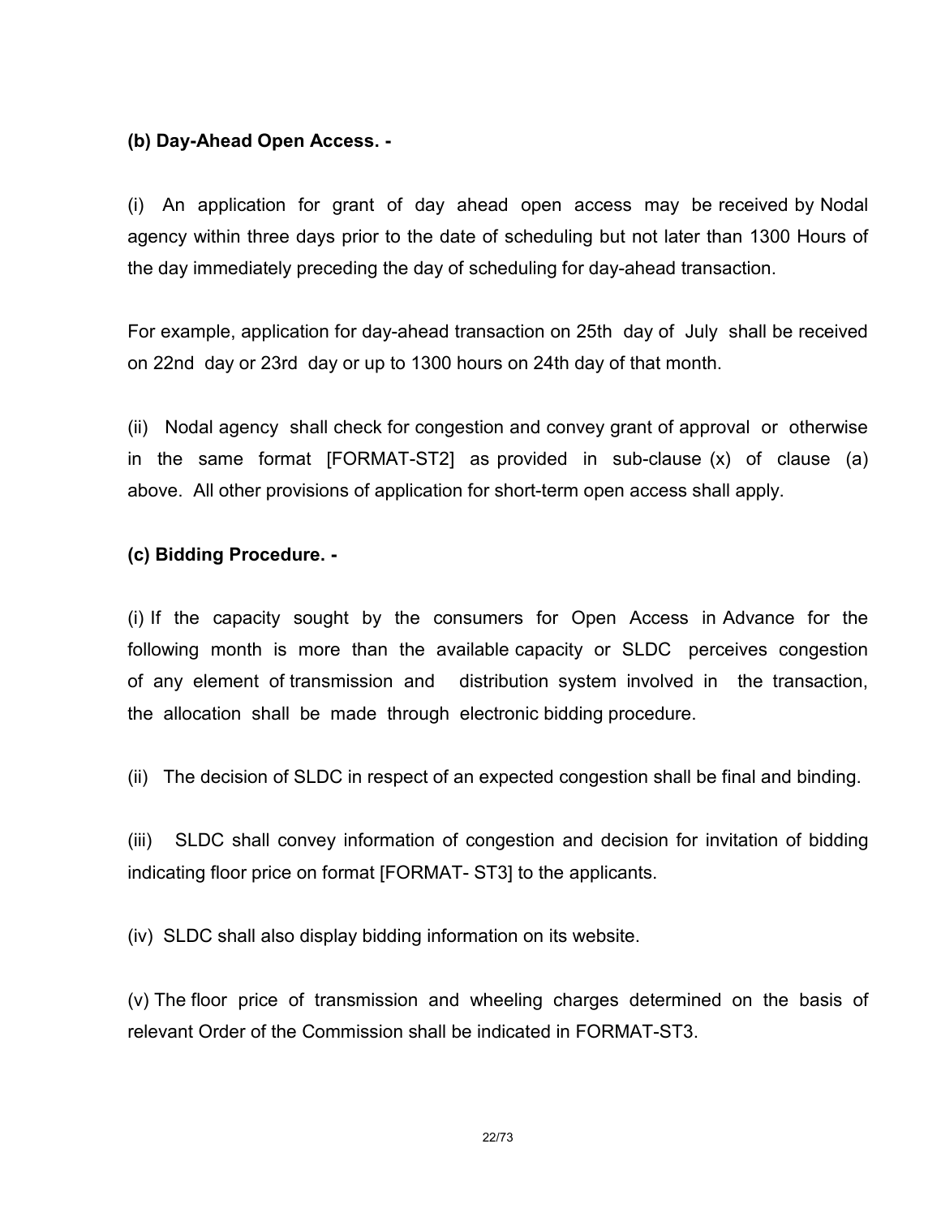**(b) Day-Ahead Open Access. -**

(i) An application for grant of day ahead open access may be received by Nodal agency within three days prior to the date of scheduling but not later than 1300 Hours of the day immediately preceding the day of scheduling for day-ahead transaction.

For example, application for day-ahead transaction on 25th day of July shall be received on 22nd day or 23rd day or up to 1300 hours on 24th day of that month.

(ii) Nodal agency shall check for congestion and convey grant of approval or otherwise in the same format [FORMAT-ST2] as provided in sub-clause (x) of clause (a) above. All other provisions of application for short-term open access shall apply.

**(c) Bidding Procedure. -**

(i) If the capacity sought by the consumers for Open Access in Advance for the following month is more than the available capacity or SLDC perceives congestion of any element of transmission and distribution system involved in the transaction, the allocation shall be made through electronic bidding procedure.

(ii) The decision of SLDC in respect of an expected congestion shall be final and binding.

(iii) SLDC shall convey information of congestion and decision for invitation of bidding indicating floor price on format [FORMAT- ST3] to the applicants.

(iv) SLDC shall also display bidding information on its website.

(v) The floor price of transmission and wheeling charges determined on the basis of relevant Order of the Commission shall be indicated in FORMAT-ST3.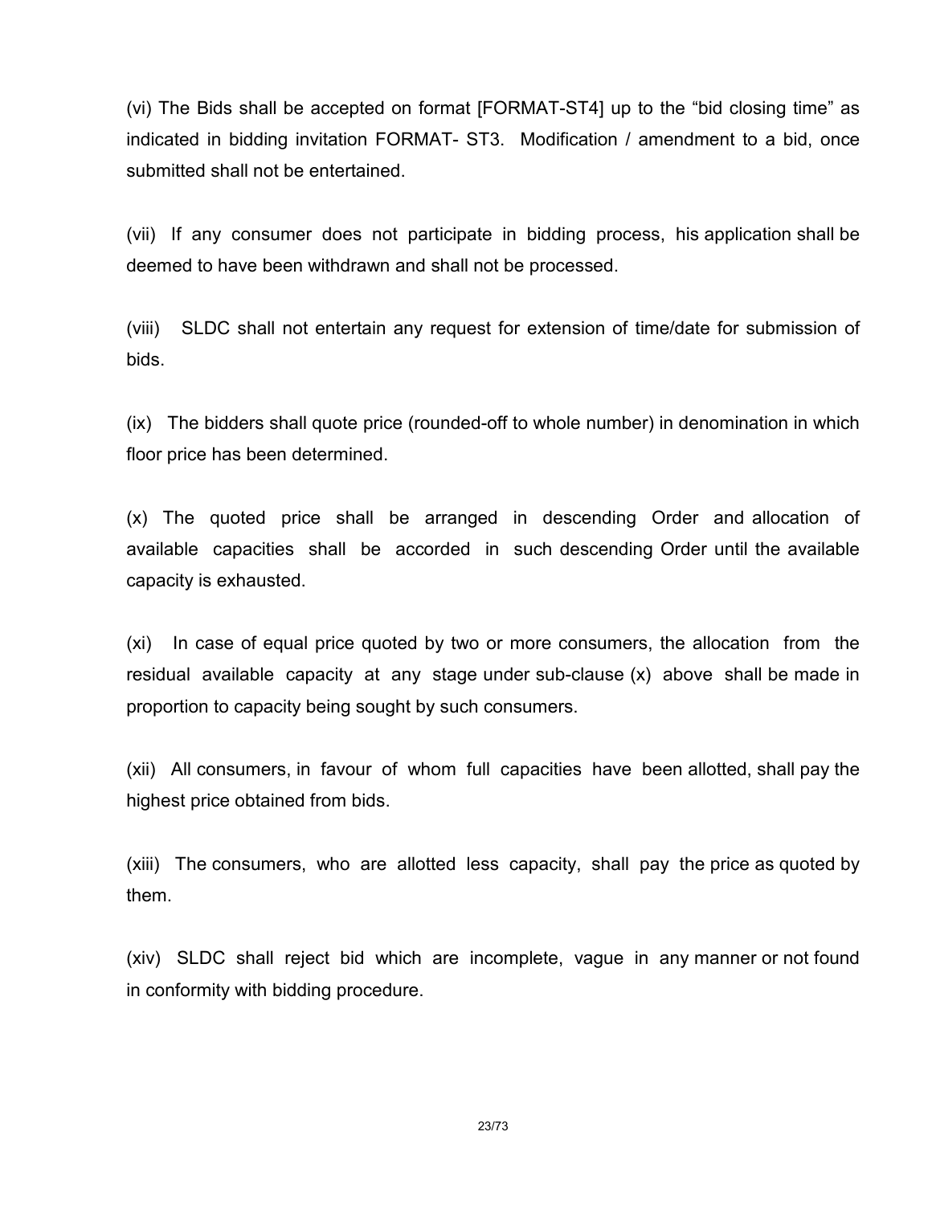(vi) The Bids shall be accepted on format [FORMAT-ST4] up to the "bid closing time" as indicated in bidding invitation FORMAT- ST3. Modification / amendment to a bid, once submitted shall not be entertained.

(vii) If any consumer does not participate in bidding process, his application shall be deemed to have been withdrawn and shall not be processed.

(viii) SLDC shall not entertain any request for extension of time/date for submission of bids.

(ix) The bidders shall quote price (rounded-off to whole number) in denomination in which floor price has been determined.

(x) The quoted price shall be arranged in descending Order and allocation of available capacities shall be accorded in such descending Order until the available capacity is exhausted.

(xi) In case of equal price quoted by two or more consumers, the allocation from the residual available capacity at any stage under sub-clause (x) above shall be made in proportion to capacity being sought by such consumers.

(xii) All consumers, in favour of whom full capacities have been allotted, shall pay the highest price obtained from bids.

(xiii) The consumers, who are allotted less capacity, shall pay the price as quoted by them.

(xiv) SLDC shall reject bid which are incomplete, vague in any manner or not found in conformity with bidding procedure.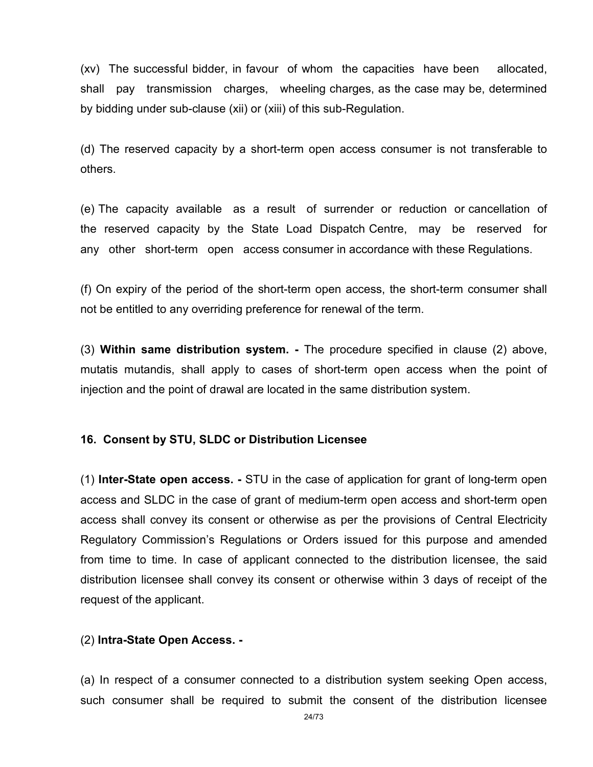(xv) The successful bidder, in favour of whom the capacities have been allocated, shall pay transmission charges, wheeling charges, as the case may be, determined by bidding under sub-clause (xii) or (xiii) of this sub-Regulation.

(d) The reserved capacity by a short-term open access consumer is not transferable to others.

(e) The capacity available as a result of surrender or reduction or cancellation of the reserved capacity by the State Load Dispatch Centre, may be reserved for any other short-term open access consumer in accordance with these Regulations.

(f) On expiry of the period of the short-term open access, the short-term consumer shall not be entitled to any overriding preference for renewal of the term.

(3) **Within same distribution system. -** The procedure specified in clause (2) above, mutatis mutandis, shall apply to cases of short-term open access when the point of injection and the point of drawal are located in the same distribution system.

**16. Consent by STU, SLDC or Distribution Licensee**

(1) **Inter-State open access. -** STU in the case of application for grant of long-term open access and SLDC in the case of grant of medium-term open access and short-term open access shall convey its consent or otherwise as per the provisions of Central Electricity Regulatory Commission's Regulations or Orders issued for this purpose and amended from time to time. In case of applicant connected to the distribution licensee, the said distribution licensee shall convey its consent or otherwise within 3 days of receipt of the request of the applicant.

(2) **Intra-State Open Access. -**

(a) In respect of a consumer connected to a distribution system seeking Open access, such consumer shall be required to submit the consent of the distribution licensee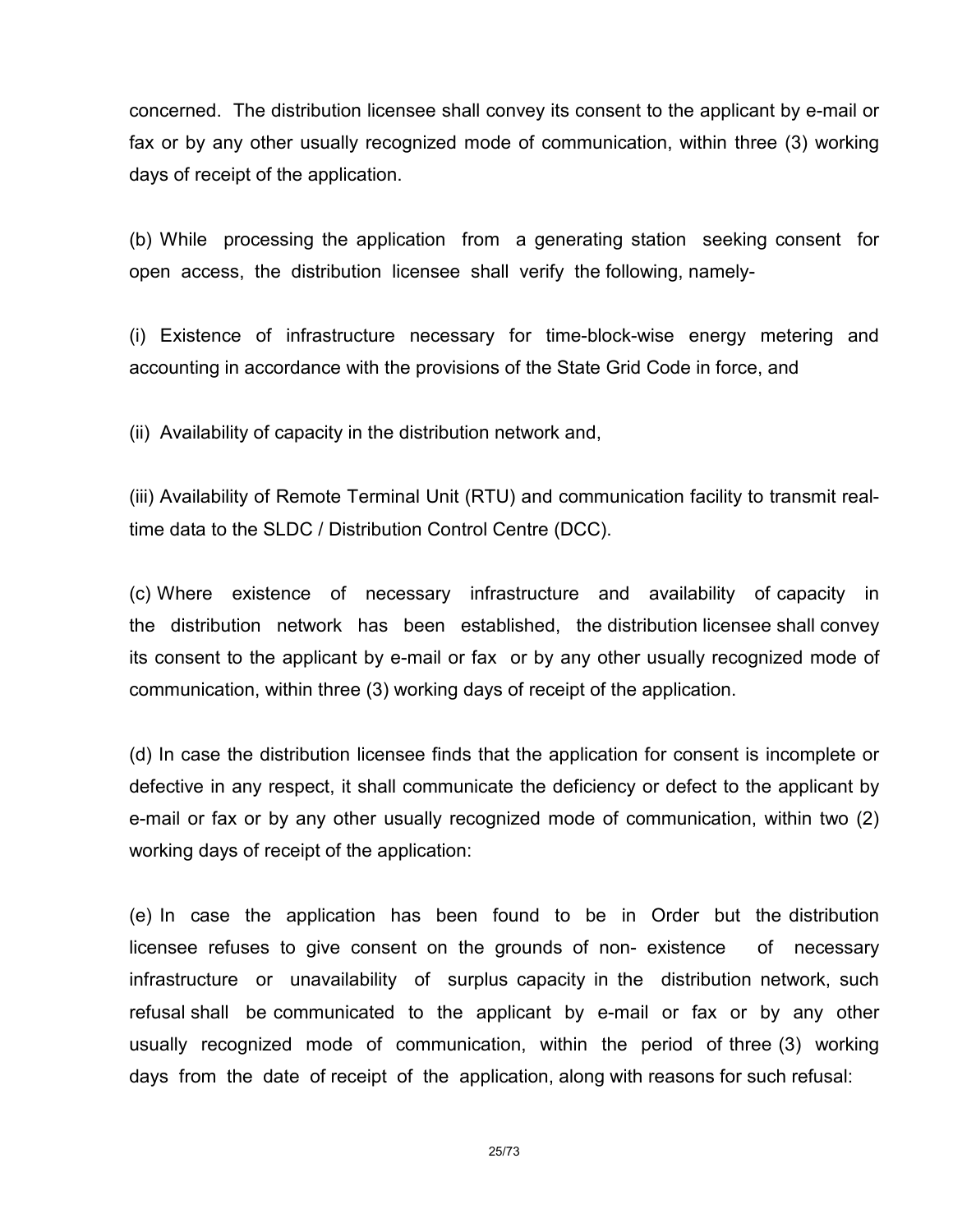concerned. The distribution licensee shall convey its consent to the applicant by e-mail or fax or by any other usually recognized mode of communication, within three (3) working days of receipt of the application.

(b) While processing the application from a generating station seeking consent for open access, the distribution licensee shall verify the following, namely-

(i) Existence of infrastructure necessary for time-block-wise energy metering and accounting in accordance with the provisions of the State Grid Code in force, and

(ii) Availability of capacity in the distribution network and,

(iii) Availability of Remote Terminal Unit (RTU) and communication facility to transmit real-time data to the SLDC / Distribution Control Centre (DCC).

(c) Where existence of necessary infrastructure and availability of capacity in the distribution network has been established, the distribution licensee shall convey its consent to the applicant by e-mail or fax or by any other usually recognized mode of communication, within three (3) working days of receipt of the application.

(d) In case the distribution licensee finds that the application for consent is incomplete or defective in any respect, it shall communicate the deficiency or defect to the applicant by e-mail or fax or by any other usually recognized mode of communication, within two (2) working days of receipt of the application:

(e) In case the application has been found to be in Order but the distribution licensee refuses to give consent on the grounds of non- existence of necessary infrastructure or unavailability of surplus capacity in the distribution network, such refusal shall be communicated to the applicant by e-mail or fax or by any other usually recognized mode of communication, within the period of three (3) working days from the date of receipt of the application, along with reasons for such refusal: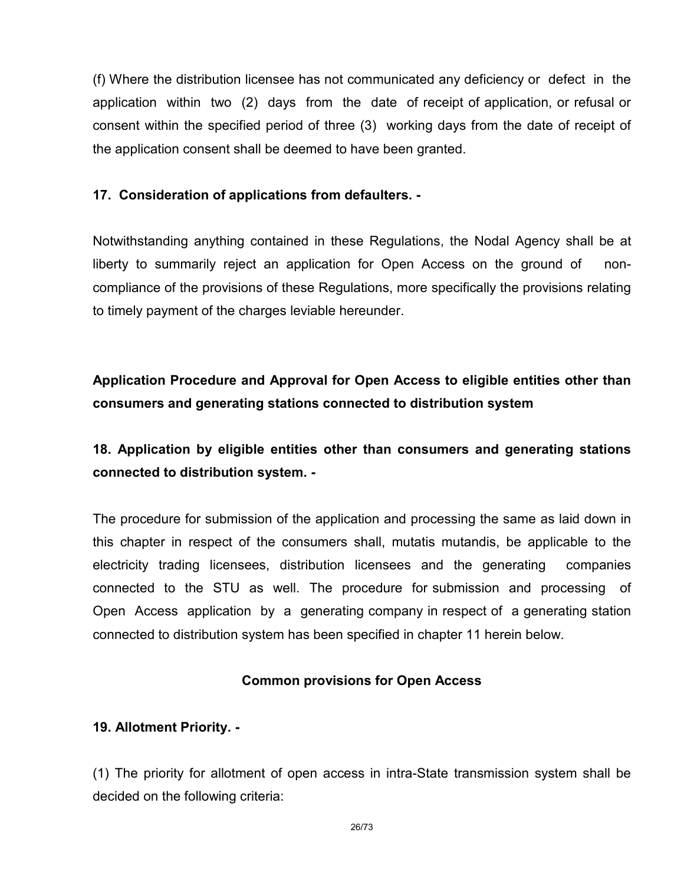(f) Where the distribution licensee has not communicated any deficiency or defect in the application within two (2) days from the date of receipt of application, or refusal or consent within the specified period of three (3) working days from the date of receipt of the application consent shall be deemed to have been granted.

**17. Consideration of applications from defaulters. -**

Notwithstanding anything contained in these Regulations, the Nodal Agency shall be at liberty to summarily reject an application for Open Access on the ground of non-compliance of the provisions of these Regulations, more specifically the provisions relating to timely payment of the charges leviable hereunder.

**Application Procedure and Approval for Open Access to eligible entities other than consumers and generating stations connected to distribution system**

**18. Application by eligible entities other than consumers and generating stations connected to distribution system. -**

The procedure for submission of the application and processing the same as laid down in this chapter in respect of the consumers shall, mutatis mutandis, be applicable to the electricity trading licensees, distribution licensees and the generating companies connected to the STU as well. The procedure for submission and processing of Open Access application by a generating company in respect of a generating station connected to distribution system has been specified in chapter 11 herein below.

**Common provisions for Open Access**

**19. Allotment Priority. -**

(1) The priority for allotment of open access in intra-State transmission system shall be decided on the following criteria: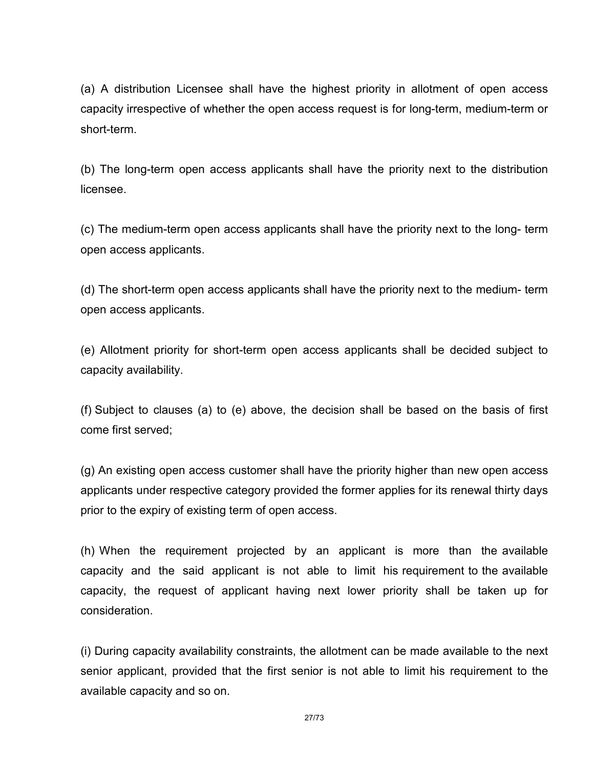(a) A distribution Licensee shall have the highest priority in allotment of open access capacity irrespective of whether the open access request is for long-term, medium-term or short-term.

(b) The long-term open access applicants shall have the priority next to the distribution licensee.

(c) The medium-term open access applicants shall have the priority next to the long- term open access applicants.

(d) The short-term open access applicants shall have the priority next to the medium- term open access applicants.

(e) Allotment priority for short-term open access applicants shall be decided subject to capacity availability.

(f) Subject to clauses (a) to (e) above, the decision shall be based on the basis of first come first served;

(g) An existing open access customer shall have the priority higher than new open access applicants under respective category provided the former applies for its renewal thirty days prior to the expiry of existing term of open access.

(h) When the requirement projected by an applicant is more than the available capacity and the said applicant is not able to limit his requirement to the available capacity, the request of applicant having next lower priority shall be taken up for consideration.

(i) During capacity availability constraints, the allotment can be made available to the next senior applicant, provided that the first senior is not able to limit his requirement to the available capacity and so on.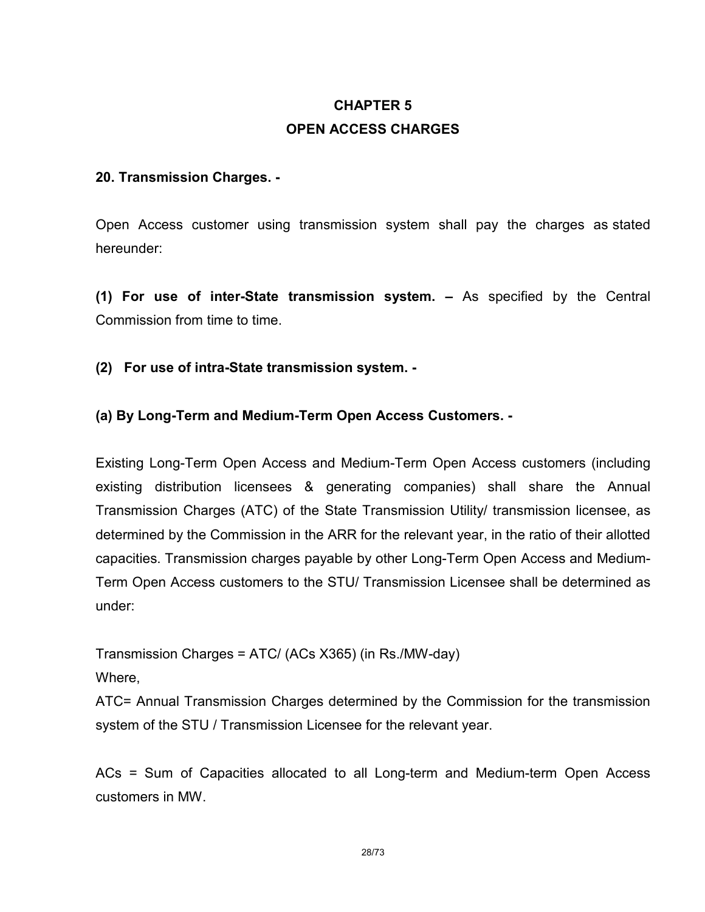# CHAPTER 5
# OPEN ACCESS CHARGES

**20. Transmission Charges. -**

Open Access customer using transmission system shall pay the charges as stated hereunder:

**(1) For use of inter-State transmission system. –** As specified by the Central Commission from time to time.

**(2) For use of intra-State transmission system. -**

**(a) By Long-Term and Medium-Term Open Access Customers. -**

Existing Long-Term Open Access and Medium-Term Open Access customers (including existing distribution licensees & generating companies) shall share the Annual Transmission Charges (ATC) of the State Transmission Utility/ transmission licensee, as determined by the Commission in the ARR for the relevant year, in the ratio of their allotted capacities. Transmission charges payable by other Long-Term Open Access and Medium-Term Open Access customers to the STU/ Transmission Licensee shall be determined as under:

Transmission Charges = ATC/ (ACs X365) (in Rs./MW-day)

Where,

ATC= Annual Transmission Charges determined by the Commission for the transmission system of the STU / Transmission Licensee for the relevant year.

ACs = Sum of Capacities allocated to all Long-term and Medium-term Open Access customers in MW.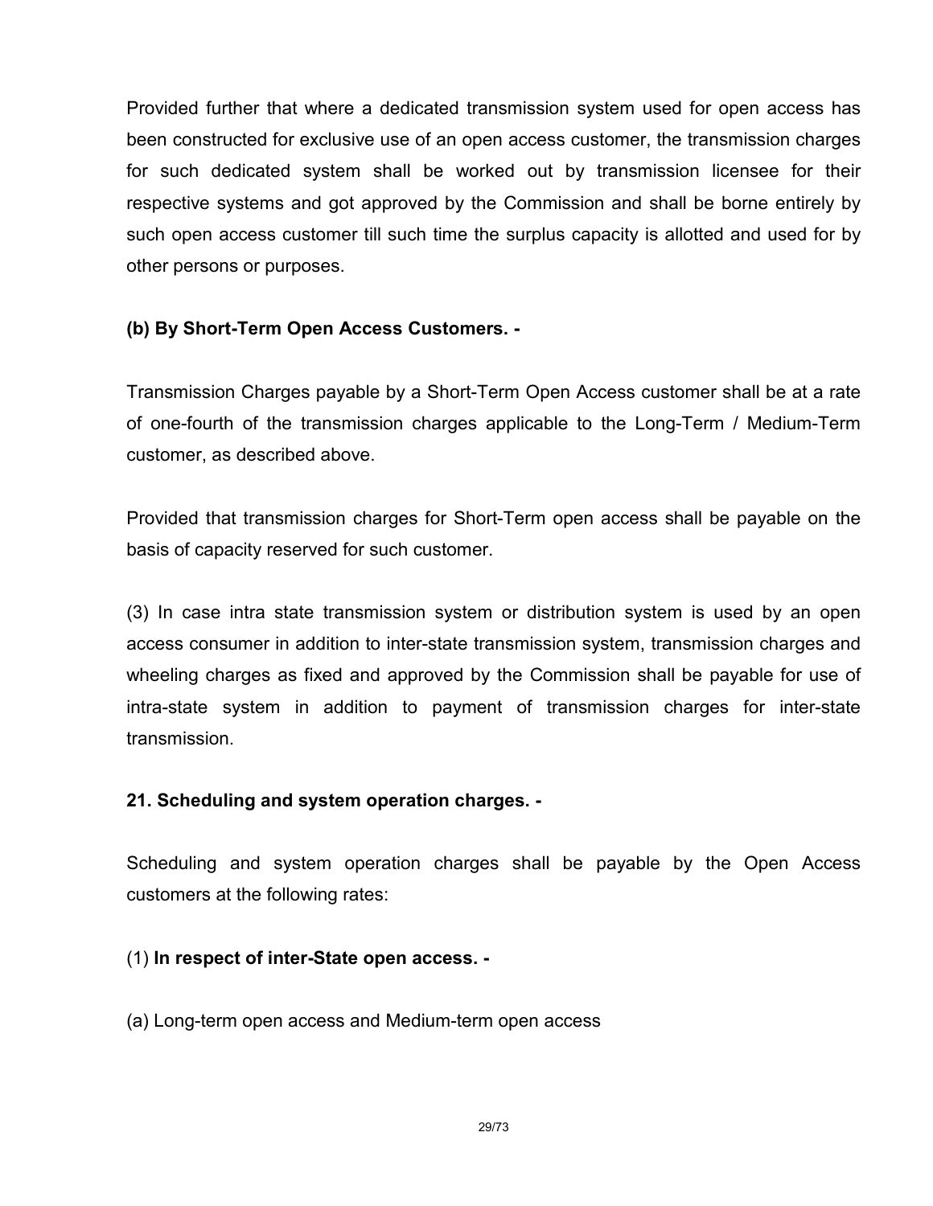Provided further that where a dedicated transmission system used for open access has been constructed for exclusive use of an open access customer, the transmission charges for such dedicated system shall be worked out by transmission licensee for their respective systems and got approved by the Commission and shall be borne entirely by such open access customer till such time the surplus capacity is allotted and used for by other persons or purposes.

**(b) By Short-Term Open Access Customers. -**

Transmission Charges payable by a Short-Term Open Access customer shall be at a rate of one-fourth of the transmission charges applicable to the Long-Term / Medium-Term customer, as described above.

Provided that transmission charges for Short-Term open access shall be payable on the basis of capacity reserved for such customer.

(3) In case intra state transmission system or distribution system is used by an open access consumer in addition to inter-state transmission system, transmission charges and wheeling charges as fixed and approved by the Commission shall be payable for use of intra-state system in addition to payment of transmission charges for inter-state transmission.

**21. Scheduling and system operation charges. -**

Scheduling and system operation charges shall be payable by the Open Access customers at the following rates:

(1) **In respect of inter-State open access. -**

(a) Long-term open access and Medium-term open access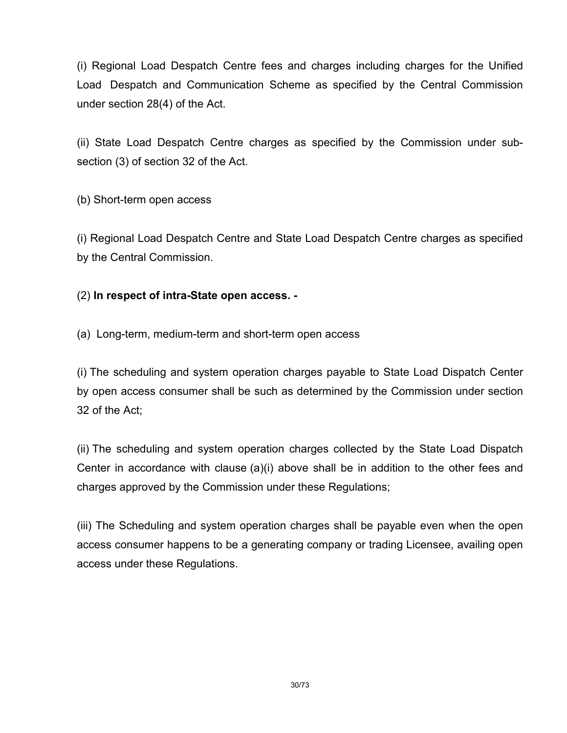(i) Regional Load Despatch Centre fees and charges including charges for the Unified Load Despatch and Communication Scheme as specified by the Central Commission under section 28(4) of the Act.

(ii) State Load Despatch Centre charges as specified by the Commission under sub-section (3) of section 32 of the Act.

(b) Short-term open access

(i) Regional Load Despatch Centre and State Load Despatch Centre charges as specified by the Central Commission.

(2) **In respect of intra-State open access. -**

(a) Long-term, medium-term and short-term open access

(i) The scheduling and system operation charges payable to State Load Dispatch Center by open access consumer shall be such as determined by the Commission under section 32 of the Act;

(ii) The scheduling and system operation charges collected by the State Load Dispatch Center in accordance with clause (a)(i) above shall be in addition to the other fees and charges approved by the Commission under these Regulations;

(iii) The Scheduling and system operation charges shall be payable even when the open access consumer happens to be a generating company or trading Licensee, availing open access under these Regulations.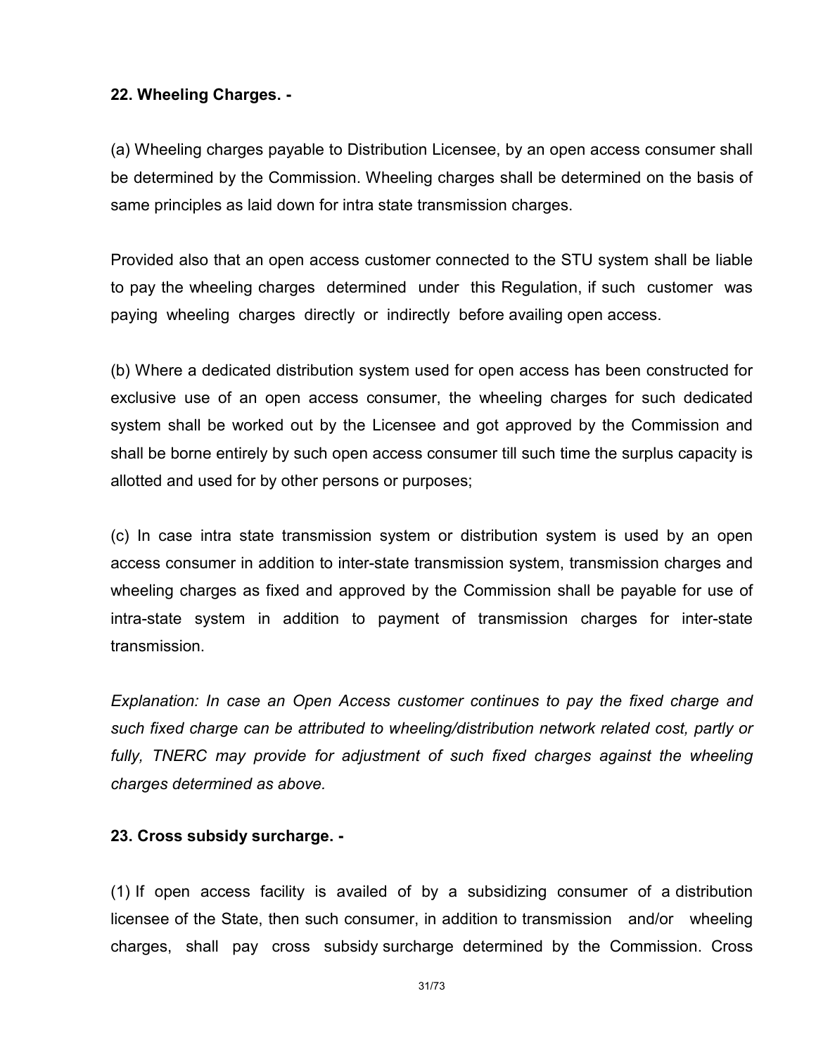**22. Wheeling Charges. -**

(a) Wheeling charges payable to Distribution Licensee, by an open access consumer shall be determined by the Commission. Wheeling charges shall be determined on the basis of same principles as laid down for intra state transmission charges.

Provided also that an open access customer connected to the STU system shall be liable to pay the wheeling charges determined under this Regulation, if such customer was paying wheeling charges directly or indirectly before availing open access.

(b) Where a dedicated distribution system used for open access has been constructed for exclusive use of an open access consumer, the wheeling charges for such dedicated system shall be worked out by the Licensee and got approved by the Commission and shall be borne entirely by such open access consumer till such time the surplus capacity is allotted and used for by other persons or purposes;

(c) In case intra state transmission system or distribution system is used by an open access consumer in addition to inter-state transmission system, transmission charges and wheeling charges as fixed and approved by the Commission shall be payable for use of intra-state system in addition to payment of transmission charges for inter-state transmission.

*Explanation: In case an Open Access customer continues to pay the fixed charge and such fixed charge can be attributed to wheeling/distribution network related cost, partly or fully, TNERC may provide for adjustment of such fixed charges against the wheeling charges determined as above.*

**23. Cross subsidy surcharge. -**

(1) If open access facility is availed of by a subsidizing consumer of a distribution licensee of the State, then such consumer, in addition to transmission and/or wheeling charges, shall pay cross subsidy surcharge determined by the Commission. Cross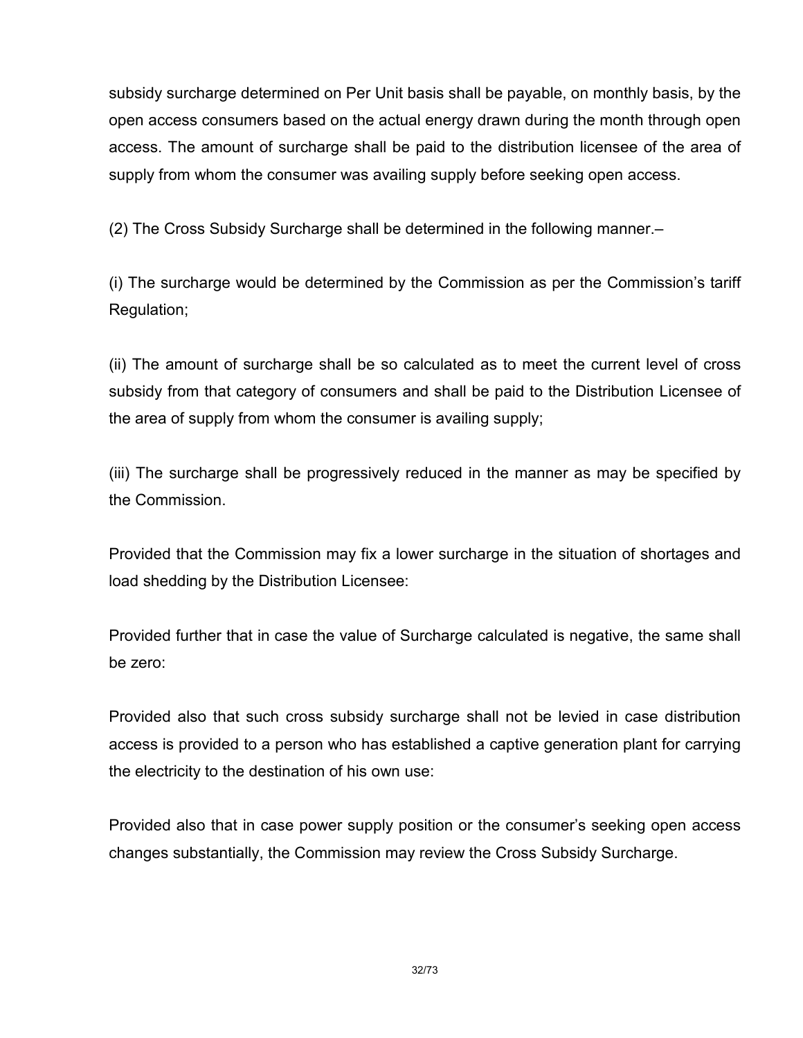subsidy surcharge determined on Per Unit basis shall be payable, on monthly basis, by the open access consumers based on the actual energy drawn during the month through open access. The amount of surcharge shall be paid to the distribution licensee of the area of supply from whom the consumer was availing supply before seeking open access.

(2) The Cross Subsidy Surcharge shall be determined in the following manner.–

(i) The surcharge would be determined by the Commission as per the Commission's tariff Regulation;

(ii) The amount of surcharge shall be so calculated as to meet the current level of cross subsidy from that category of consumers and shall be paid to the Distribution Licensee of the area of supply from whom the consumer is availing supply;

(iii) The surcharge shall be progressively reduced in the manner as may be specified by the Commission.

Provided that the Commission may fix a lower surcharge in the situation of shortages and load shedding by the Distribution Licensee:

Provided further that in case the value of Surcharge calculated is negative, the same shall be zero:

Provided also that such cross subsidy surcharge shall not be levied in case distribution access is provided to a person who has established a captive generation plant for carrying the electricity to the destination of his own use:

Provided also that in case power supply position or the consumer's seeking open access changes substantially, the Commission may review the Cross Subsidy Surcharge.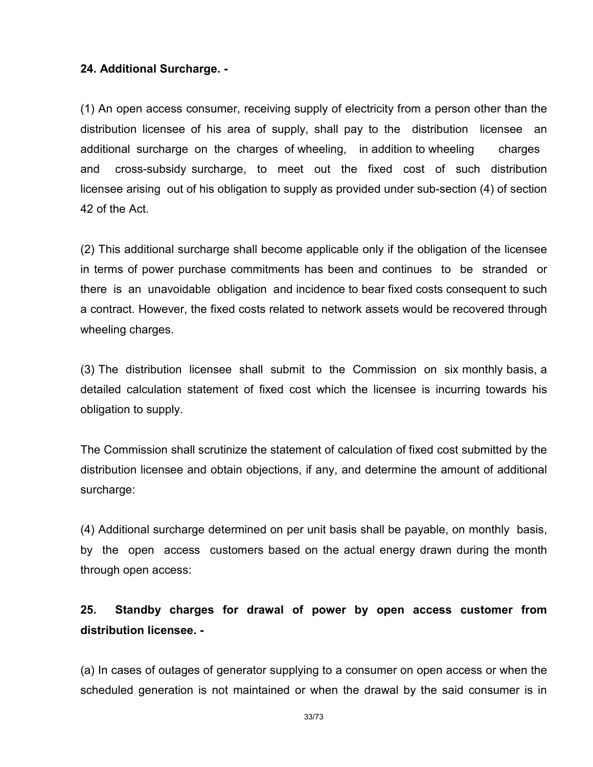**24. Additional Surcharge. -**

(1) An open access consumer, receiving supply of electricity from a person other than the distribution licensee of his area of supply, shall pay to the distribution licensee an additional surcharge on the charges of wheeling, in addition to wheeling charges and cross-subsidy surcharge, to meet out the fixed cost of such distribution licensee arising out of his obligation to supply as provided under sub-section (4) of section 42 of the Act.

(2) This additional surcharge shall become applicable only if the obligation of the licensee in terms of power purchase commitments has been and continues to be stranded or there is an unavoidable obligation and incidence to bear fixed costs consequent to such a contract. However, the fixed costs related to network assets would be recovered through wheeling charges.

(3) The distribution licensee shall submit to the Commission on six monthly basis, a detailed calculation statement of fixed cost which the licensee is incurring towards his obligation to supply.

The Commission shall scrutinize the statement of calculation of fixed cost submitted by the distribution licensee and obtain objections, if any, and determine the amount of additional surcharge:

(4) Additional surcharge determined on per unit basis shall be payable, on monthly basis, by the open access customers based on the actual energy drawn during the month through open access:

**25. Standby charges for drawal of power by open access customer from distribution licensee. -**

(a) In cases of outages of generator supplying to a consumer on open access or when the scheduled generation is not maintained or when the drawal by the said consumer is in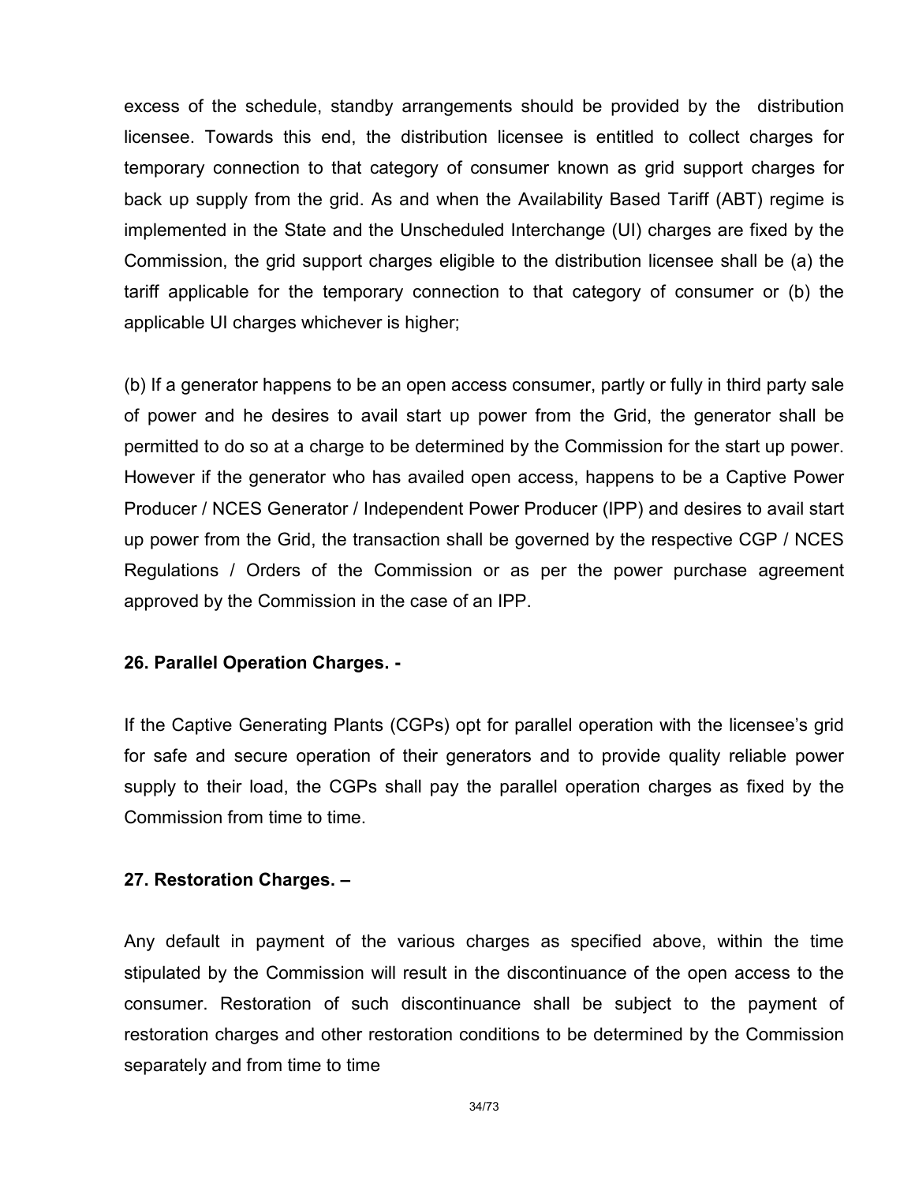excess of the schedule, standby arrangements should be provided by the distribution licensee. Towards this end, the distribution licensee is entitled to collect charges for temporary connection to that category of consumer known as grid support charges for back up supply from the grid. As and when the Availability Based Tariff (ABT) regime is implemented in the State and the Unscheduled Interchange (UI) charges are fixed by the Commission, the grid support charges eligible to the distribution licensee shall be (a) the tariff applicable for the temporary connection to that category of consumer or (b) the applicable UI charges whichever is higher;

(b) If a generator happens to be an open access consumer, partly or fully in third party sale of power and he desires to avail start up power from the Grid, the generator shall be permitted to do so at a charge to be determined by the Commission for the start up power. However if the generator who has availed open access, happens to be a Captive Power Producer / NCES Generator / Independent Power Producer (IPP) and desires to avail start up power from the Grid, the transaction shall be governed by the respective CGP / NCES Regulations / Orders of the Commission or as per the power purchase agreement approved by the Commission in the case of an IPP.

**26. Parallel Operation Charges. -**

If the Captive Generating Plants (CGPs) opt for parallel operation with the licensee's grid for safe and secure operation of their generators and to provide quality reliable power supply to their load, the CGPs shall pay the parallel operation charges as fixed by the Commission from time to time.

**27. Restoration Charges. –**

Any default in payment of the various charges as specified above, within the time stipulated by the Commission will result in the discontinuance of the open access to the consumer. Restoration of such discontinuance shall be subject to the payment of restoration charges and other restoration conditions to be determined by the Commission separately and from time to time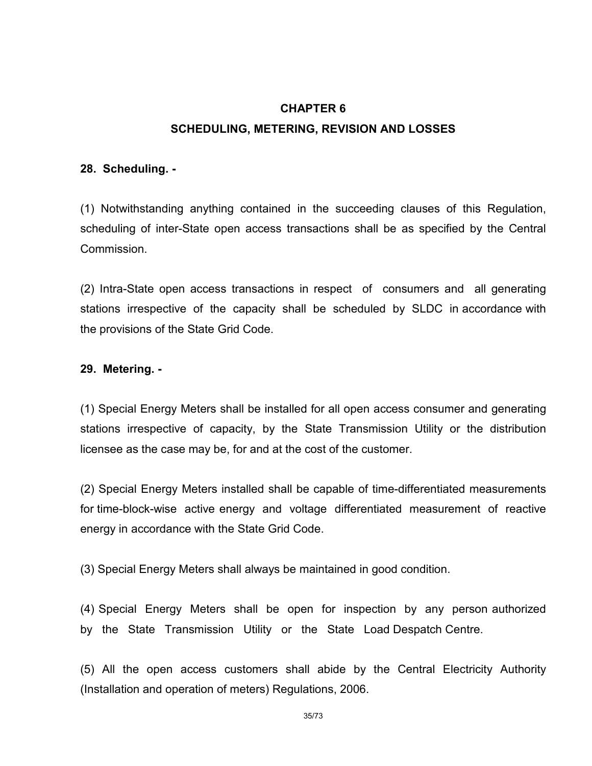# CHAPTER 6

## SCHEDULING, METERING, REVISION AND LOSSES

**28. Scheduling. -**

(1) Notwithstanding anything contained in the succeeding clauses of this Regulation, scheduling of inter-State open access transactions shall be as specified by the Central Commission.

(2) Intra-State open access transactions in respect of consumers and all generating stations irrespective of the capacity shall be scheduled by SLDC in accordance with the provisions of the State Grid Code.

**29. Metering. -**

(1) Special Energy Meters shall be installed for all open access consumer and generating stations irrespective of capacity, by the State Transmission Utility or the distribution licensee as the case may be, for and at the cost of the customer.

(2) Special Energy Meters installed shall be capable of time-differentiated measurements for time-block-wise active energy and voltage differentiated measurement of reactive energy in accordance with the State Grid Code.

(3) Special Energy Meters shall always be maintained in good condition.

(4) Special Energy Meters shall be open for inspection by any person authorized by the State Transmission Utility or the State Load Despatch Centre.

(5) All the open access customers shall abide by the Central Electricity Authority (Installation and operation of meters) Regulations, 2006.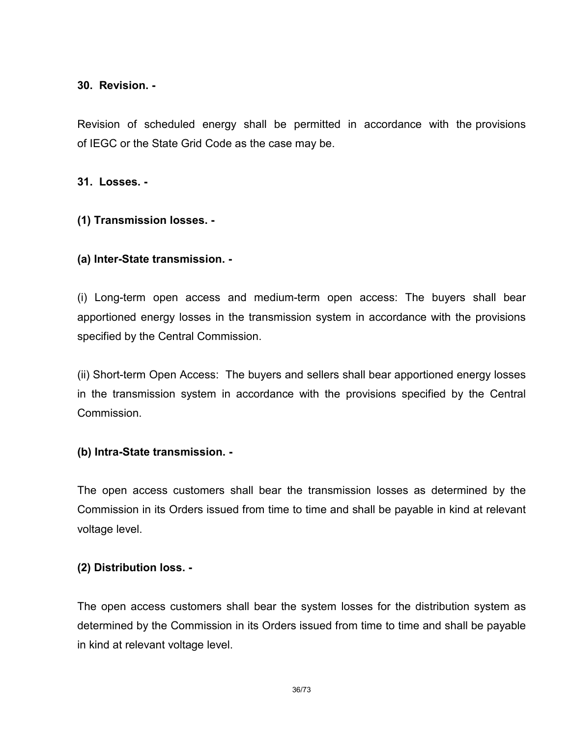**30. Revision. -**

Revision of scheduled energy shall be permitted in accordance with the provisions of IEGC or the State Grid Code as the case may be.

**31. Losses. -**

**(1) Transmission losses. -**

**(a) Inter-State transmission. -**

(i) Long-term open access and medium-term open access: The buyers shall bear apportioned energy losses in the transmission system in accordance with the provisions specified by the Central Commission.

(ii) Short-term Open Access: The buyers and sellers shall bear apportioned energy losses in the transmission system in accordance with the provisions specified by the Central Commission.

**(b) Intra-State transmission. -**

The open access customers shall bear the transmission losses as determined by the Commission in its Orders issued from time to time and shall be payable in kind at relevant voltage level.

**(2) Distribution loss. -**

The open access customers shall bear the system losses for the distribution system as determined by the Commission in its Orders issued from time to time and shall be payable in kind at relevant voltage level.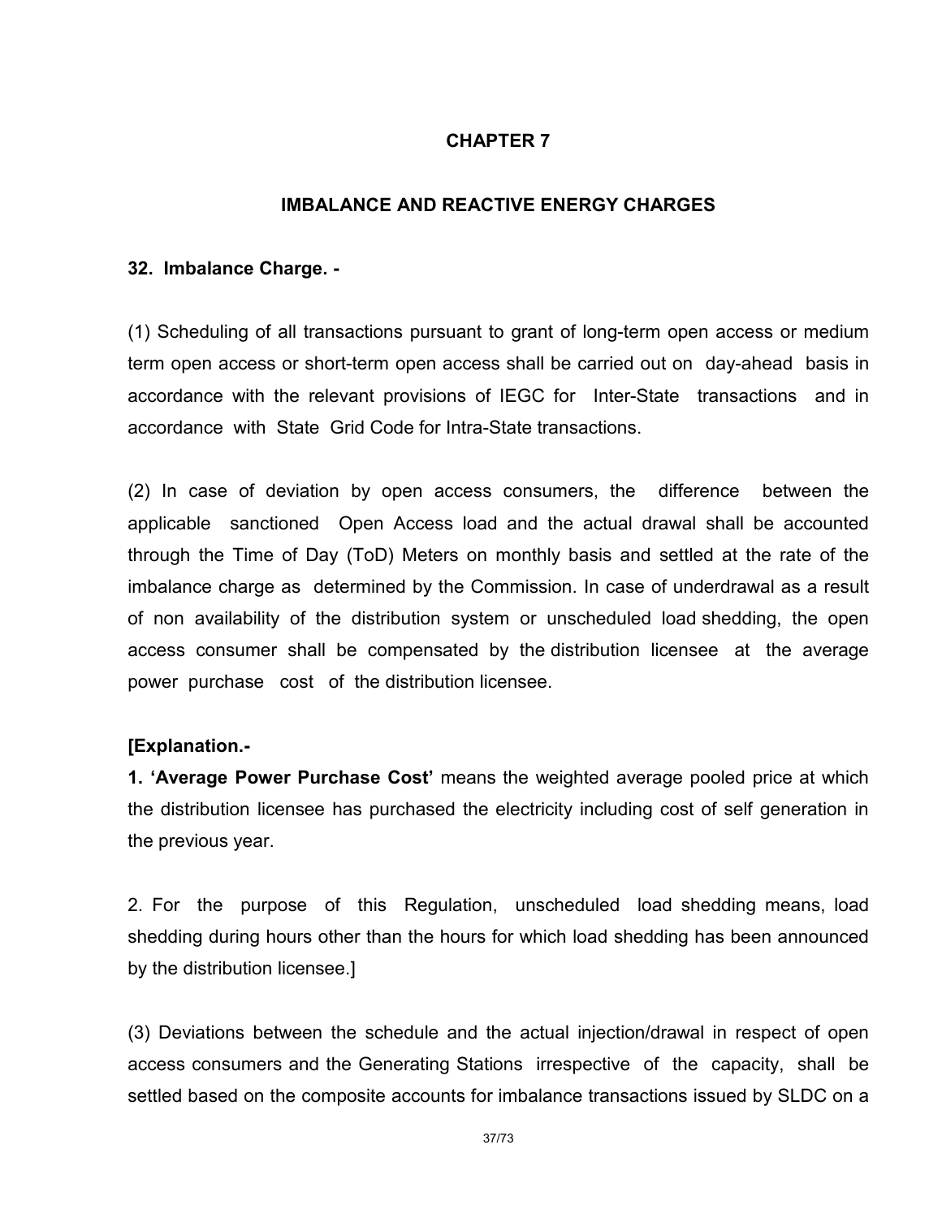# CHAPTER 7

## IMBALANCE AND REACTIVE ENERGY CHARGES

### 32. Imbalance Charge. -

(1) Scheduling of all transactions pursuant to grant of long-term open access or medium term open access or short-term open access shall be carried out on day-ahead basis in accordance with the relevant provisions of IEGC for Inter-State transactions and in accordance with State Grid Code for Intra-State transactions.

(2) In case of deviation by open access consumers, the difference between the applicable sanctioned Open Access load and the actual drawal shall be accounted through the Time of Day (ToD) Meters on monthly basis and settled at the rate of the imbalance charge as determined by the Commission. In case of underdrawal as a result of non availability of the distribution system or unscheduled load shedding, the open access consumer shall be compensated by the distribution licensee at the average power purchase cost of the distribution licensee.

**[Explanation.-**

**1. 'Average Power Purchase Cost'** means the weighted average pooled price at which the distribution licensee has purchased the electricity including cost of self generation in the previous year.

2. For the purpose of this Regulation, unscheduled load shedding means, load shedding during hours other than the hours for which load shedding has been announced by the distribution licensee.]

(3) Deviations between the schedule and the actual injection/drawal in respect of open access consumers and the Generating Stations irrespective of the capacity, shall be settled based on the composite accounts for imbalance transactions issued by SLDC on a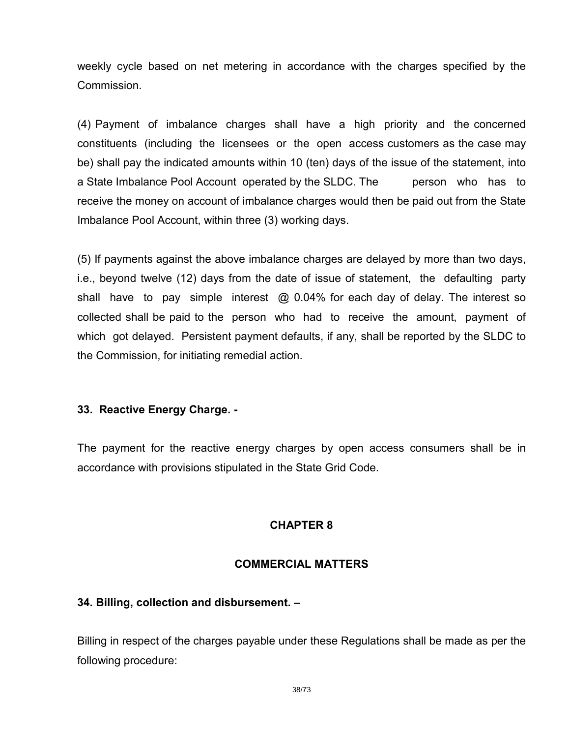weekly cycle based on net metering in accordance with the charges specified by the Commission.

(4) Payment of imbalance charges shall have a high priority and the concerned constituents (including the licensees or the open access customers as the case may be) shall pay the indicated amounts within 10 (ten) days of the issue of the statement, into a State Imbalance Pool Account operated by the SLDC. The person who has to receive the money on account of imbalance charges would then be paid out from the State Imbalance Pool Account, within three (3) working days.

(5) If payments against the above imbalance charges are delayed by more than two days, i.e., beyond twelve (12) days from the date of issue of statement, the defaulting party shall have to pay simple interest @ 0.04% for each day of delay. The interest so collected shall be paid to the person who had to receive the amount, payment of which got delayed. Persistent payment defaults, if any, shall be reported by the SLDC to the Commission, for initiating remedial action.

### 33. Reactive Energy Charge. -

The payment for the reactive energy charges by open access consumers shall be in accordance with provisions stipulated in the State Grid Code.

## CHAPTER 8

## COMMERCIAL MATTERS

### 34. Billing, collection and disbursement. –

Billing in respect of the charges payable under these Regulations shall be made as per the following procedure: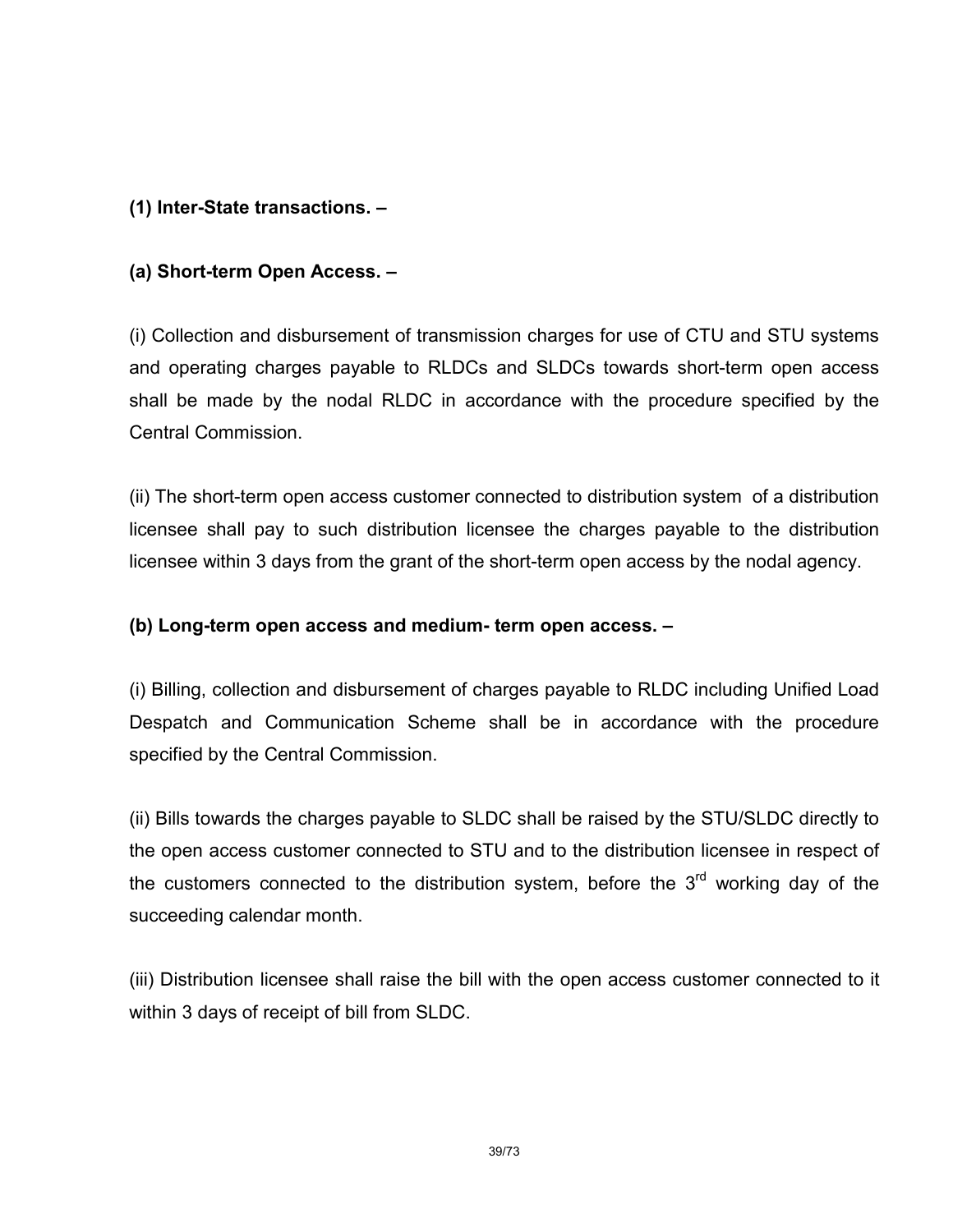**(1) Inter-State transactions. –**

**(a) Short-term Open Access. –**

(i) Collection and disbursement of transmission charges for use of CTU and STU systems and operating charges payable to RLDCs and SLDCs towards short-term open access shall be made by the nodal RLDC in accordance with the procedure specified by the Central Commission.

(ii) The short-term open access customer connected to distribution system of a distribution licensee shall pay to such distribution licensee the charges payable to the distribution licensee within 3 days from the grant of the short-term open access by the nodal agency.

**(b) Long-term open access and medium- term open access. –**

(i) Billing, collection and disbursement of charges payable to RLDC including Unified Load Despatch and Communication Scheme shall be in accordance with the procedure specified by the Central Commission.

(ii) Bills towards the charges payable to SLDC shall be raised by the STU/SLDC directly to the open access customer connected to STU and to the distribution licensee in respect of the customers connected to the distribution system, before the 3rd working day of the succeeding calendar month.

(iii) Distribution licensee shall raise the bill with the open access customer connected to it within 3 days of receipt of bill from SLDC.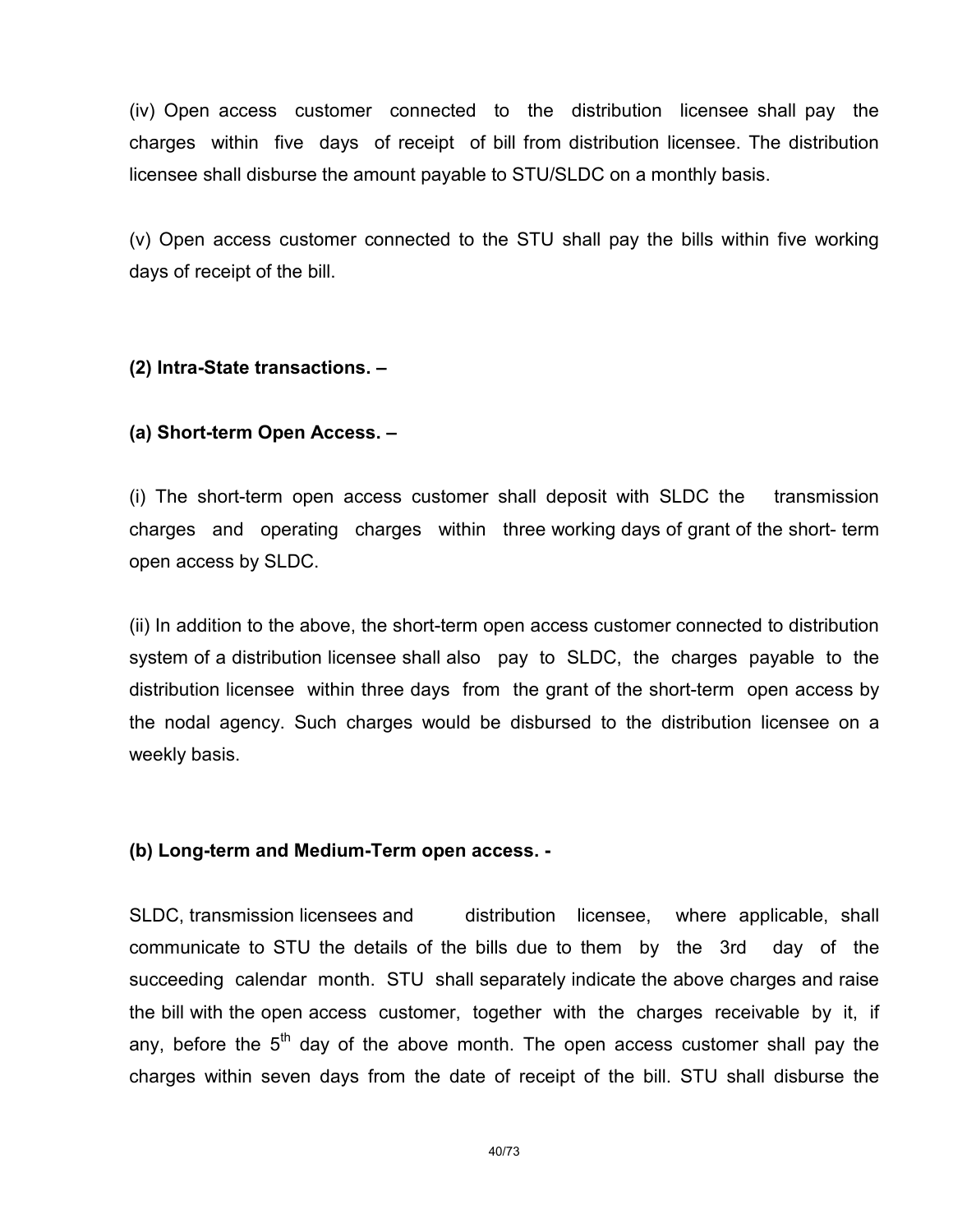(iv) Open access customer connected to the distribution licensee shall pay the charges within five days of receipt of bill from distribution licensee. The distribution licensee shall disburse the amount payable to STU/SLDC on a monthly basis.

(v) Open access customer connected to the STU shall pay the bills within five working days of receipt of the bill.

**(2) Intra-State transactions. –**

**(a) Short-term Open Access. –**

(i) The short-term open access customer shall deposit with SLDC the transmission charges and operating charges within three working days of grant of the short- term open access by SLDC.

(ii) In addition to the above, the short-term open access customer connected to distribution system of a distribution licensee shall also pay to SLDC, the charges payable to the distribution licensee within three days from the grant of the short-term open access by the nodal agency. Such charges would be disbursed to the distribution licensee on a weekly basis.

**(b) Long-term and Medium-Term open access. -**

SLDC, transmission licensees and distribution licensee, where applicable, shall communicate to STU the details of the bills due to them by the 3rd day of the succeeding calendar month. STU shall separately indicate the above charges and raise the bill with the open access customer, together with the charges receivable by it, if any, before the 5th day of the above month. The open access customer shall pay the charges within seven days from the date of receipt of the bill. STU shall disburse the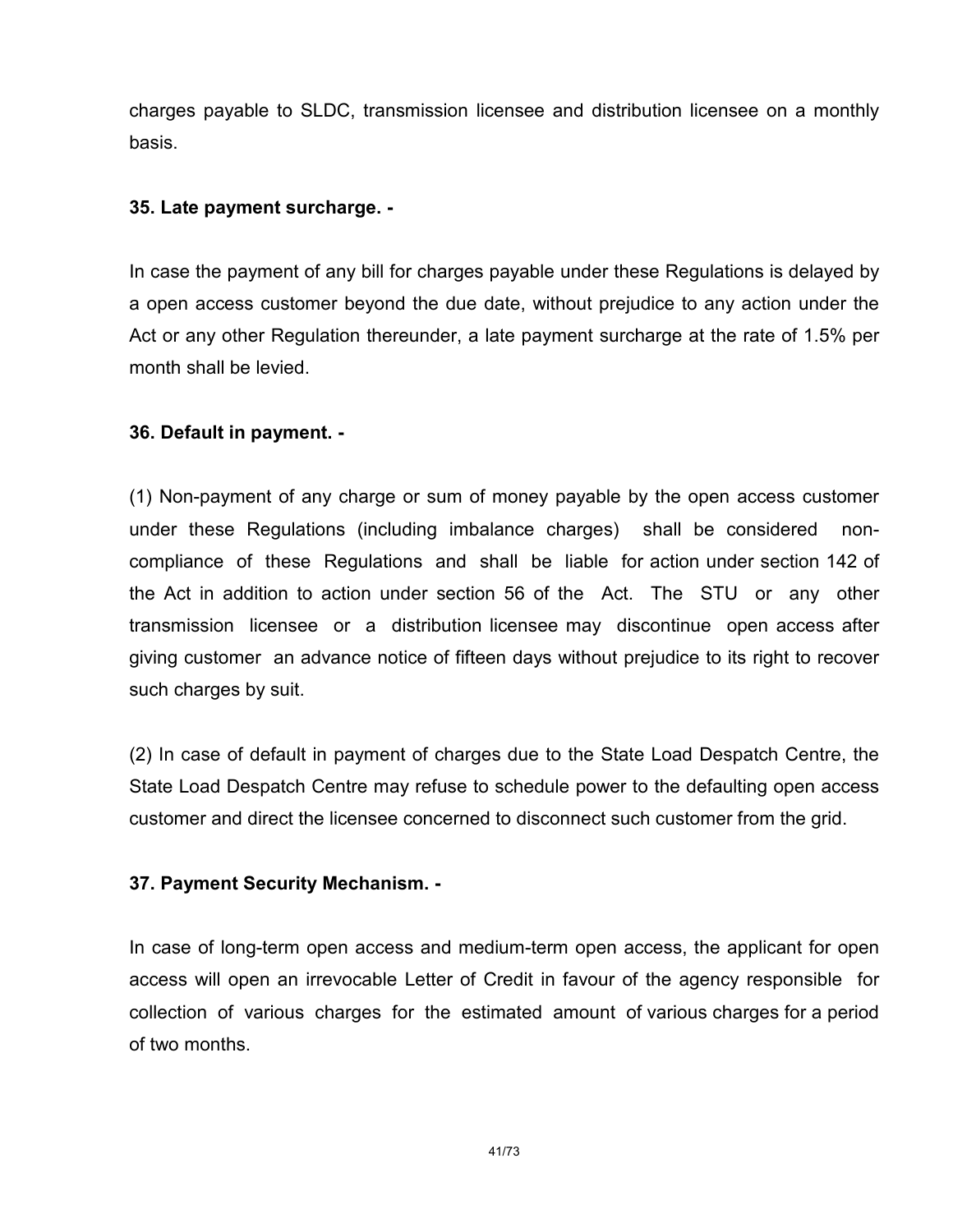charges payable to SLDC, transmission licensee and distribution licensee on a monthly basis.

**35. Late payment surcharge. -**

In case the payment of any bill for charges payable under these Regulations is delayed by a open access customer beyond the due date, without prejudice to any action under the Act or any other Regulation thereunder, a late payment surcharge at the rate of 1.5% per month shall be levied.

**36. Default in payment. -**

(1) Non-payment of any charge or sum of money payable by the open access customer under these Regulations (including imbalance charges) shall be considered non-compliance of these Regulations and shall be liable for action under section 142 of the Act in addition to action under section 56 of the Act. The STU or any other transmission licensee or a distribution licensee may discontinue open access after giving customer an advance notice of fifteen days without prejudice to its right to recover such charges by suit.

(2) In case of default in payment of charges due to the State Load Despatch Centre, the State Load Despatch Centre may refuse to schedule power to the defaulting open access customer and direct the licensee concerned to disconnect such customer from the grid.

**37. Payment Security Mechanism. -**

In case of long-term open access and medium-term open access, the applicant for open access will open an irrevocable Letter of Credit in favour of the agency responsible for collection of various charges for the estimated amount of various charges for a period of two months.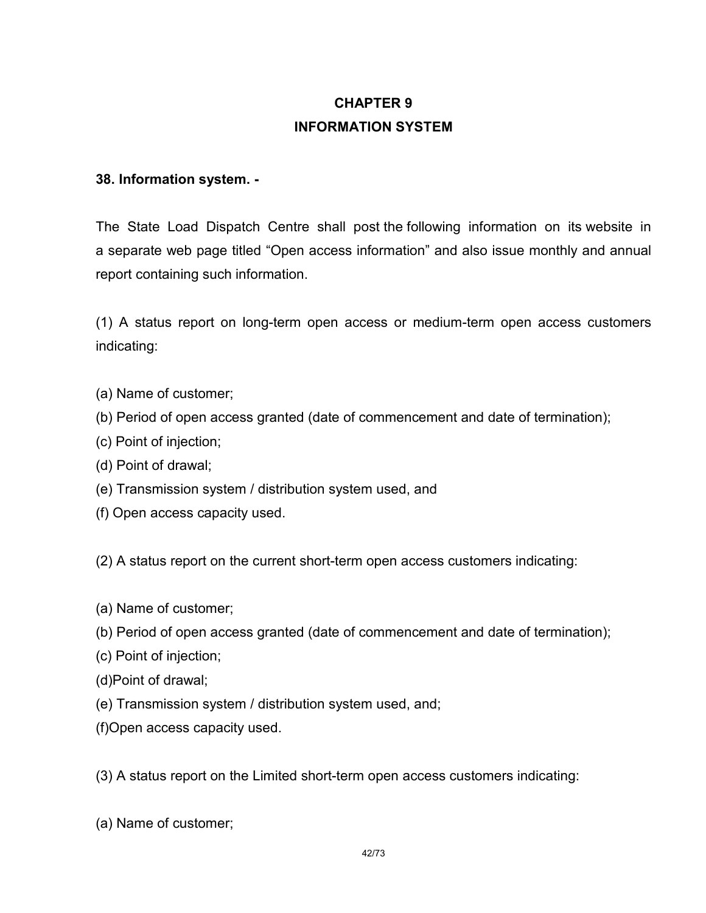# CHAPTER 9
# INFORMATION SYSTEM

**38. Information system. -**

The State Load Dispatch Centre shall post the following information on its website in a separate web page titled “Open access information” and also issue monthly and annual report containing such information.

(1) A status report on long-term open access or medium-term open access customers indicating:

(a) Name of customer;
(b) Period of open access granted (date of commencement and date of termination);
(c) Point of injection;
(d) Point of drawal;
(e) Transmission system / distribution system used, and
(f) Open access capacity used.

(2) A status report on the current short-term open access customers indicating:

(a) Name of customer;
(b) Period of open access granted (date of commencement and date of termination);
(c) Point of injection;
(d)Point of drawal;
(e) Transmission system / distribution system used, and;
(f)Open access capacity used.

(3) A status report on the Limited short-term open access customers indicating:

(a) Name of customer;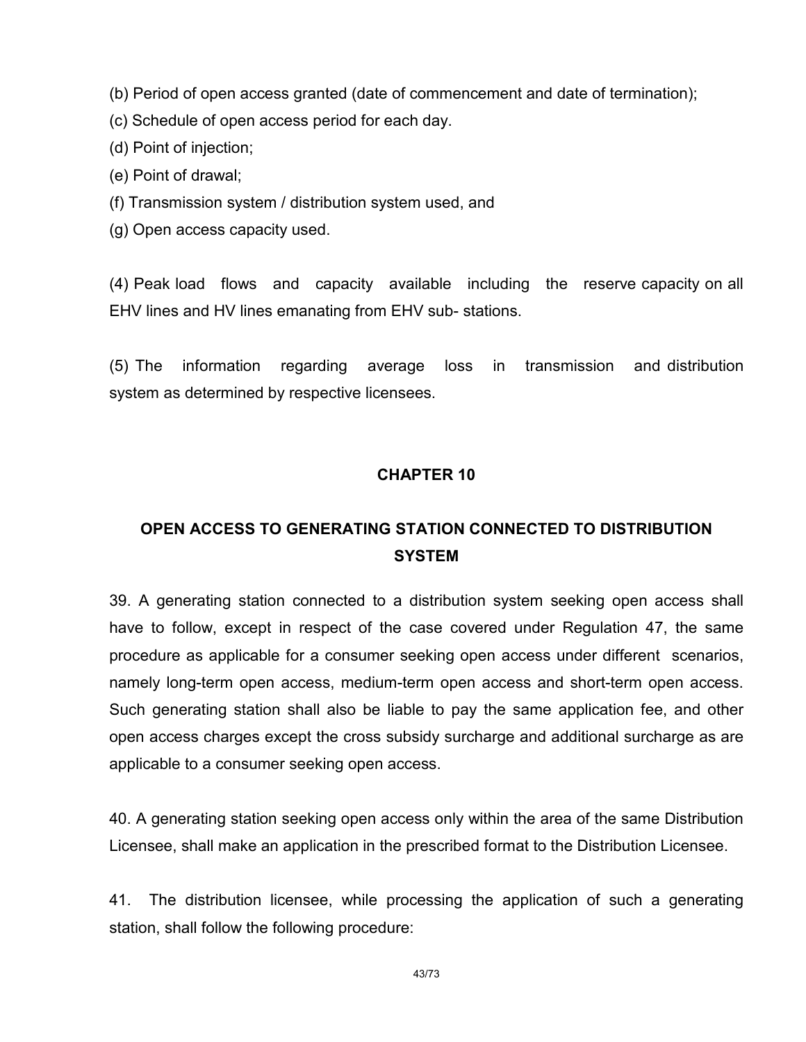(b) Period of open access granted (date of commencement and date of termination);

(c) Schedule of open access period for each day.

(d) Point of injection;

(e) Point of drawal;

(f) Transmission system / distribution system used, and

(g) Open access capacity used.

(4) Peak load flows and capacity available including the reserve capacity on all EHV lines and HV lines emanating from EHV sub- stations.

(5) The information regarding average loss in transmission and distribution system as determined by respective licensees.

## CHAPTER 10

## OPEN ACCESS TO GENERATING STATION CONNECTED TO DISTRIBUTION SYSTEM

39. A generating station connected to a distribution system seeking open access shall have to follow, except in respect of the case covered under Regulation 47, the same procedure as applicable for a consumer seeking open access under different scenarios, namely long-term open access, medium-term open access and short-term open access. Such generating station shall also be liable to pay the same application fee, and other open access charges except the cross subsidy surcharge and additional surcharge as are applicable to a consumer seeking open access.

40. A generating station seeking open access only within the area of the same Distribution Licensee, shall make an application in the prescribed format to the Distribution Licensee.

41. The distribution licensee, while processing the application of such a generating station, shall follow the following procedure: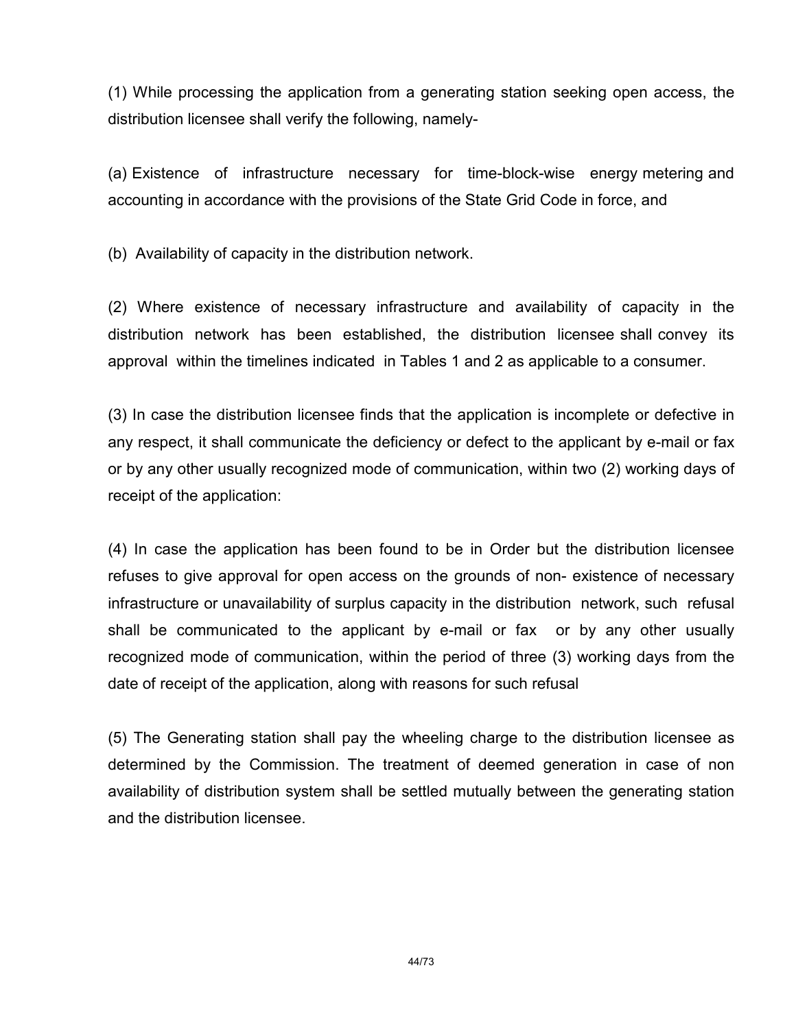(1) While processing the application from a generating station seeking open access, the distribution licensee shall verify the following, namely-

(a) Existence of infrastructure necessary for time-block-wise energy metering and accounting in accordance with the provisions of the State Grid Code in force, and

(b) Availability of capacity in the distribution network.

(2) Where existence of necessary infrastructure and availability of capacity in the distribution network has been established, the distribution licensee shall convey its approval within the timelines indicated in Tables 1 and 2 as applicable to a consumer.

(3) In case the distribution licensee finds that the application is incomplete or defective in any respect, it shall communicate the deficiency or defect to the applicant by e-mail or fax or by any other usually recognized mode of communication, within two (2) working days of receipt of the application:

(4) In case the application has been found to be in Order but the distribution licensee refuses to give approval for open access on the grounds of non- existence of necessary infrastructure or unavailability of surplus capacity in the distribution network, such refusal shall be communicated to the applicant by e-mail or fax or by any other usually recognized mode of communication, within the period of three (3) working days from the date of receipt of the application, along with reasons for such refusal

(5) The Generating station shall pay the wheeling charge to the distribution licensee as determined by the Commission. The treatment of deemed generation in case of non availability of distribution system shall be settled mutually between the generating station and the distribution licensee.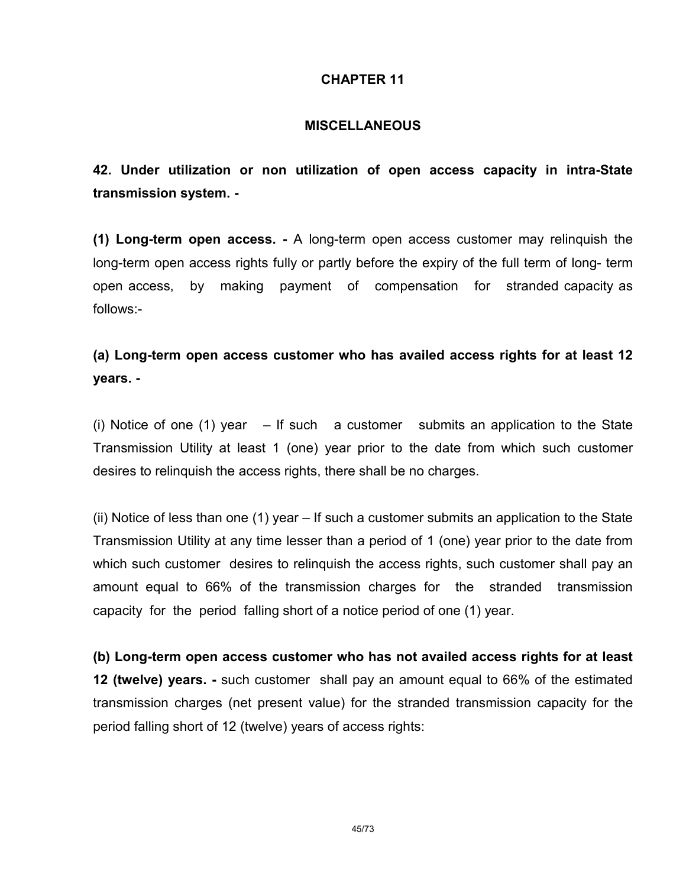## CHAPTER 11

## MISCELLANEOUS

**42. Under utilization or non utilization of open access capacity in intra-State transmission system. -**

**(1) Long-term open access. -** A long-term open access customer may relinquish the long-term open access rights fully or partly before the expiry of the full term of long- term open access, by making payment of compensation for stranded capacity as follows:-

**(a) Long-term open access customer who has availed access rights for at least 12 years. -**

(i) Notice of one (1) year – If such a customer submits an application to the State Transmission Utility at least 1 (one) year prior to the date from which such customer desires to relinquish the access rights, there shall be no charges.

(ii) Notice of less than one (1) year – If such a customer submits an application to the State Transmission Utility at any time lesser than a period of 1 (one) year prior to the date from which such customer desires to relinquish the access rights, such customer shall pay an amount equal to 66% of the transmission charges for the stranded transmission capacity for the period falling short of a notice period of one (1) year.

**(b) Long-term open access customer who has not availed access rights for at least 12 (twelve) years. -** such customer shall pay an amount equal to 66% of the estimated transmission charges (net present value) for the stranded transmission capacity for the period falling short of 12 (twelve) years of access rights: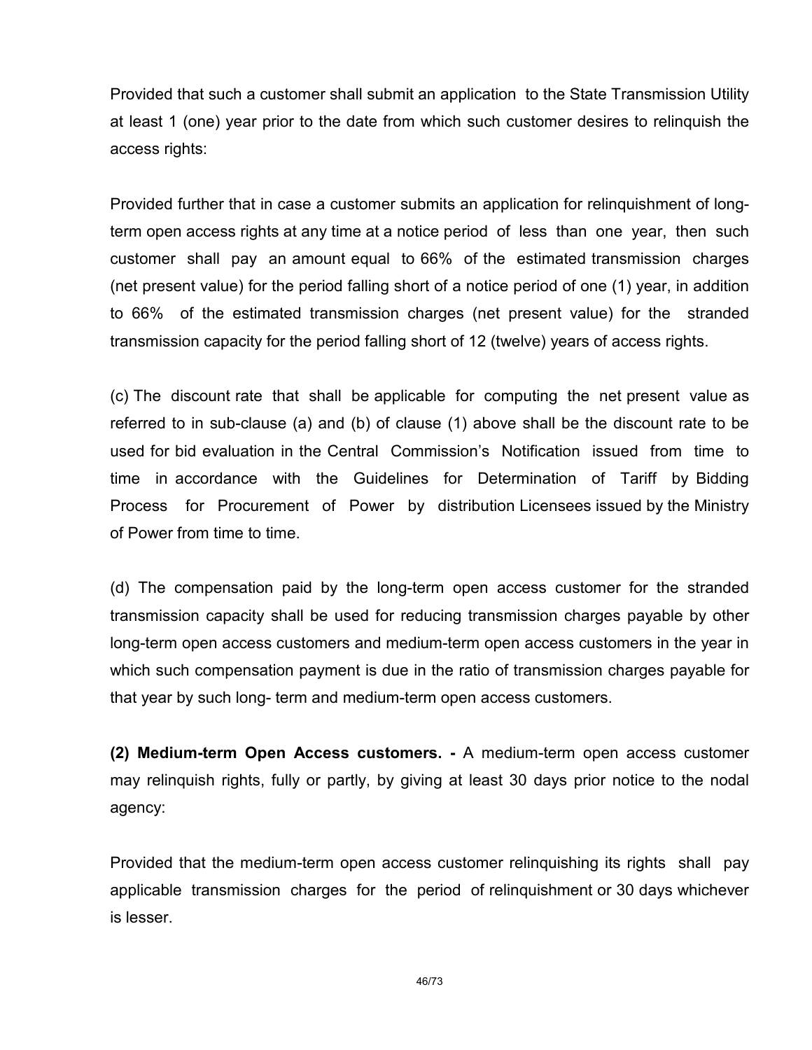Provided that such a customer shall submit an application to the State Transmission Utility at least 1 (one) year prior to the date from which such customer desires to relinquish the access rights:

Provided further that in case a customer submits an application for relinquishment of long-term open access rights at any time at a notice period of less than one year, then such customer shall pay an amount equal to 66% of the estimated transmission charges (net present value) for the period falling short of a notice period of one (1) year, in addition to 66% of the estimated transmission charges (net present value) for the stranded transmission capacity for the period falling short of 12 (twelve) years of access rights.

(c) The discount rate that shall be applicable for computing the net present value as referred to in sub-clause (a) and (b) of clause (1) above shall be the discount rate to be used for bid evaluation in the Central Commission's Notification issued from time to time in accordance with the Guidelines for Determination of Tariff by Bidding Process for Procurement of Power by distribution Licensees issued by the Ministry of Power from time to time.

(d) The compensation paid by the long-term open access customer for the stranded transmission capacity shall be used for reducing transmission charges payable by other long-term open access customers and medium-term open access customers in the year in which such compensation payment is due in the ratio of transmission charges payable for that year by such long- term and medium-term open access customers.

**(2) Medium-term Open Access customers. -** A medium-term open access customer may relinquish rights, fully or partly, by giving at least 30 days prior notice to the nodal agency:

Provided that the medium-term open access customer relinquishing its rights shall pay applicable transmission charges for the period of relinquishment or 30 days whichever is lesser.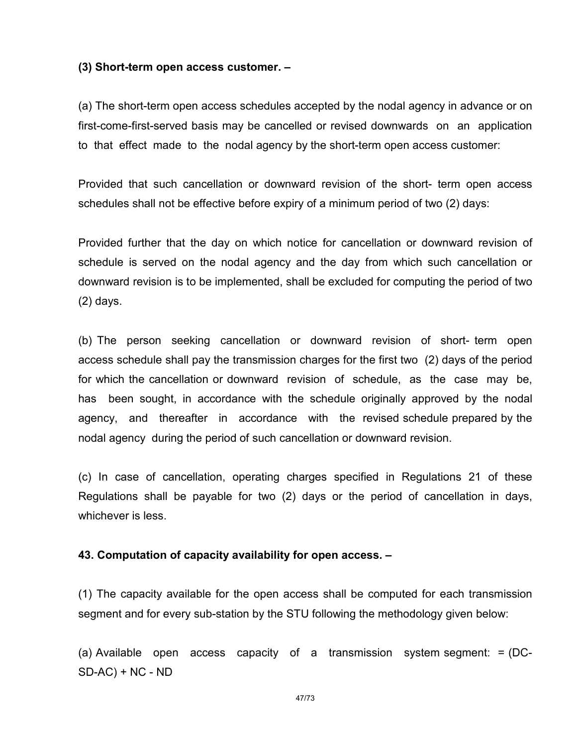**(3) Short-term open access customer. –**

(a) The short-term open access schedules accepted by the nodal agency in advance or on first-come-first-served basis may be cancelled or revised downwards on an application to that effect made to the nodal agency by the short-term open access customer:

Provided that such cancellation or downward revision of the short- term open access schedules shall not be effective before expiry of a minimum period of two (2) days:

Provided further that the day on which notice for cancellation or downward revision of schedule is served on the nodal agency and the day from which such cancellation or downward revision is to be implemented, shall be excluded for computing the period of two (2) days.

(b) The person seeking cancellation or downward revision of short- term open access schedule shall pay the transmission charges for the first two (2) days of the period for which the cancellation or downward revision of schedule, as the case may be, has been sought, in accordance with the schedule originally approved by the nodal agency, and thereafter in accordance with the revised schedule prepared by the nodal agency during the period of such cancellation or downward revision.

(c) In case of cancellation, operating charges specified in Regulations 21 of these Regulations shall be payable for two (2) days or the period of cancellation in days, whichever is less.

**43. Computation of capacity availability for open access. –**

(1) The capacity available for the open access shall be computed for each transmission segment and for every sub-station by the STU following the methodology given below:

(a) Available open access capacity of a transmission system segment: = (DC-SD-AC) + NC - ND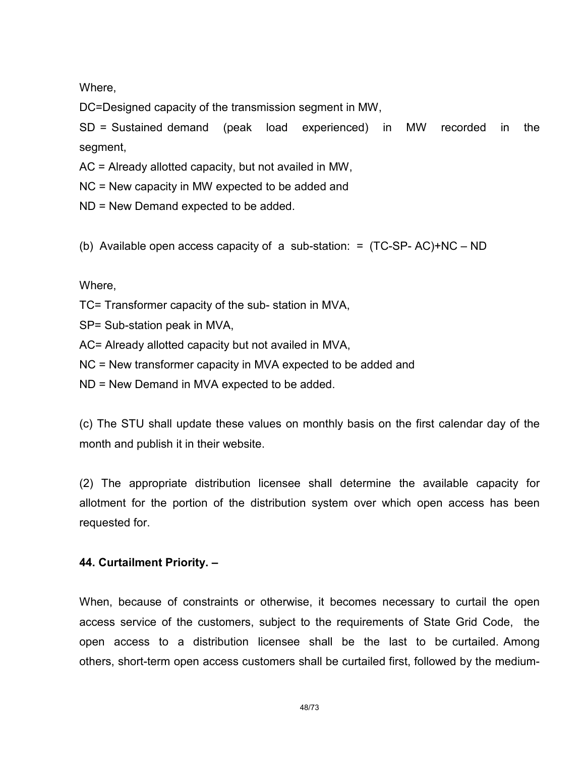Where,

DC=Designed capacity of the transmission segment in MW,

SD = Sustained demand (peak load experienced) in MW recorded in the segment,

AC = Already allotted capacity, but not availed in MW,

NC = New capacity in MW expected to be added and

ND = New Demand expected to be added.

(b) Available open access capacity of a sub-station: = (TC-SP- AC)+NC – ND

Where,

TC= Transformer capacity of the sub- station in MVA,

SP= Sub-station peak in MVA,

AC= Already allotted capacity but not availed in MVA,

NC = New transformer capacity in MVA expected to be added and

ND = New Demand in MVA expected to be added.

(c) The STU shall update these values on monthly basis on the first calendar day of the month and publish it in their website.

(2) The appropriate distribution licensee shall determine the available capacity for allotment for the portion of the distribution system over which open access has been requested for.

**44. Curtailment Priority. –**

When, because of constraints or otherwise, it becomes necessary to curtail the open access service of the customers, subject to the requirements of State Grid Code, the open access to a distribution licensee shall be the last to be curtailed. Among others, short-term open access customers shall be curtailed first, followed by the medium-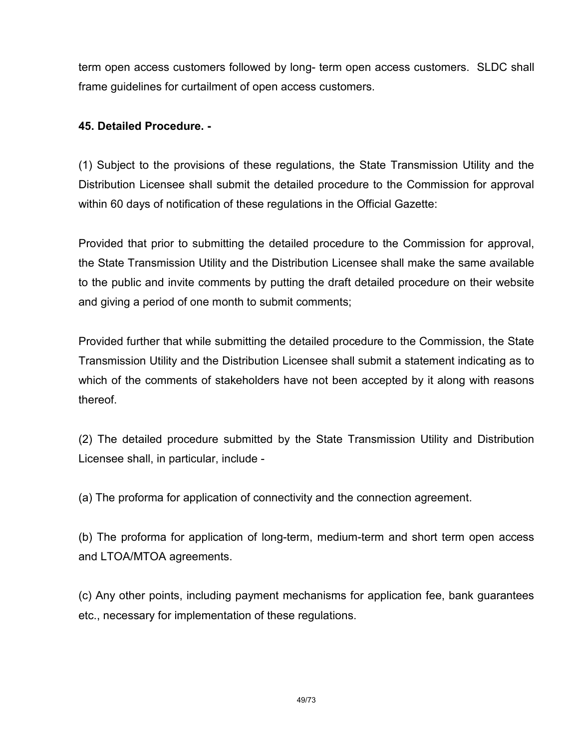term open access customers followed by long- term open access customers. SLDC shall frame guidelines for curtailment of open access customers.

**45. Detailed Procedure. -**

(1) Subject to the provisions of these regulations, the State Transmission Utility and the Distribution Licensee shall submit the detailed procedure to the Commission for approval within 60 days of notification of these regulations in the Official Gazette:

Provided that prior to submitting the detailed procedure to the Commission for approval, the State Transmission Utility and the Distribution Licensee shall make the same available to the public and invite comments by putting the draft detailed procedure on their website and giving a period of one month to submit comments;

Provided further that while submitting the detailed procedure to the Commission, the State Transmission Utility and the Distribution Licensee shall submit a statement indicating as to which of the comments of stakeholders have not been accepted by it along with reasons thereof.

(2) The detailed procedure submitted by the State Transmission Utility and Distribution Licensee shall, in particular, include -

(a) The proforma for application of connectivity and the connection agreement.

(b) The proforma for application of long-term, medium-term and short term open access and LTOA/MTOA agreements.

(c) Any other points, including payment mechanisms for application fee, bank guarantees etc., necessary for implementation of these regulations.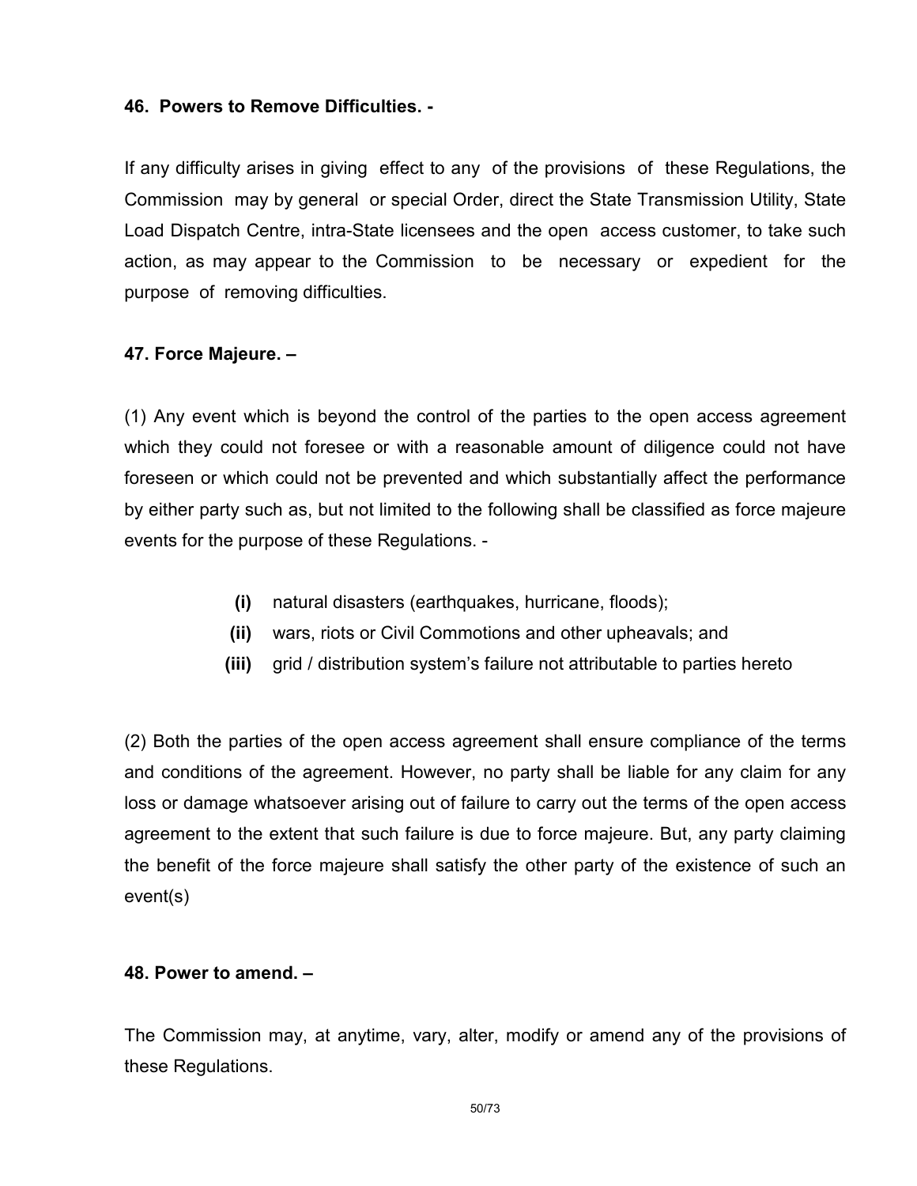**46. Powers to Remove Difficulties. -**

If any difficulty arises in giving effect to any of the provisions of these Regulations, the Commission may by general or special Order, direct the State Transmission Utility, State Load Dispatch Centre, intra-State licensees and the open access customer, to take such action, as may appear to the Commission to be necessary or expedient for the purpose of removing difficulties.

**47. Force Majeure. –**

(1) Any event which is beyond the control of the parties to the open access agreement which they could not foresee or with a reasonable amount of diligence could not have foreseen or which could not be prevented and which substantially affect the performance by either party such as, but not limited to the following shall be classified as force majeure events for the purpose of these Regulations. -

- **(i)** natural disasters (earthquakes, hurricane, floods);
- **(ii)** wars, riots or Civil Commotions and other upheavals; and
- **(iii)** grid / distribution system's failure not attributable to parties hereto

(2) Both the parties of the open access agreement shall ensure compliance of the terms and conditions of the agreement. However, no party shall be liable for any claim for any loss or damage whatsoever arising out of failure to carry out the terms of the open access agreement to the extent that such failure is due to force majeure. But, any party claiming the benefit of the force majeure shall satisfy the other party of the existence of such an event(s)

**48. Power to amend. –**

The Commission may, at anytime, vary, alter, modify or amend any of the provisions of these Regulations.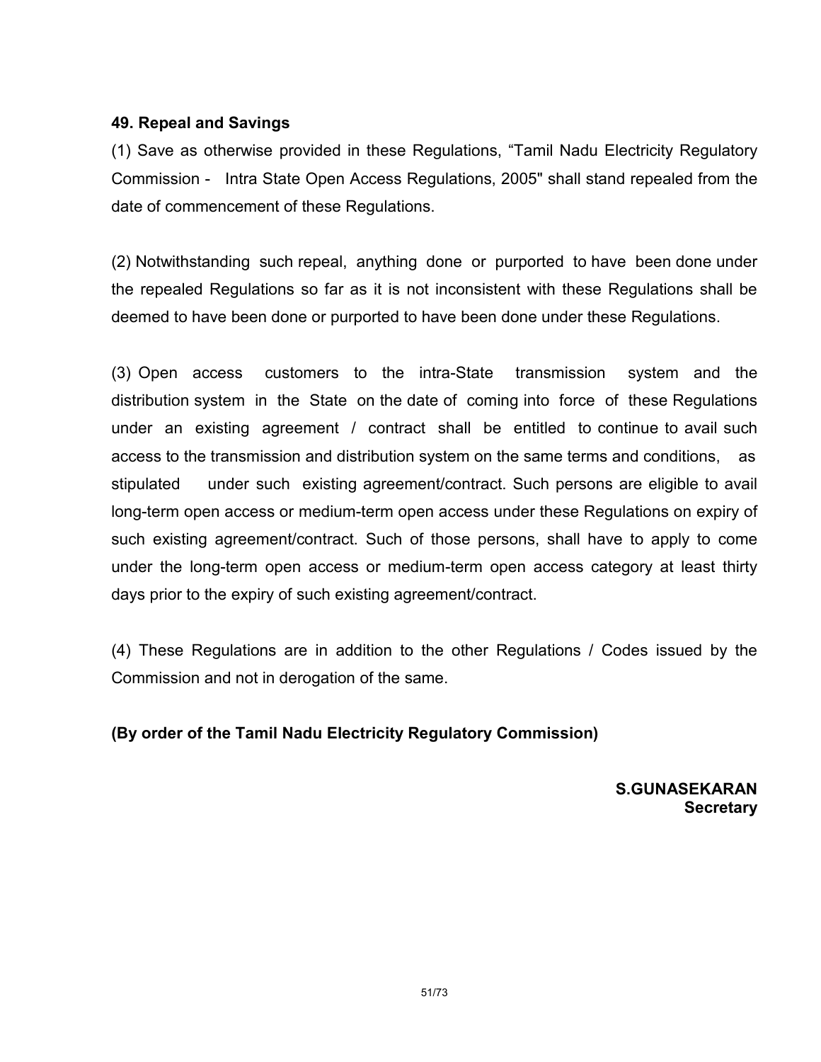**49. Repeal and Savings**

(1) Save as otherwise provided in these Regulations, “Tamil Nadu Electricity Regulatory Commission - Intra State Open Access Regulations, 2005" shall stand repealed from the date of commencement of these Regulations.

(2) Notwithstanding such repeal, anything done or purported to have been done under the repealed Regulations so far as it is not inconsistent with these Regulations shall be deemed to have been done or purported to have been done under these Regulations.

(3) Open access customers to the intra-State transmission system and the distribution system in the State on the date of coming into force of these Regulations under an existing agreement / contract shall be entitled to continue to avail such access to the transmission and distribution system on the same terms and conditions, as stipulated under such existing agreement/contract. Such persons are eligible to avail long-term open access or medium-term open access under these Regulations on expiry of such existing agreement/contract. Such of those persons, shall have to apply to come under the long-term open access or medium-term open access category at least thirty days prior to the expiry of such existing agreement/contract.

(4) These Regulations are in addition to the other Regulations / Codes issued by the Commission and not in derogation of the same.

**(By order of the Tamil Nadu Electricity Regulatory Commission)**

**S.GUNASEKARAN**
**Secretary**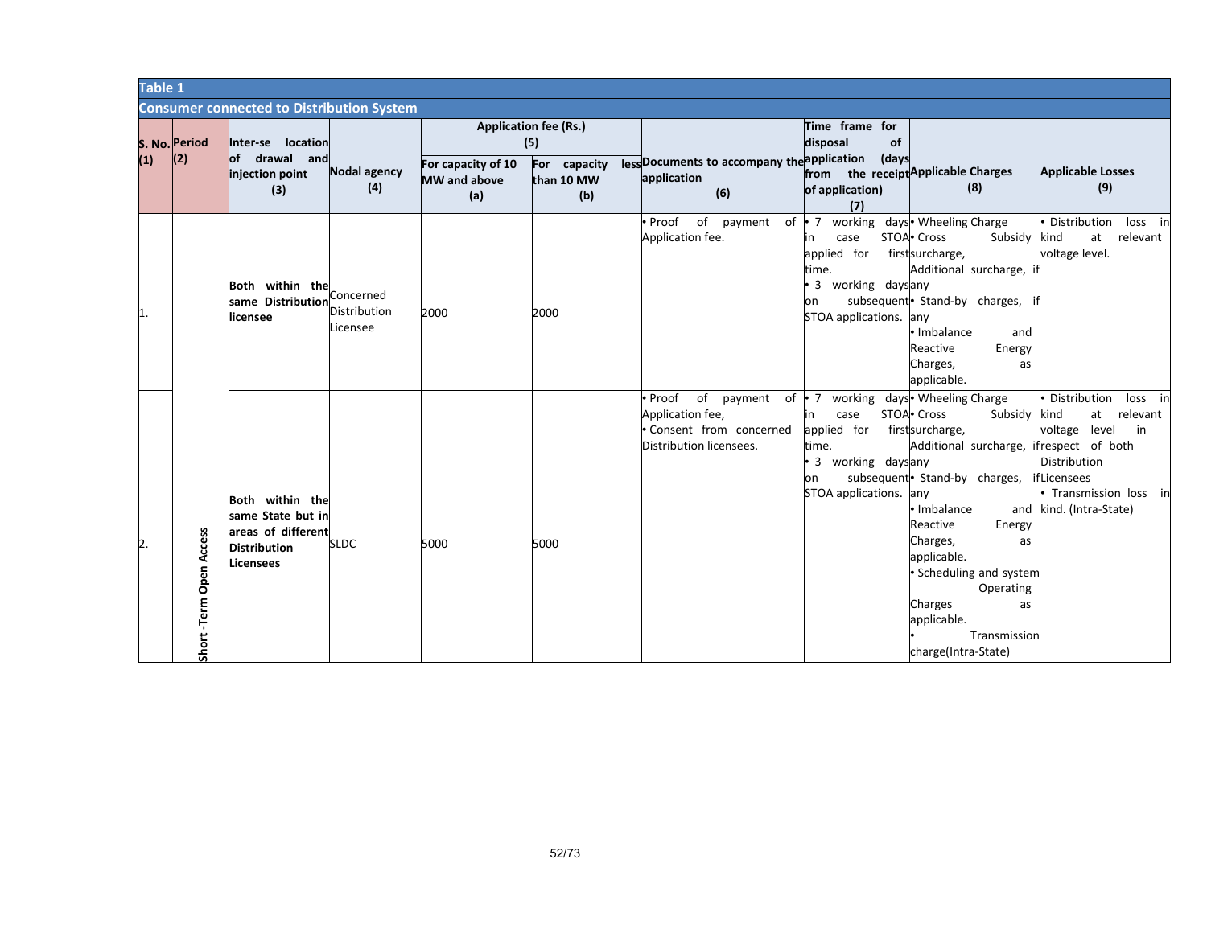**Table 1**

**Consumer connected to Distribution System**

| S. No. (1) | Period (2) | Inter-se location of drawal and injection point (3) | Nodal agency (4) | Application fee (Rs.) (5) For capacity of 10 MW and above (a) | For capacity less than 10 MW (b) | Documents to accompany the application (6) | Time frame for disposal of application (days from the receipt of application) (7) | Applicable Charges (8) | Applicable Losses (9) |
|---|---|---|---|---|---|---|---|---|---|
| 1. | Short -Term Open Access | **Both within the same Distribution licensee** | Concerned Distribution Licensee | 2000 | 2000 | • Proof of payment of Application fee. | • 7 working days in case STOA applied for first time.<br>• 3 working days on subsequent STOA applications. | • Wheeling Charge<br>• Cross Subsidy surcharge, Additional surcharge, if any<br>• Stand-by charges, if any<br>• Imbalance and Reactive Energy Charges, as applicable. | • Distribution loss in kind at relevant voltage level. |
| 2. | Short -Term Open Access | **Both within the same State but in areas of different Distribution Licensees** | SLDC | 5000 | 5000 | • Proof of payment of Application fee,<br>• Consent from concerned Distribution licensees. | • 7 working days in case STOA applied for first time.<br>• 3 working days on subsequent STOA applications. | • Wheeling Charge<br>• Cross Subsidy surcharge, Additional surcharge, if any<br>• Stand-by charges, if any<br>• Imbalance and Reactive Energy Charges, as applicable.<br>• Scheduling and system Operating Charges as applicable.<br>• Transmission charge(Intra-State) | • Distribution loss in kind at relevant voltage level in respect of both Distribution Licensees<br>• Transmission loss in kind. (Intra-State) |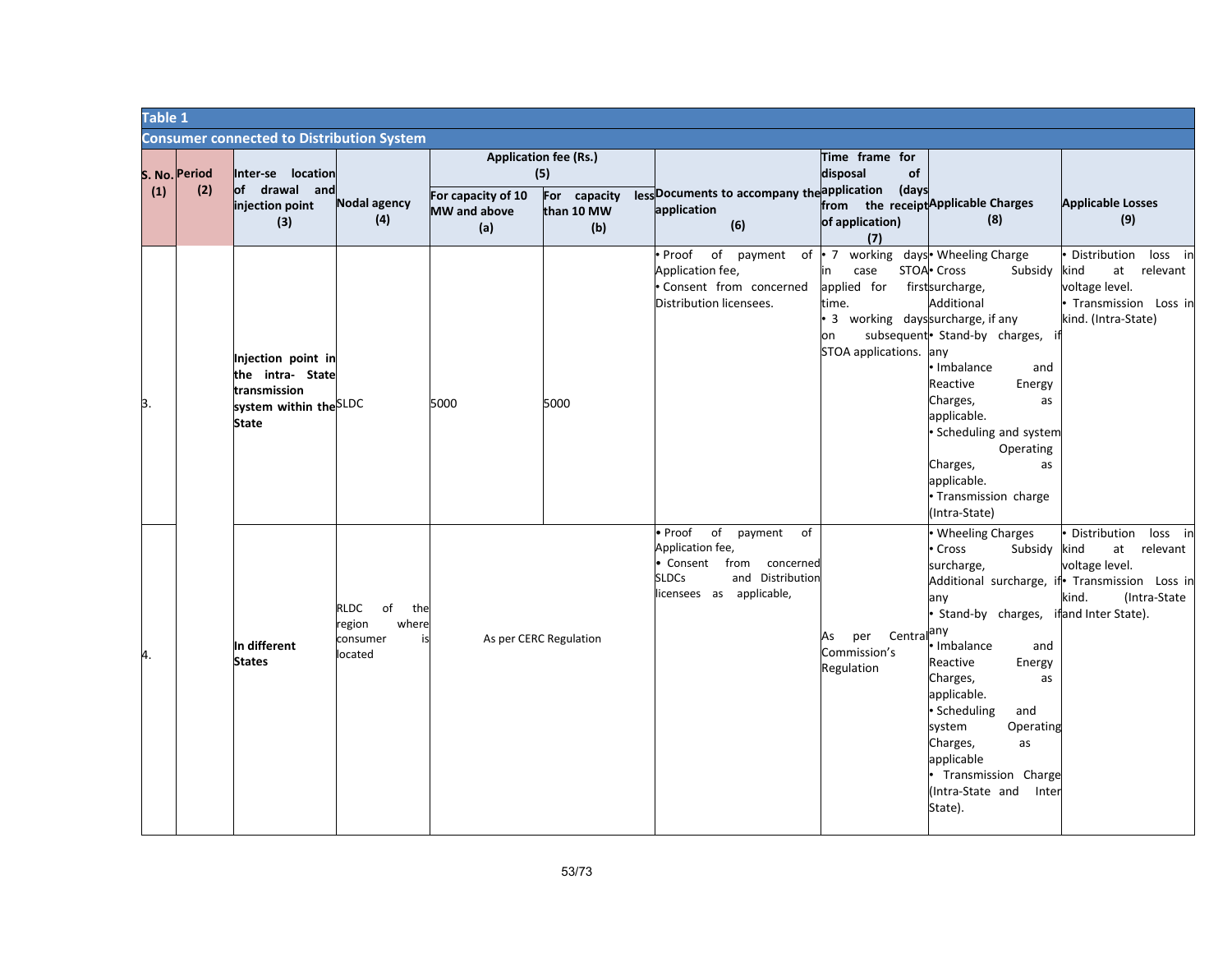**Table 1**

**Consumer connected to Distribution System**

| S. No. (1) | Period (2) | Inter-se location of drawal and injection point (3) | Nodal agency (4) | Application fee (Rs.) (5) | | Documents to accompany the application (6) | Time frame for disposal of application (days from the receipt of application) (7) | Applicable Charges (8) | Applicable Losses (9) |
|---|---|---|---|---|---|---|---|---|---|
| | | | | For capacity of 10 MW and above (a) | For capacity less than 10 MW (b) | | | | |
| 3. | | **Injection point in the intra- State transmission system within the State** | SLDC | 5000 | 5000 | • Proof of payment of Application fee,<br>• Consent from concerned Distribution licensees. | • 7 working days in case STOA applied for first time.<br>• 3 working days on subsequent STOA applications. | • Wheeling Charge<br>• Cross Subsidy surcharge, Additional surcharge, if any<br>• Stand-by charges, if any<br>• Imbalance and Reactive Energy Charges, as applicable.<br>• Scheduling and system Operating Charges, as applicable.<br>• Transmission charge (Intra-State) | • Distribution loss in kind at relevant voltage level.<br>• Transmission Loss in kind. (Intra-State) |
| 4. | | **In different States** | RLDC of the region where consumer is located | As per CERC Regulation | | • Proof of payment of Application fee,<br>• Consent from concerned SLDCs and Distribution licensees as applicable, | As per Central Commission's Regulation | • Wheeling Charges<br>• Cross Subsidy surcharge, Additional surcharge, if any<br>• Stand-by charges, if any<br>• Imbalance and Reactive Energy Charges, as applicable.<br>• Scheduling and system Operating Charges, as applicable<br>• Transmission Charge (Intra-State and Inter State). | • Distribution loss in kind at relevant voltage level.<br>• Transmission Loss in kind. (Intra-State and Inter State). |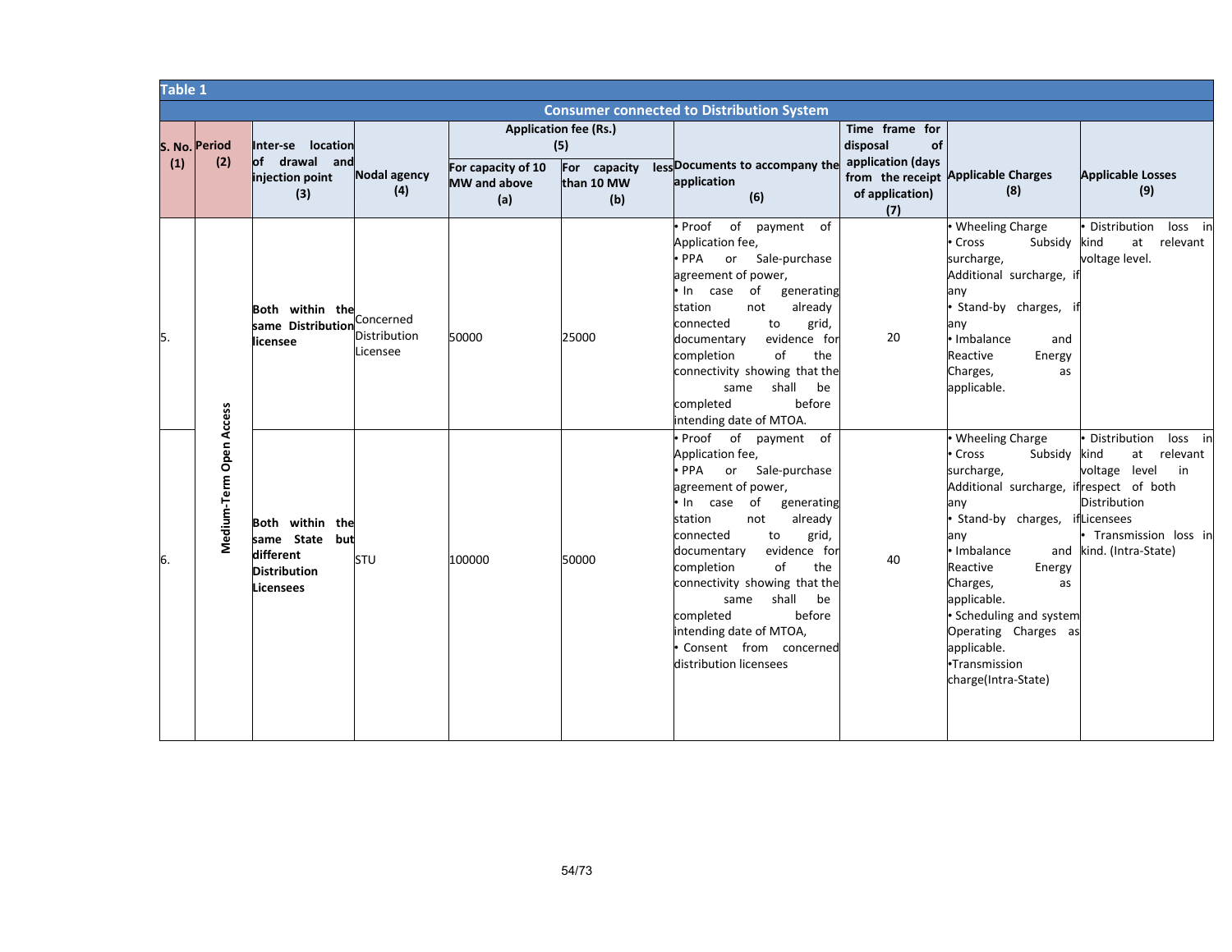**Table 1**

**Consumer connected to Distribution System**

| S. No. (1) | Period (2) | Inter-se location of drawal and injection point (3) | Nodal agency (4) | Application fee (Rs.) (5) | | Documents to accompany the application (6) | Time frame for disposal of application (days from the receipt of application) (7) | Applicable Charges (8) | Applicable Losses (9) |
|---|---|---|---|---|---|---|---|---|---|
| | | | | For capacity of 10 MW and above (a) | For capacity less than 10 MW (b) | | | | |
| 5. | Medium-Term Open Access | **Both within the same Distribution licensee** | Concerned Distribution Licensee | 50000 | 25000 | • Proof of payment of Application fee,<br>• PPA or Sale-purchase agreement of power,<br>• In case of generating station not already connected to grid, documentary evidence for completion of the connectivity showing that the same shall be completed before intending date of MTOA. | 20 | • Wheeling Charge<br>• Cross Subsidy surcharge,<br>Additional surcharge, if any<br>• Stand-by charges, if any<br>• Imbalance and Reactive Energy Charges, as applicable. | • Distribution loss in kind at relevant voltage level. |
| 6. | Medium-Term Open Access | **Both within the same State but different Distribution Licensees** | STU | 100000 | 50000 | • Proof of payment of Application fee,<br>• PPA or Sale-purchase agreement of power,<br>• In case of generating station not already connected to grid, documentary evidence for completion of the connectivity showing that the same shall be completed before intending date of MTOA,<br>• Consent from concerned distribution licensees | 40 | • Wheeling Charge<br>• Cross Subsidy surcharge,<br>Additional surcharge, if any<br>• Stand-by charges, if any<br>• Imbalance and Reactive Energy Charges, as applicable.<br>• Scheduling and system Operating Charges as applicable.<br>•Transmission charge(Intra-State) | • Distribution loss in kind at relevant voltage level in respect of both Distribution Licensees<br>• Transmission loss in kind. (Intra-State) |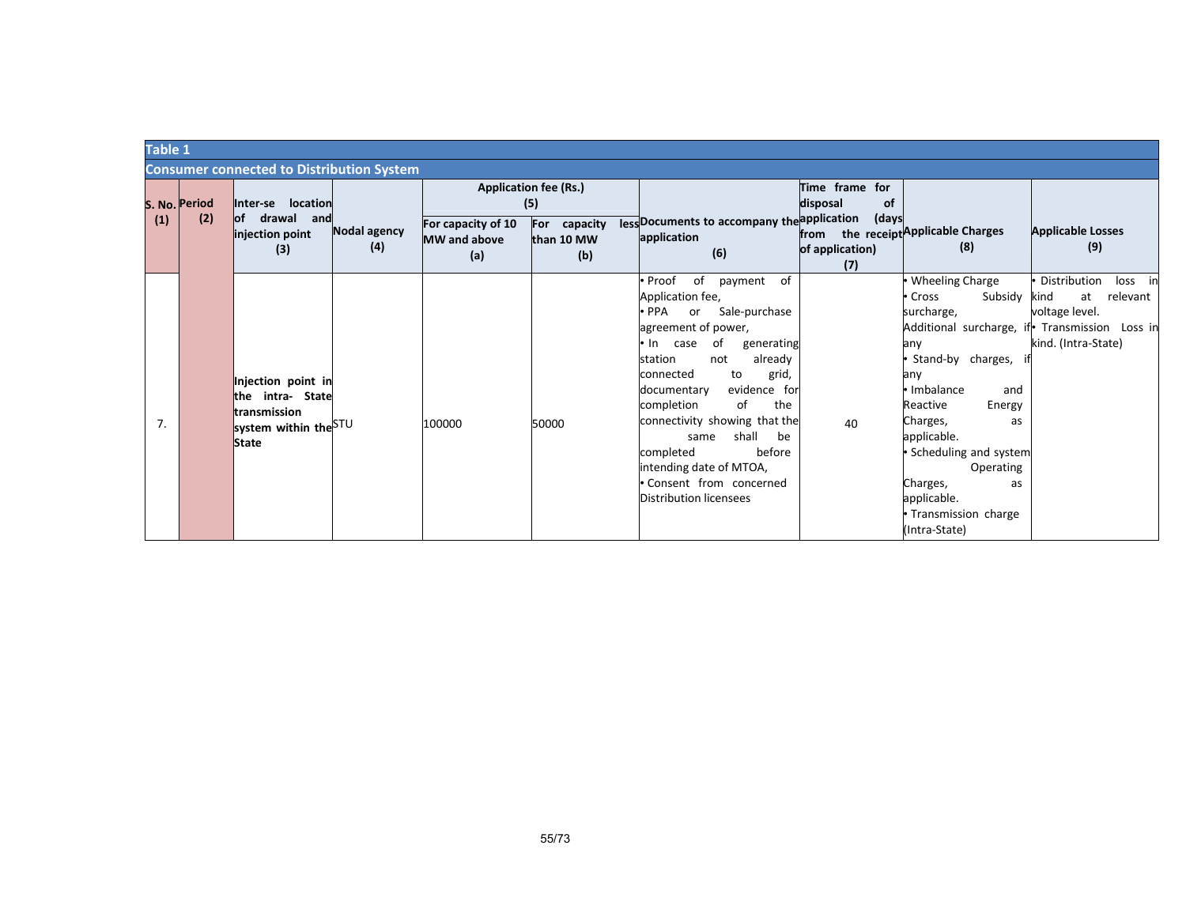**Table 1**

**Consumer connected to Distribution System**

| S. No. (1) | Period (2) | Inter-se location of drawal and injection point (3) | Nodal agency (4) | Application fee (Rs.) (5) | | Documents to accompany the application (6) | Time frame for disposal of application (days from the receipt of application) (7) | Applicable Charges (8) | Applicable Losses (9) |
|---|---|---|---|---|---|---|---|---|---|
| | | | | For capacity of 10 MW and above (a) | For capacity less than 10 MW (b) | | | | |
| 7. | | Injection point in the intra- State transmission system within the State | STU | 100000 | 50000 | • Proof of payment of Application fee,<br>• PPA or Sale-purchase agreement of power,<br>• In case of generating station not already connected to grid, documentary evidence for completion of the connectivity showing that the same shall be completed before intending date of MTOA,<br>• Consent from concerned Distribution licensees | 40 | • Wheeling Charge<br>• Cross Subsidy surcharge,<br>Additional surcharge, if any<br>• Stand-by charges, if any<br>• Imbalance and Reactive Energy Charges, as applicable.<br>• Scheduling and system Operating Charges, as applicable.<br>• Transmission charge (Intra-State) | • Distribution loss in kind at relevant voltage level.<br>• Transmission Loss in kind. (Intra-State) |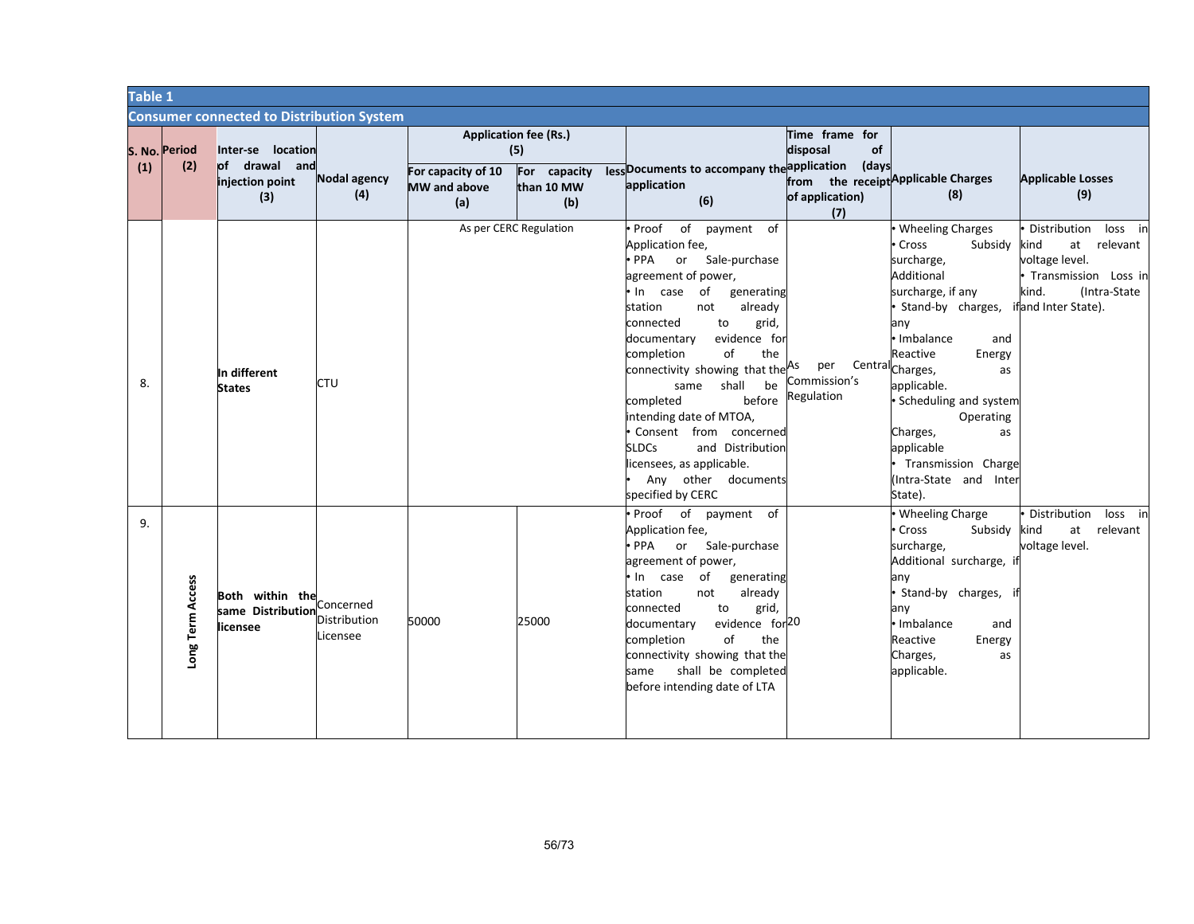**Table 1**

**Consumer connected to Distribution System**

| S. No. (1) | Period (2) | Inter-se location of drawal and injection point (3) | Nodal agency (4) | Application fee (Rs.) (5) For capacity of 10 MW and above (a) | Application fee (Rs.) (5) For capacity less than 10 MW (b) | Documents to accompany the application (6) | Time frame for disposal of application (days from the receipt of application) (7) | Applicable Charges (8) | Applicable Losses (9) |
|---|---|---|---|---|---|---|---|---|---|
| 8. | | In different States | CTU | As per CERC Regulation | | • Proof of payment of Application fee,<br>• PPA or Sale-purchase agreement of power,<br>• In case of generating station not already connected to grid, documentary evidence for completion of the connectivity showing that the same shall be completed before intending date of MTOA,<br>• Consent from concerned SLDCs and Distribution licensees, as applicable.<br>• Any other documents specified by CERC | As per Central Commission's Regulation | • Wheeling Charges<br>• Cross Subsidy surcharge, Additional surcharge, if any<br>• Stand-by charges, if any<br>• Imbalance and Reactive Energy Charges, as applicable.<br>• Scheduling and system Operating Charges, as applicable<br>• Transmission Charge (Intra-State and Inter State). | • Distribution loss in kind at relevant voltage level.<br>• Transmission Loss in kind. (Intra-State and Inter State). |
| 9. | Long Term Access | Both within the same Distribution licensee | Concerned Distribution Licensee | 50000 | 25000 | • Proof of payment of Application fee,<br>• PPA or Sale-purchase agreement of power,<br>• In case of generating station not already connected to grid, documentary evidence for completion of the connectivity showing that the same shall be completed before intending date of LTA | 20 | • Wheeling Charge<br>• Cross Subsidy surcharge, Additional surcharge, if any<br>• Stand-by charges, if any<br>• Imbalance and Reactive Energy Charges, as applicable. | • Distribution loss in kind at relevant voltage level. |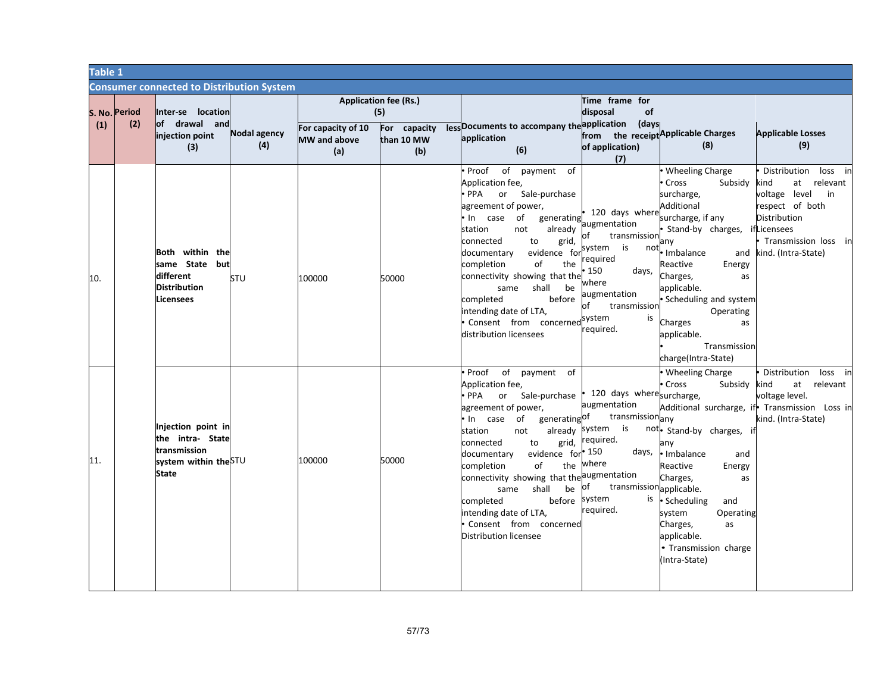**Table 1**

**Consumer connected to Distribution System**

| S. No. (1) | Period (2) | Inter-se location of drawal and injection point (3) | Nodal agency (4) | Application fee (Rs.) (5) For capacity of 10 MW and above (a) | For capacity less than 10 MW (b) | Documents to accompany the application (6) | Time frame for disposal of application (days from the receipt of application) (7) | Applicable Charges (8) | Applicable Losses (9) |
|---|---|---|---|---|---|---|---|---|---|
| 10. | | **Both within the same State but different Distribution Licensees** | STU | 100000 | 50000 | • Proof of payment of Application fee,<br>• PPA or Sale-purchase agreement of power,<br>• In case of generating station not already connected to grid, documentary evidence for completion of the connectivity showing that the same shall be completed before intending date of LTA,<br>• Consent from concerned distribution licensees | • 120 days where augmentation of transmission system is not required<br>• 150 days, where augmentation of transmission system is required. | • Wheeling Charge<br>• Cross Subsidy surcharge, Additional surcharge, if any<br>• Stand-by charges, if any<br>• Imbalance and Reactive Energy Charges, as applicable.<br>• Scheduling and system Operating Charges as applicable.<br>• Transmission charge(Intra-State) | • Distribution loss in kind at relevant voltage level in respect of both Distribution Licensees<br>• Transmission loss in kind. (Intra-State) |
| 11. | | **Injection point in the intra- State transmission system within the State** | STU | 100000 | 50000 | • Proof of payment of Application fee,<br>• PPA or Sale-purchase agreement of power,<br>• In case of generating station not already connected to grid, documentary evidence for completion of the connectivity showing that the same shall be completed before intending date of LTA,<br>• Consent from concerned Distribution licensee | • 120 days where augmentation of transmission system is not required.<br>• 150 days, where augmentation of transmission system is required. | • Wheeling Charge<br>• Cross Subsidy surcharge, Additional surcharge, if any<br>• Stand-by charges, if any<br>• Imbalance and Reactive Energy Charges, as applicable.<br>• Scheduling and system Operating Charges, as applicable.<br>• Transmission charge (Intra-State) | • Distribution loss in kind at relevant voltage level.<br>• Transmission Loss in kind. (Intra-State) |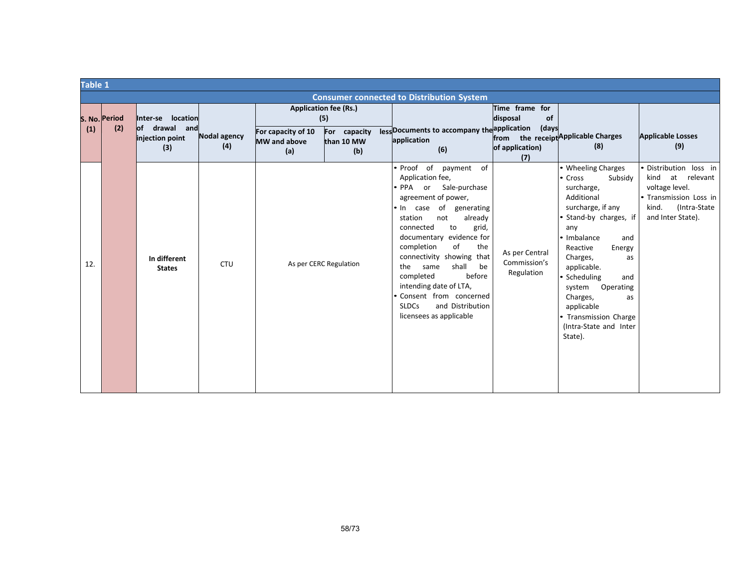**Table 1**

**Consumer connected to Distribution System**

| S. No. (1) | Period (2) | Inter-se location of drawal and injection point (3) | Nodal agency (4) | Application fee (Rs.) (5) | | Documents to accompany the application (6) | Time frame for disposal of application (days from the receipt of application) (7) | Applicable Charges (8) | Applicable Losses (9) |
|---|---|---|---|---|---|---|---|---|---|
| | | | | For capacity of 10 MW and above (a) | For capacity less than 10 MW (b) | | | | |
| 12. | | **In different States** | CTU | As per CERC Regulation | | • Proof of payment of Application fee,<br>• PPA or Sale-purchase agreement of power,<br>• In case of generating station not already connected to grid, documentary evidence for completion of the connectivity showing that the same shall be completed before intending date of LTA,<br>• Consent from concerned SLDCs and Distribution licensees as applicable | As per Central Commission's Regulation | • Wheeling Charges<br>• Cross Subsidy surcharge, Additional surcharge, if any<br>• Stand-by charges, if any<br>• Imbalance and Reactive Energy Charges, as applicable.<br>• Scheduling and system Operating Charges, as applicable<br>• Transmission Charge (Intra-State and Inter State). | • Distribution loss in kind at relevant voltage level.<br>• Transmission Loss in kind. (Intra-State and Inter State). |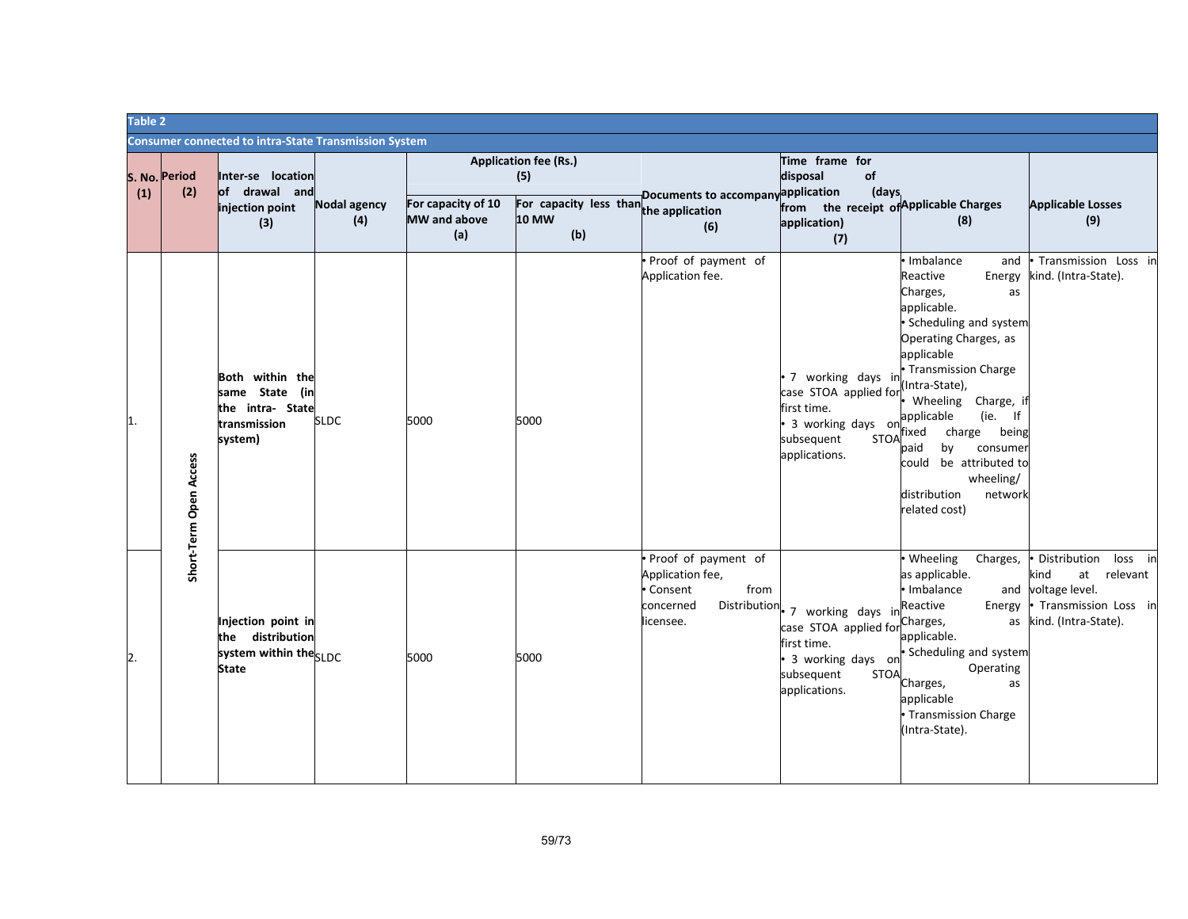**Table 2**

**Consumer connected to intra-State Transmission System**

| S. No. (1) | Period (2) | Inter-se location of drawal and injection point (3) | Nodal agency (4) | Application fee (Rs.) (5) | | Documents to accompany the application (6) | Time frame for disposal of application (days from the receipt of application) (7) | Applicable Charges (8) | Applicable Losses (9) |
|---|---|---|---|---|---|---|---|---|---|
| | | | | For capacity of 10 MW and above (a) | For capacity less than 10 MW (b) | | | | |
| 1. | Short-Term Open Access | **Both within the same State (in the intra- State transmission system)** | SLDC | 5000 | 5000 | • Proof of payment of Application fee. | • 7 working days in case STOA applied for first time.<br>• 3 working days on subsequent STOA applications. | • Imbalance and Reactive Energy Charges, as applicable.<br>• Scheduling and system Operating Charges, as applicable<br>• Transmission Charge (Intra-State),<br>• Wheeling Charge, if applicable (ie. If fixed charge being paid by consumer could be attributed to wheeling/ distribution network related cost) | • Transmission Loss in kind. (Intra-State). |
| 2. | Short-Term Open Access | **Injection point in the distribution system within the State** | SLDC | 5000 | 5000 | • Proof of payment of Application fee,<br>• Consent from concerned Distribution licensee. | • 7 working days in case STOA applied for first time.<br>• 3 working days on subsequent STOA applications. | • Wheeling Charges, as applicable.<br>• Imbalance and Reactive Energy Charges, as applicable.<br>• Scheduling and system Operating Charges, as applicable<br>• Transmission Charge (Intra-State). | • Distribution loss in kind at relevant voltage level.<br>• Transmission Loss in kind. (Intra-State). |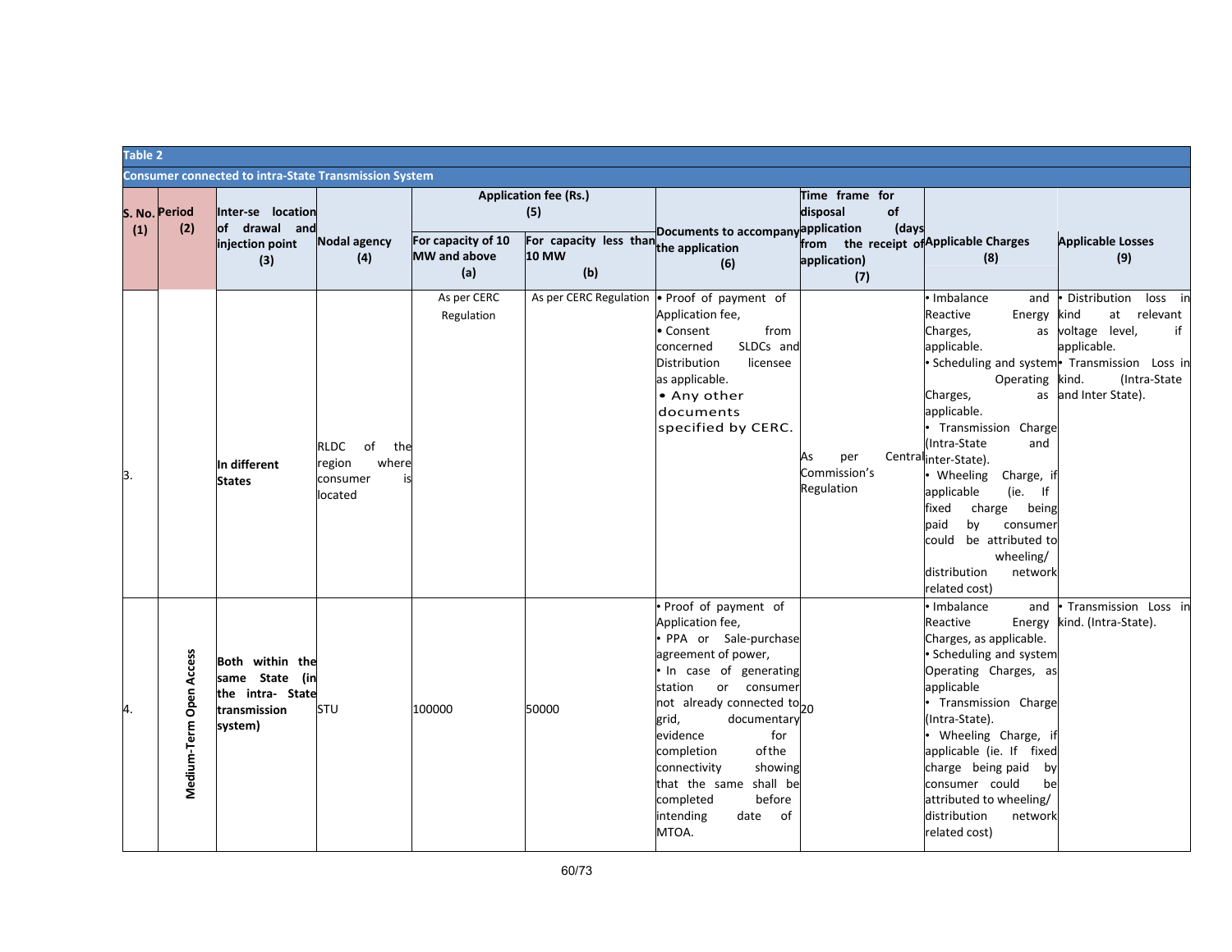**Table 2**

**Consumer connected to intra-State Transmission System**

| S. No. (1) | Period (2) | Inter-se location of drawal and injection point (3) | Nodal agency (4) | Application fee (Rs.) (5) | | Documents to accompany the application (6) | Time frame for disposal of application (days from the receipt of application) (7) | Applicable Charges (8) | Applicable Losses (9) |
|---|---|---|---|---|---|---|---|---|---|
| | | | | For capacity of 10 MW and above (a) | For capacity less than 10 MW (b) | | | | |
| 3. | | In different States | RLDC of the region where consumer is located | As per CERC Regulation | As per CERC Regulation | • Proof of payment of Application fee,<br>• Consent from concerned SLDCs and Distribution licensee as applicable.<br>• Any other documents specified by CERC. | As per Central Commission's Regulation | • Imbalance and Reactive Energy Charges, as applicable.<br>• Scheduling and system Operating Charges, as applicable.<br>• Transmission Charge (Intra-State and inter-State).<br>• Wheeling Charge, if applicable (ie. If fixed charge being paid by consumer could be attributed to wheeling/ distribution network related cost) | • Distribution loss in kind at relevant voltage level, if applicable.<br>• Transmission Loss in kind. (Intra-State and Inter State). |
| 4. | Medium-Term Open Access | Both within the same State (in the intra- State transmission system) | STU | 100000 | 50000 | • Proof of payment of Application fee,<br>• PPA or Sale-purchase agreement of power,<br>• In case of generating station or consumer not already connected to grid, documentary evidence for completion of the connectivity showing that the same shall be completed before intending date of MTOA. | 20 | • Imbalance and Reactive Energy Charges, as applicable.<br>• Scheduling and system Operating Charges, as applicable<br>• Transmission Charge (Intra-State).<br>• Wheeling Charge, if applicable (ie. If fixed charge being paid by consumer could be attributed to wheeling/ distribution network related cost) | • Transmission Loss in kind. (Intra-State). |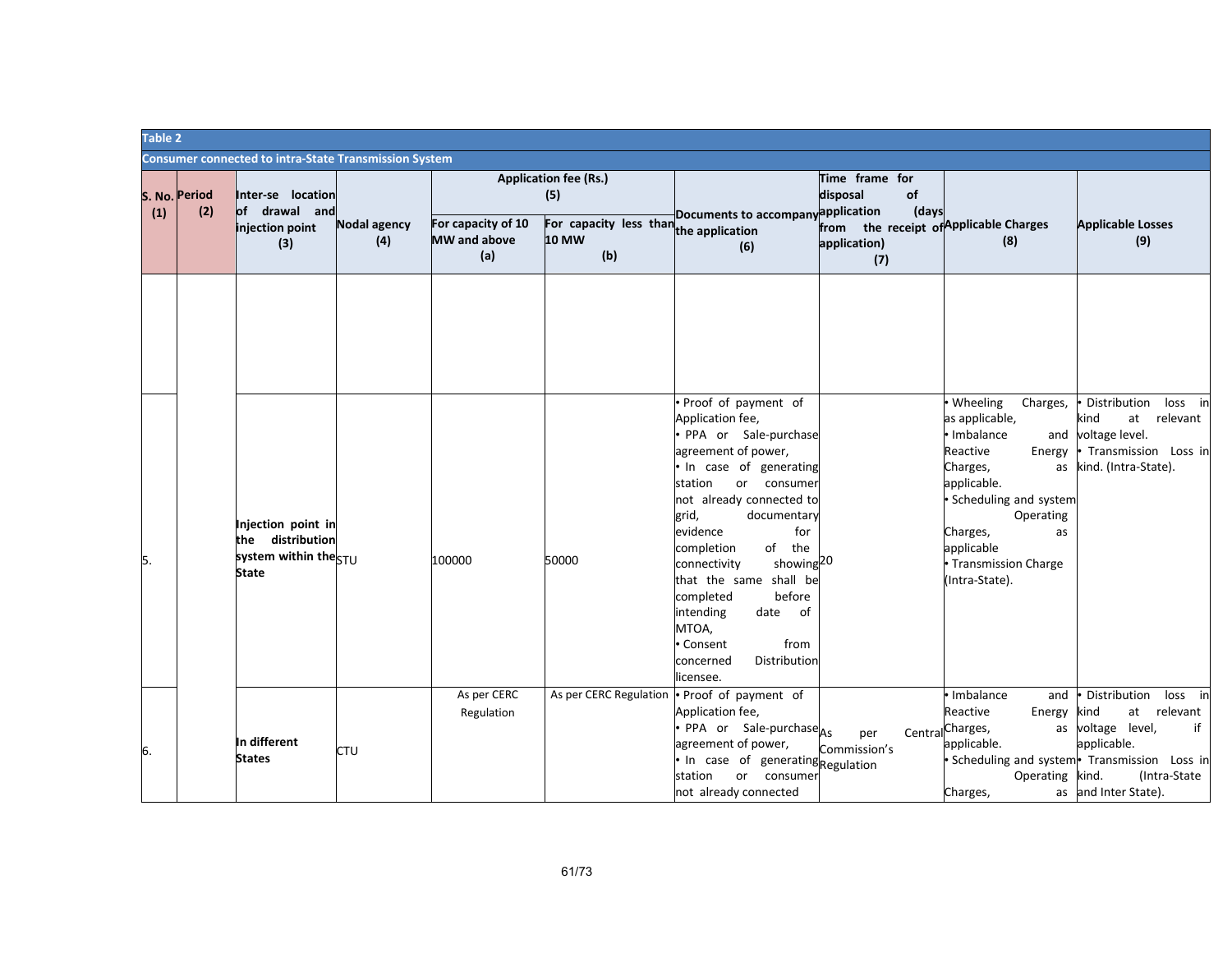**Table 2**

**Consumer connected to intra-State Transmission System**

| S. No. (1) | Period (2) | Inter-se location of drawal and injection point (3) | Nodal agency (4) | Application fee (Rs.) (5) | | Documents to accompany the application (6) | Time frame for disposal of application (days from the receipt of application) (7) | Applicable Charges (8) | Applicable Losses (9) |
|---|---|---|---|---|---|---|---|---|---|
| | | | | For capacity of 10 MW and above (a) | For capacity less than 10 MW (b) | | | | |
| | | | | | | | | | |
| 5. | | **Injection point in the distribution system within the State** | STU | 100000 | 50000 | • Proof of payment of Application fee,<br>• PPA or Sale-purchase agreement of power,<br>• In case of generating station or consumer not already connected to grid, documentary evidence for completion of the connectivity showing that the same shall be completed before intending date of MTOA,<br>• Consent from concerned Distribution licensee. | 20 | • Wheeling Charges, as applicable,<br>• Imbalance and Reactive Energy Charges, as applicable.<br>• Scheduling and system Operating Charges, as applicable<br>• Transmission Charge (Intra-State). | • Distribution loss in kind at relevant voltage level.<br>• Transmission Loss in kind. (Intra-State). |
| 6. | | **In different States** | CTU | As per CERC Regulation | As per CERC Regulation | • Proof of payment of Application fee,<br>• PPA or Sale-purchase agreement of power,<br>• In case of generating station or consumer not already connected | As per Central Commission's Regulation | • Imbalance and Reactive Energy Charges, as applicable.<br>• Scheduling and system Operating Charges, as | • Distribution loss in kind at relevant voltage level, if applicable.<br>• Transmission Loss in kind. (Intra-State and Inter State). |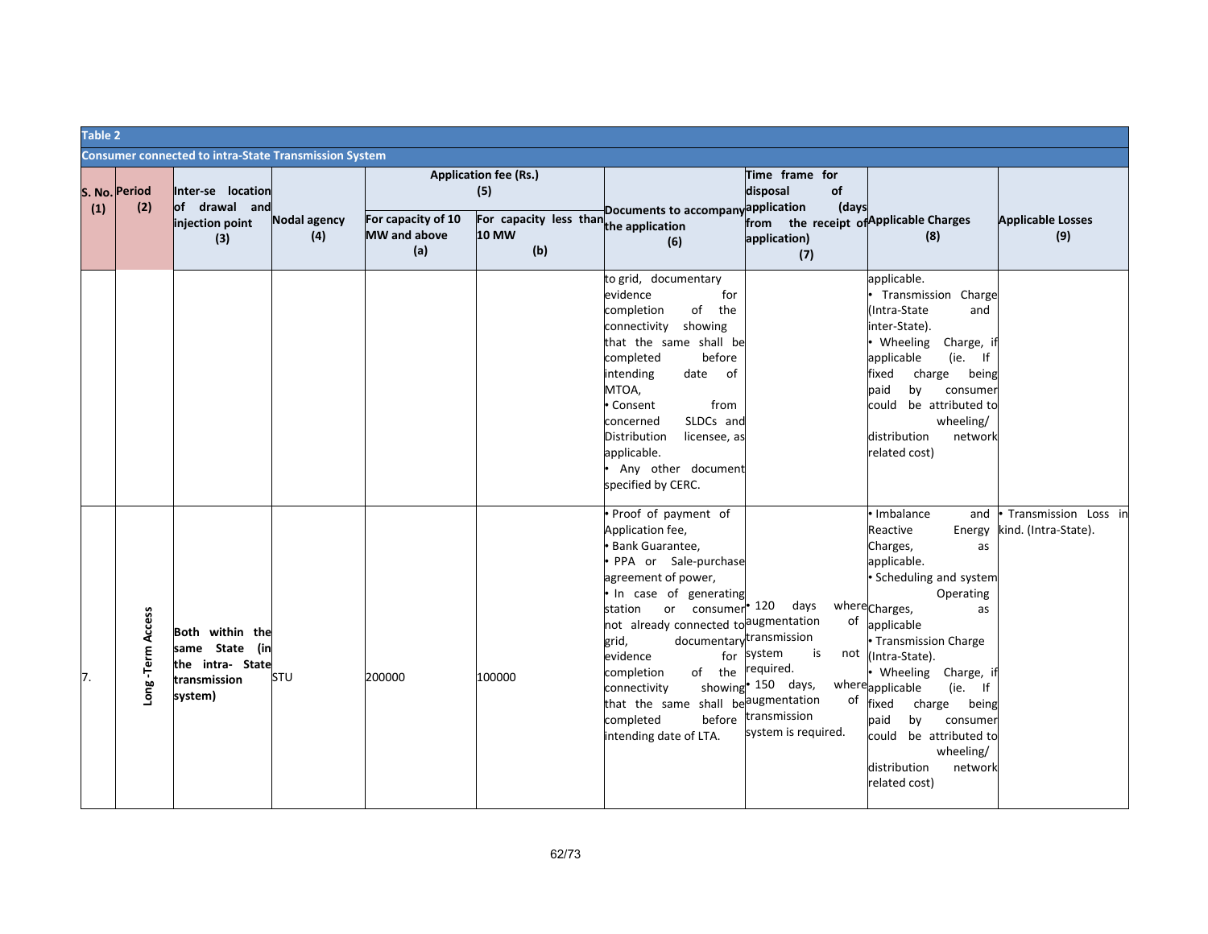| Table 2 | | | | | | | | | |
|---|---|---|---|---|---|---|---|---|---|
| **Consumer connected to intra-State Transmission System** | | | | | | | | | |
| **S. No. (1)** | **Period (2)** | **Inter-se location of drawal and injection point (3)** | **Nodal agency (4)** | **Application fee (Rs.) (5)** | | **Documents to accompany the application (6)** | **Time frame for disposal of application (days from the receipt of application) (7)** | **Applicable Charges (8)** | **Applicable Losses (9)** |
| | | | | **For capacity of 10 MW and above (a)** | **For capacity less than 10 MW (b)** | | | | |
| | | | | | | to grid, documentary evidence for completion of the connectivity showing that the same shall be completed before intending date of MTOA,<br>• Consent from concerned SLDCs and Distribution licensee, as applicable.<br>• Any other document specified by CERC. | | applicable.<br>• Transmission Charge (Intra-State and inter-State).<br>• Wheeling Charge, if applicable (ie. If fixed charge being paid by consumer could be attributed to wheeling/ distribution network related cost) | |
| 7. | **Long -Term Access** | **Both within the same State (in the intra- State transmission system)** | STU | 200000 | 100000 | • Proof of payment of Application fee,<br>• Bank Guarantee,<br>• PPA or Sale-purchase agreement of power,<br>• In case of generating station or consumer not already connected to grid, documentary evidence for completion of the connectivity showing that the same shall be completed before intending date of LTA. | • 120 days where augmentation of transmission system is not required.<br>• 150 days, where augmentation of transmission system is required. | • Imbalance and Reactive Energy Charges, as applicable.<br>• Scheduling and system Operating Charges, as applicable<br>• Transmission Charge (Intra-State).<br>• Wheeling Charge, if applicable (ie. If fixed charge being paid by consumer could be attributed to wheeling/ distribution network related cost) | • Transmission Loss in kind. (Intra-State). |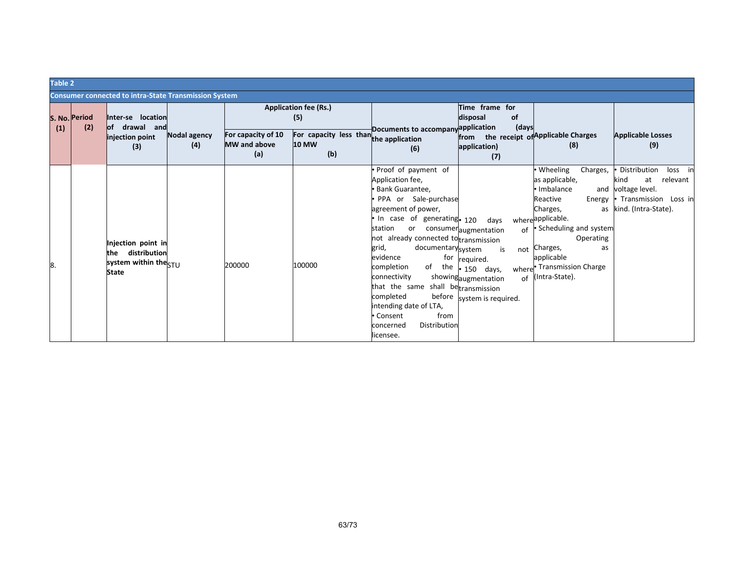**Table 2**

**Consumer connected to intra-State Transmission System**

| S. No. (1) | Period (2) | Inter-se location of drawal and injection point (3) | Nodal agency (4) | Application fee (Rs.) (5) | | Documents to accompany the application (6) | Time frame for disposal of application (days from the receipt of application) (7) | Applicable Charges (8) | Applicable Losses (9) |
|---|---|---|---|---|---|---|---|---|---|
| | | | | For capacity of 10 MW and above (a) | For capacity less than 10 MW (b) | | | | |
| 8. | | **Injection point in the distribution system within the State** | STU | 200000 | 100000 | • Proof of payment of Application fee,<br>• Bank Guarantee,<br>• PPA or Sale-purchase agreement of power,<br>• In case of generating station or consumer not already connected to grid, documentary evidence for completion of the connectivity showing that the same shall be completed before intending date of LTA,<br>• Consent from concerned Distribution licensee. | • 120 days where augmentation of transmission system is not required.<br>• 150 days, where augmentation of transmission system is required. | • Wheeling Charges, as applicable,<br>• Imbalance and Reactive Energy Charges, as applicable.<br>• Scheduling and system Operating Charges, as applicable<br>• Transmission Charge (Intra-State). | • Distribution loss in kind at relevant voltage level.<br>• Transmission Loss in kind. (Intra-State). |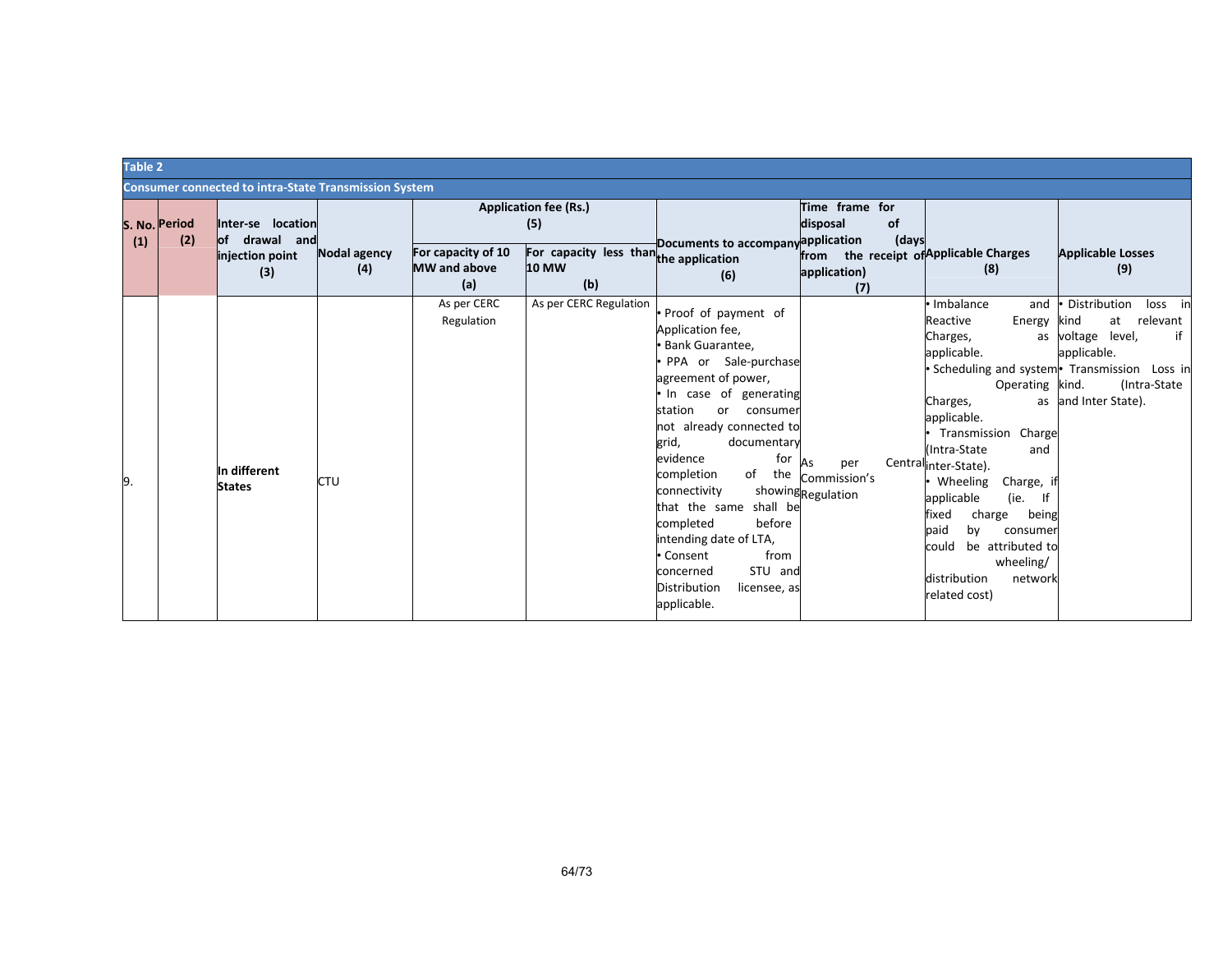**Table 2**

**Consumer connected to intra-State Transmission System**

| S. No. (1) | Period (2) | Inter-se location of drawal and injection point (3) | Nodal agency (4) | Application fee (Rs.) (5) | | Documents to accompany the application (6) | Time frame for disposal of application (days from the receipt of application) (7) | Applicable Charges (8) | Applicable Losses (9) |
|---|---|---|---|---|---|---|---|---|---|
| | | | | For capacity of 10 MW and above (a) | For capacity less than 10 MW (b) | | | | |
| 9. | | In different States | CTU | As per CERC Regulation | As per CERC Regulation | • Proof of payment of Application fee, • Bank Guarantee, • PPA or Sale-purchase agreement of power, • In case of generating station or consumer not already connected to grid, documentary evidence for completion of the connectivity showing that the same shall be completed before intending date of LTA, • Consent from concerned STU and Distribution licensee, as applicable. | As per Central Commission's Regulation | • Imbalance and Reactive Energy Charges, as applicable. • Scheduling and system Operating Charges, as applicable. • Transmission Charge (Intra-State and inter-State). • Wheeling Charge, if applicable (ie. If fixed charge being paid by consumer could be attributed to wheeling/ distribution network related cost) | • Distribution loss in kind at relevant voltage level, if applicable. • Transmission Loss in kind. (Intra-State and Inter State). |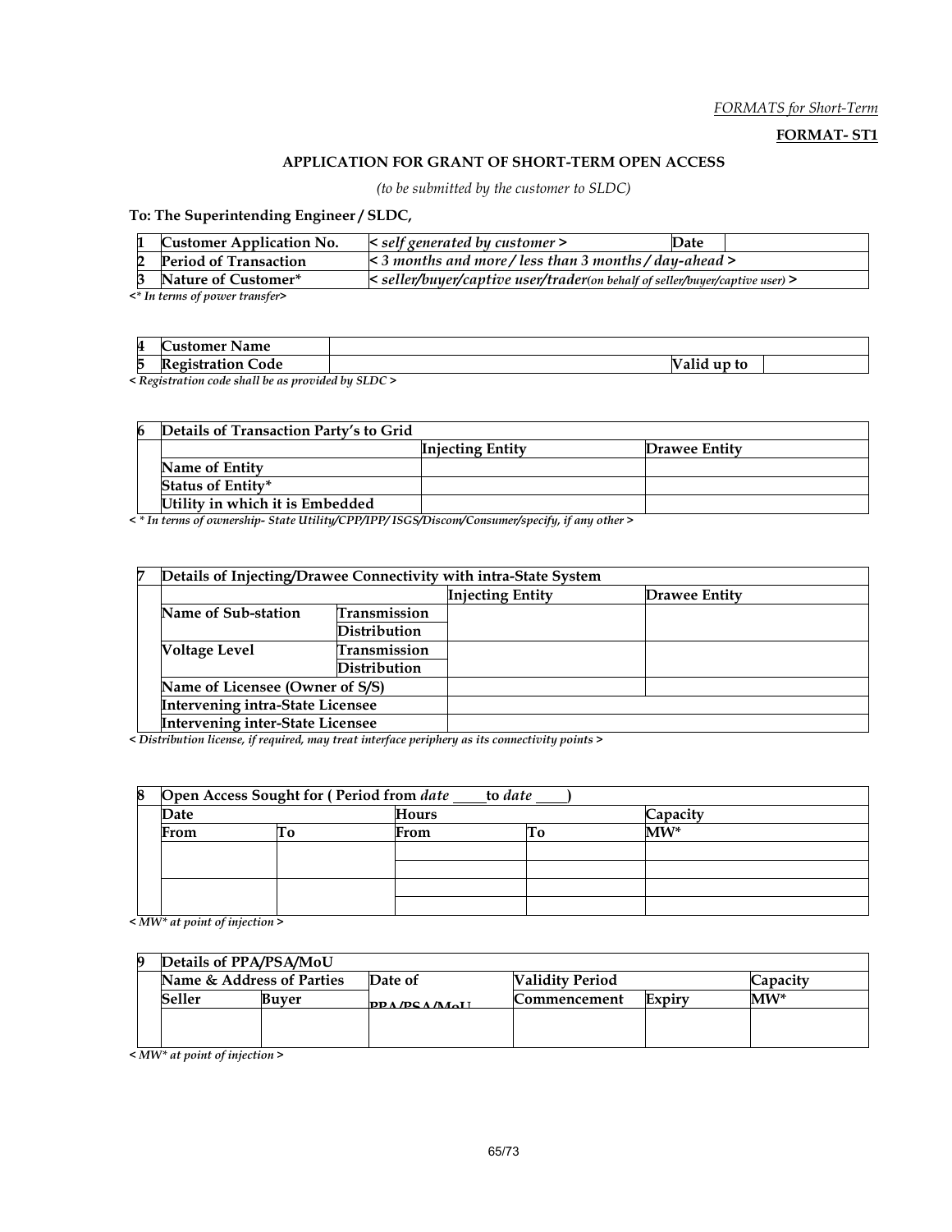*FORMATS for Short-Term*

**FORMAT- ST1**

**APPLICATION FOR GRANT OF SHORT-TERM OPEN ACCESS**

*(to be submitted by the customer to SLDC)*

**To: The Superintending Engineer / SLDC,**

| 1 | Customer Application No. | < *self generated by customer* > | Date | |
|---|---|---|---|---|
| 2 | Period of Transaction | < *3 months and more / less than 3 months / day-ahead* > | | |
| 3 | Nature of Customer* | < *seller/buyer/captive user/trader(on behalf of seller/buyer/captive user)* > | | |

*<* In terms of power transfer>*

| 4 | Customer Name | | | |
|---|---|---|---|---|
| 5 | Registration Code | | Valid up to | |

*< Registration code shall be as provided by SLDC >*

| 6 | Details of Transaction Party's to Grid | | |
|---|---|---|---|
| | | Injecting Entity | Drawee Entity |
| | Name of Entity | | |
| | Status of Entity* | | |
| | Utility in which it is Embedded | | |

*< * In terms of ownership- State Utility/CPP/IPP/ ISGS/Discom/Consumer/specify, if any other >*

| 7 | Details of Injecting/Drawee Connectivity with intra-State System | | | |
|---|---|---|---|---|
| | | | Injecting Entity | Drawee Entity |
| | Name of Sub-station | Transmission | | |
| | | Distribution | | |
| | Voltage Level | Transmission | | |
| | | Distribution | | |
| | Name of Licensee (Owner of S/S) | | | |
| | Intervening intra-State Licensee | | | |
| | Intervening inter-State Licensee | | | |

*< Distribution license, if required, may treat interface periphery as its connectivity points >*

| 8 | Open Access Sought for ( Period from *date* ____ to *date* ____) | | | | |
|---|---|---|---|---|---|
| | Date | | Hours | | Capacity |
| | From | To | From | To | MW* |
| | | | | | |
| | | | | | |
| | | | | | |
| | | | | | |

*< MW* at point of injection >*

| 9 | Details of PPA/PSA/MoU | | | | | |
|---|---|---|---|---|---|---|
| | Name & Address of Parties | | Date of PPA/PSA/MoU | Validity Period | | Capacity |
| | Seller | Buyer | | Commencement | Expiry | MW* |
| | | | | | | |

*< MW* at point of injection >*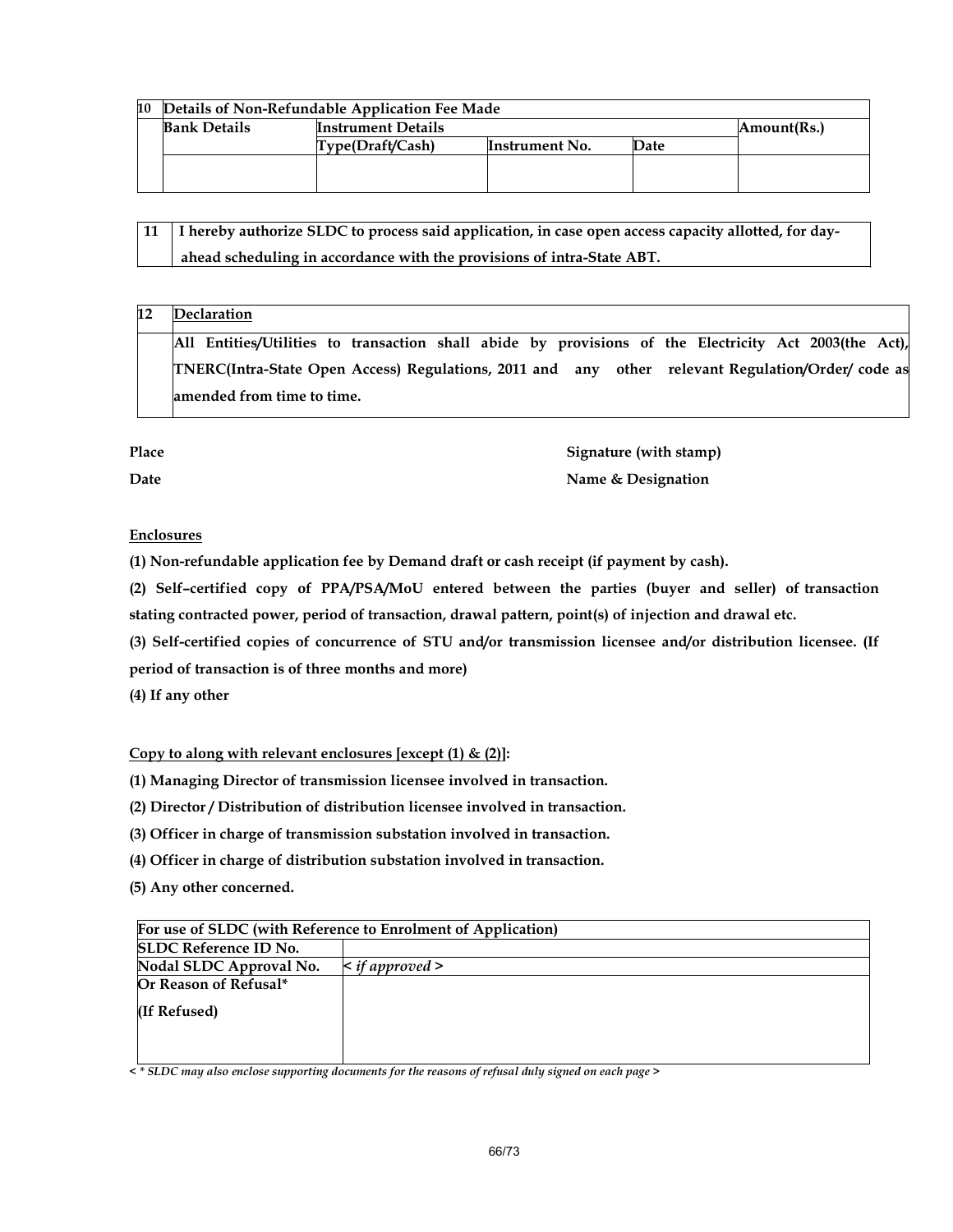| 10 | Details of Non-Refundable Application Fee Made | | | | |
|---|---|---|---|---|---|
| | **Bank Details** | **Instrument Details** | | | **Amount(Rs.)** |
| | | **Type(Draft/Cash)** | **Instrument No.** | **Date** | |
| | | | | | |

| 11 | I hereby authorize SLDC to process said application, in case open access capacity allotted, for day-ahead scheduling in accordance with the provisions of intra-State ABT. |
|---|---|

| 12 | **Declaration** |
|---|---|
| | **All Entities/Utilities to transaction shall abide by provisions of the Electricity Act 2003(the Act), TNERC(Intra-State Open Access) Regulations, 2011 and any other relevant Regulation/Order/ code as amended from time to time.** |

**Place** | **Signature (with stamp)**

**Date** | **Name & Designation**

**Enclosures**

**(1) Non-refundable application fee by Demand draft or cash receipt (if payment by cash).**

**(2) Self–certified copy of PPA/PSA/MoU entered between the parties (buyer and seller) of transaction stating contracted power, period of transaction, drawal pattern, point(s) of injection and drawal etc.**

**(3) Self-certified copies of concurrence of STU and/or transmission licensee and/or distribution licensee. (If period of transaction is of three months and more)**

**(4) If any other**

**Copy to along with relevant enclosures [except (1) & (2)]:**

**(1) Managing Director of transmission licensee involved in transaction.**

**(2) Director / Distribution of distribution licensee involved in transaction.**

**(3) Officer in charge of transmission substation involved in transaction.**

**(4) Officer in charge of distribution substation involved in transaction.**

**(5) Any other concerned.**

| For use of SLDC (with Reference to Enrolment of Application) | |
|---|---|
| **SLDC Reference ID No.** | |
| **Nodal SLDC Approval No.** | **<** *if approved* **>** |
| **Or Reason of Refusal*** <br> **(If Refused)** | |

*< * SLDC may also enclose supporting documents for the reasons of refusal duly signed on each page >*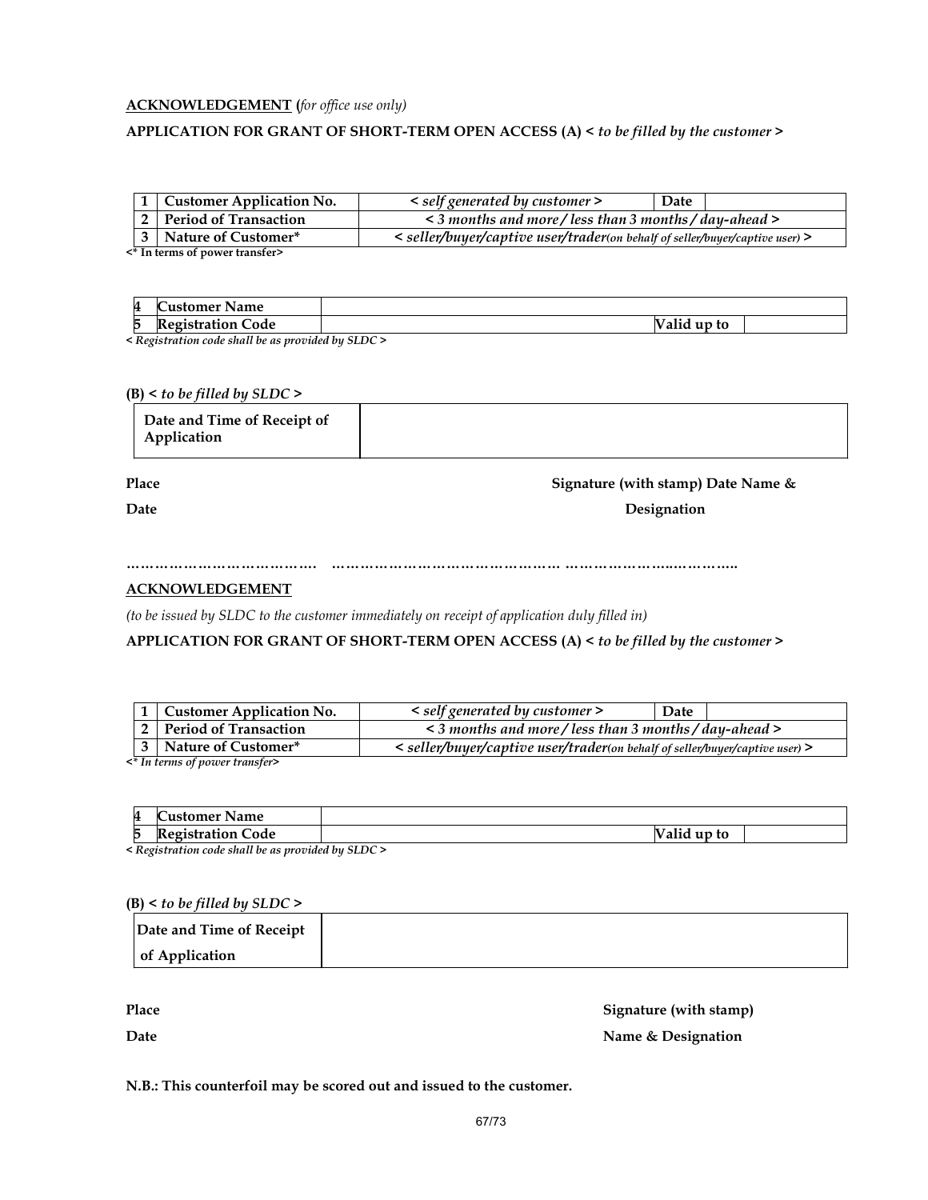**ACKNOWLEDGEMENT** (*for office use only*)

**APPLICATION FOR GRANT OF SHORT-TERM OPEN ACCESS (A) <** *to be filled by the customer* **>**

| | | | | |
|---|---|---|---|---|
| 1 | **Customer Application No.** | < *self generated by customer* > | **Date** | |
| 2 | **Period of Transaction** | < *3 months and more / less than 3 months / day-ahead* > | | |
| 3 | **Nature of Customer*** | < *seller/buyer/captive user/trader(on behalf of seller/buyer/captive user)* > | | |

**<* In terms of power transfer>**

| | | | | |
|---|---|---|---|---|
| 4 | **Customer Name** | | | |
| 5 | **Registration Code** | | **Valid up to** | |

< *Registration code shall be as provided by SLDC* >

**(B) <** *to be filled by SLDC* **>**

| | |
|---|---|
| **Date and Time of Receipt of Application** | |

**Place** **Signature (with stamp) Date Name &**

**Date** **Designation**

………………………………. ……………………………………… ……………………….…………..

**ACKNOWLEDGEMENT**

*(to be issued by SLDC to the customer immediately on receipt of application duly filled in)*

**APPLICATION FOR GRANT OF SHORT-TERM OPEN ACCESS (A) <** *to be filled by the customer* **>**

| | | | | |
|---|---|---|---|---|
| 1 | **Customer Application No.** | < *self generated by customer* > | **Date** | |
| 2 | **Period of Transaction** | < *3 months and more / less than 3 months / day-ahead* > | | |
| 3 | **Nature of Customer*** | < *seller/buyer/captive user/trader(on behalf of seller/buyer/captive user)* > | | |

*<* In terms of power transfer>*

| | | | | |
|---|---|---|---|---|
| 4 | **Customer Name** | | | |
| 5 | **Registration Code** | | **Valid up to** | |

< *Registration code shall be as provided by SLDC* >

**(B) <** *to be filled by SLDC* **>**

| | |
|---|---|
| **Date and Time of Receipt of Application** | |

**Place** **Signature (with stamp)**

**Date** **Name & Designation**

**N.B.: This counterfoil may be scored out and issued to the customer.**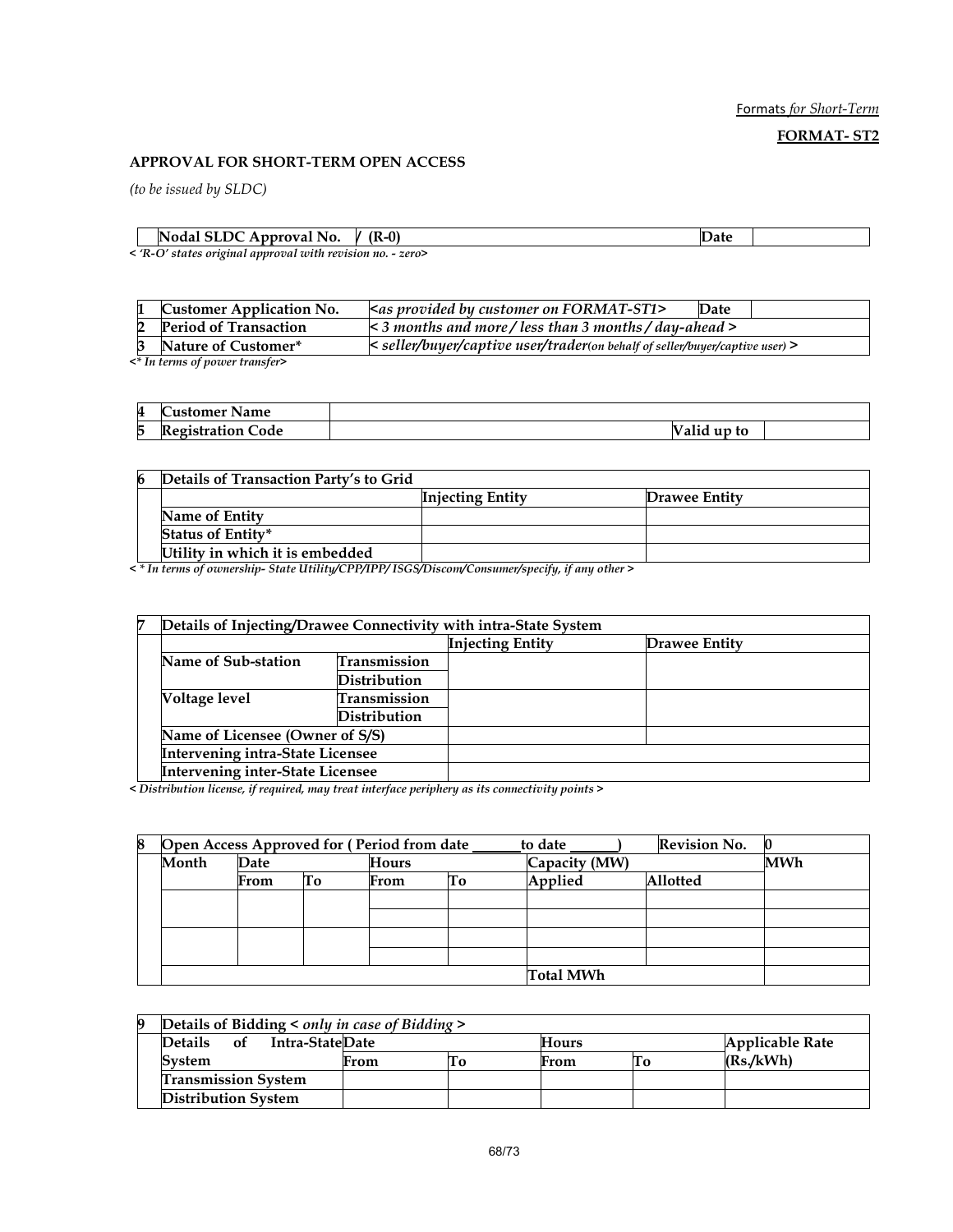Formats *for Short-Term*

**FORMAT- ST2**

**APPROVAL FOR SHORT-TERM OPEN ACCESS**

*(to be issued by SLDC)*

| | Nodal SLDC Approval No. | / (R-0) | Date | |
|---|---|---|---|---|

*< 'R-O' states original approval with revision no. - zero>*

| | | | | |
|---|---|---|---|---|
| 1 | **Customer Application No.** | *<as provided by customer on FORMAT-ST1>* | **Date** | |
| 2 | **Period of Transaction** | *< 3 months and more / less than 3 months / day-ahead >* | | |
| 3 | **Nature of Customer*** | *< seller/buyer/captive user/trader(on behalf of seller/buyer/captive user) >* | | |

*<* In terms of power transfer>*

| | | | | |
|---|---|---|---|---|
| 4 | **Customer Name** | | | |
| 5 | **Registration Code** | | **Valid up to** | |

| 6 | **Details of Transaction Party's to Grid** | | |
|---|---|---|---|
| | | **Injecting Entity** | **Drawee Entity** |
| | **Name of Entity** | | |
| | **Status of Entity*** | | |
| | **Utility in which it is embedded** | | |

*< * In terms of ownership- State Utility/CPP/IPP/ ISGS/Discom/Consumer/specify, if any other >*

| 7 | **Details of Injecting/Drawee Connectivity with intra-State System** | | | |
|---|---|---|---|---|
| | | | **Injecting Entity** | **Drawee Entity** |
| | **Name of Sub-station** | **Transmission** | | |
| | | **Distribution** | | |
| | **Voltage level** | **Transmission** | | |
| | | **Distribution** | | |
| | **Name of Licensee (Owner of S/S)** | | | |
| | **Intervening intra-State Licensee** | | | |
| | **Intervening inter-State Licensee** | | | |

*< Distribution license, if required, may treat interface periphery as its connectivity points >*

| 8 | **Open Access Approved for ( Period from date \_\_\_\_\_\_ to date \_\_\_\_\_\_ )** | | | | | **Revision No.** | | **0** |
|---|---|---|---|---|---|---|---|---|
| | **Month** | **Date** | | **Hours** | | **Capacity (MW)** | | **MWh** |
| | | **From** | **To** | **From** | **To** | **Applied** | **Allotted** | |
| | | | | | | | | |
| | | | | | | | | |
| | | | | | | | | |
| | | | | | | | | |
| | | | | | | **Total MWh** | | |

| 9 | **Details of Bidding** < *only in case of Bidding* > | | | | | |
|---|---|---|---|---|---|---|
| | **Details of Intra-State System** | **Date** | | **Hours** | | **Applicable Rate (Rs./kWh)** |
| | | **From** | **To** | **From** | **To** | |
| | **Transmission System** | | | | | |
| | **Distribution System** | | | | | |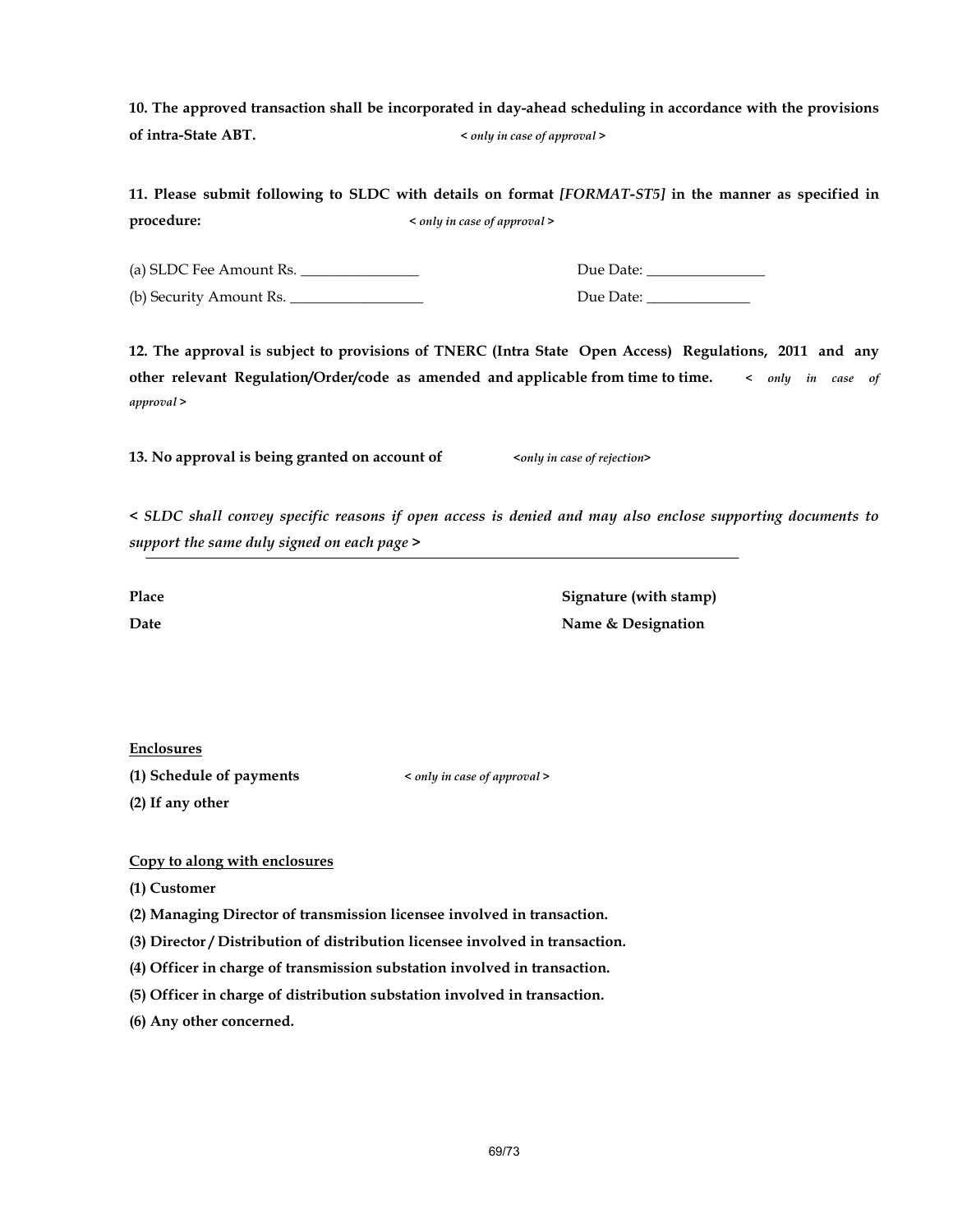**10. The approved transaction shall be incorporated in day-ahead scheduling in accordance with the provisions of intra-State ABT.** *< only in case of approval >*

**11. Please submit following to SLDC with details on format *[FORMAT-ST5]* in the manner as specified in procedure:** *< only in case of approval >*

(a) SLDC Fee Amount Rs. ________________ Due Date: ________________

(b) Security Amount Rs. __________________ Due Date: ______________

**12. The approval is subject to provisions of TNERC (Intra State Open Access) Regulations, 2011 and any other relevant Regulation/Order/code as amended and applicable from time to time.** *< only in case of approval >*

**13. No approval is being granted on account of** *<only in case of rejection>*

*< SLDC shall convey specific reasons if open access is denied and may also enclose supporting documents to support the same duly signed on each page >*

---

**Place** **Signature (with stamp)**

**Date** **Name & Designation**

**<u>Enclosures</u>**

**(1) Schedule of payments** *< only in case of approval >*

**(2) If any other**

**<u>Copy to along with enclosures</u>**

**(1) Customer**

**(2) Managing Director of transmission licensee involved in transaction.**

**(3) Director / Distribution of distribution licensee involved in transaction.**

**(4) Officer in charge of transmission substation involved in transaction.**

**(5) Officer in charge of distribution substation involved in transaction.**

**(6) Any other concerned.**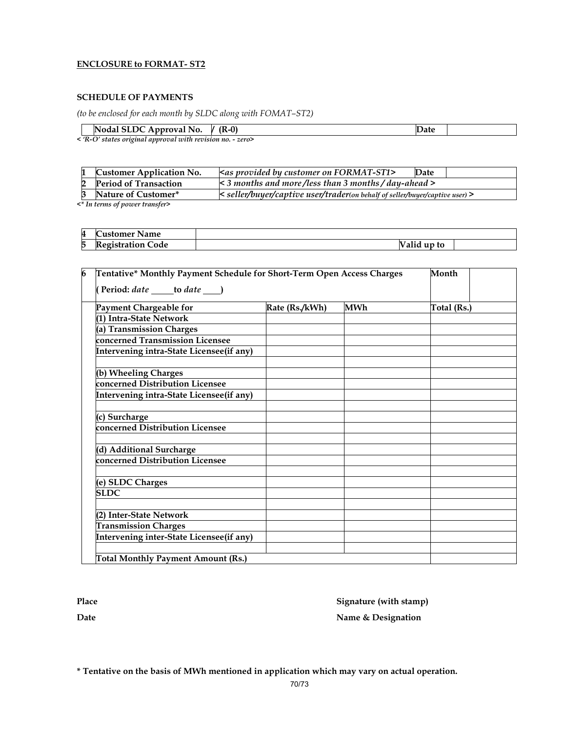**ENCLOSURE to FORMAT- ST2**

**SCHEDULE OF PAYMENTS**

*(to be enclosed for each month by SLDC along with FOMAT–ST2)*

| | Nodal SLDC Approval No. | / (R-0) | Date | |
|---|---|---|---|---|

*< 'R-O' states original approval with revision no. - zero>*

| | | | | |
|---|---|---|---|---|
| 1 | **Customer Application No.** | *<as provided by customer on FORMAT-ST1>* | **Date** | |
| 2 | **Period of Transaction** | *< 3 months and more /less than 3 months / day-ahead >* | | |
| 3 | **Nature of Customer*** | *< seller/buyer/captive user/trader(on behalf of seller/buyer/captive user) >* | | |

*<* In terms of power transfer>*

| | | | | |
|---|---|---|---|---|
| 4 | **Customer Name** | | | |
| 5 | **Registration Code** | | **Valid up to** | |

| 6 | **Tentative* Monthly Payment Schedule for Short-Term Open Access Charges** ( **Period:** *date* ____ **to** *date* ____ ) | | | **Month** |
|---|---|---|---|---|
| | **Payment Chargeable for** | **Rate (Rs./kWh)** | **MWh** | **Total (Rs.)** |
| | **(1) Intra-State Network** | | | |
| | **(a) Transmission Charges** | | | |
| | **concerned Transmission Licensee** | | | |
| | **Intervening intra-State Licensee(if any)** | | | |
| | | | | |
| | **(b) Wheeling Charges** | | | |
| | **concerned Distribution Licensee** | | | |
| | **Intervening intra-State Licensee(if any)** | | | |
| | | | | |
| | **(c) Surcharge** | | | |
| | **concerned Distribution Licensee** | | | |
| | | | | |
| | **(d) Additional Surcharge** | | | |
| | **concerned Distribution Licensee** | | | |
| | | | | |
| | **(e) SLDC Charges** | | | |
| | **SLDC** | | | |
| | | | | |
| | **(2) Inter-State Network** | | | |
| | **Transmission Charges** | | | |
| | **Intervening inter-State Licensee(if any)** | | | |
| | | | | |
| | **Total Monthly Payment Amount (Rs.)** | | | |

**Place** **Signature (with stamp)**

**Date** **Name & Designation**

**\* Tentative on the basis of MWh mentioned in application which may vary on actual operation.**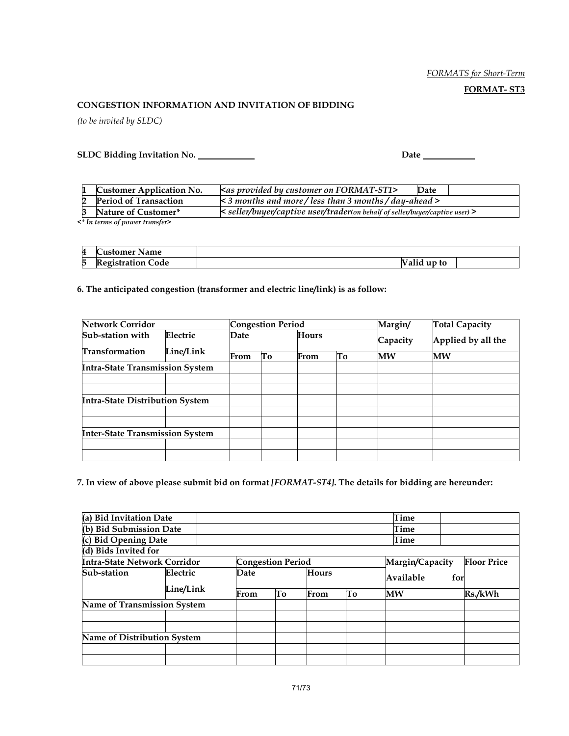*FORMATS for Short-Term*

**FORMAT- ST3**

**CONGESTION INFORMATION AND INVITATION OF BIDDING**

*(to be invited by SLDC)*

**SLDC Bidding Invitation No.** \_\_\_\_\_\_\_\_\_\_\_\_ **Date** \_\_\_\_\_\_\_\_\_\_\_

| | | | | |
|---|---|---|---|---|
| **1** | **Customer Application No.** | *<as provided by customer on FORMAT-ST1>* | **Date** | |
| **2** | **Period of Transaction** | *< 3 months and more / less than 3 months / day-ahead >* | | |
| **3** | **Nature of Customer*** | *< seller/buyer/captive user/trader(on behalf of seller/buyer/captive user) >* | | |

***<* In terms of power transfer>***

| | | | | |
|---|---|---|---|---|
| **4** | **Customer Name** | | | |
| **5** | **Registration Code** | | **Valid up to** | |

**6. The anticipated congestion (transformer and electric line/link) is as follow:**

| **Network Corridor** | | **Congestion Period** | | | | **Margin/ Capacity** | **Total Capacity Applied by all the** |
|---|---|---|---|---|---|---|---|
| **Sub-station with Transformation** | **Electric Line/Link** | **Date** | | **Hours** | | | |
| | | **From** | **To** | **From** | **To** | **MW** | **MW** |
| **Intra-State Transmission System** | | | | | | | |
| | | | | | | | |
| | | | | | | | |
| **Intra-State Distribution System** | | | | | | | |
| | | | | | | | |
| | | | | | | | |
| **Inter-State Transmission System** | | | | | | | |
| | | | | | | | |
| | | | | | | | |

**7. In view of above please submit bid on format *[FORMAT-ST4]*. The details for bidding are hereunder:**

| | | |
|---|---|---|
| **(a) Bid Invitation Date** | **Time** | |
| **(b) Bid Submission Date** | **Time** | |
| **(c) Bid Opening Date** | **Time** | |

**(d) Bids Invited for**

| **Intra-State Network Corridor** | | **Congestion Period** | | | | **Margin/Capacity Available for** | **Floor Price** |
|---|---|---|---|---|---|---|---|
| **Sub-station** | **Electric Line/Link** | **Date** | | **Hours** | | | |
| | | **From** | **To** | **From** | **To** | **MW** | **Rs./kWh** |
| **Name of Transmission System** | | | | | | | |
| | | | | | | | |
| | | | | | | | |
| **Name of Distribution System** | | | | | | | |
| | | | | | | | |
| | | | | | | | |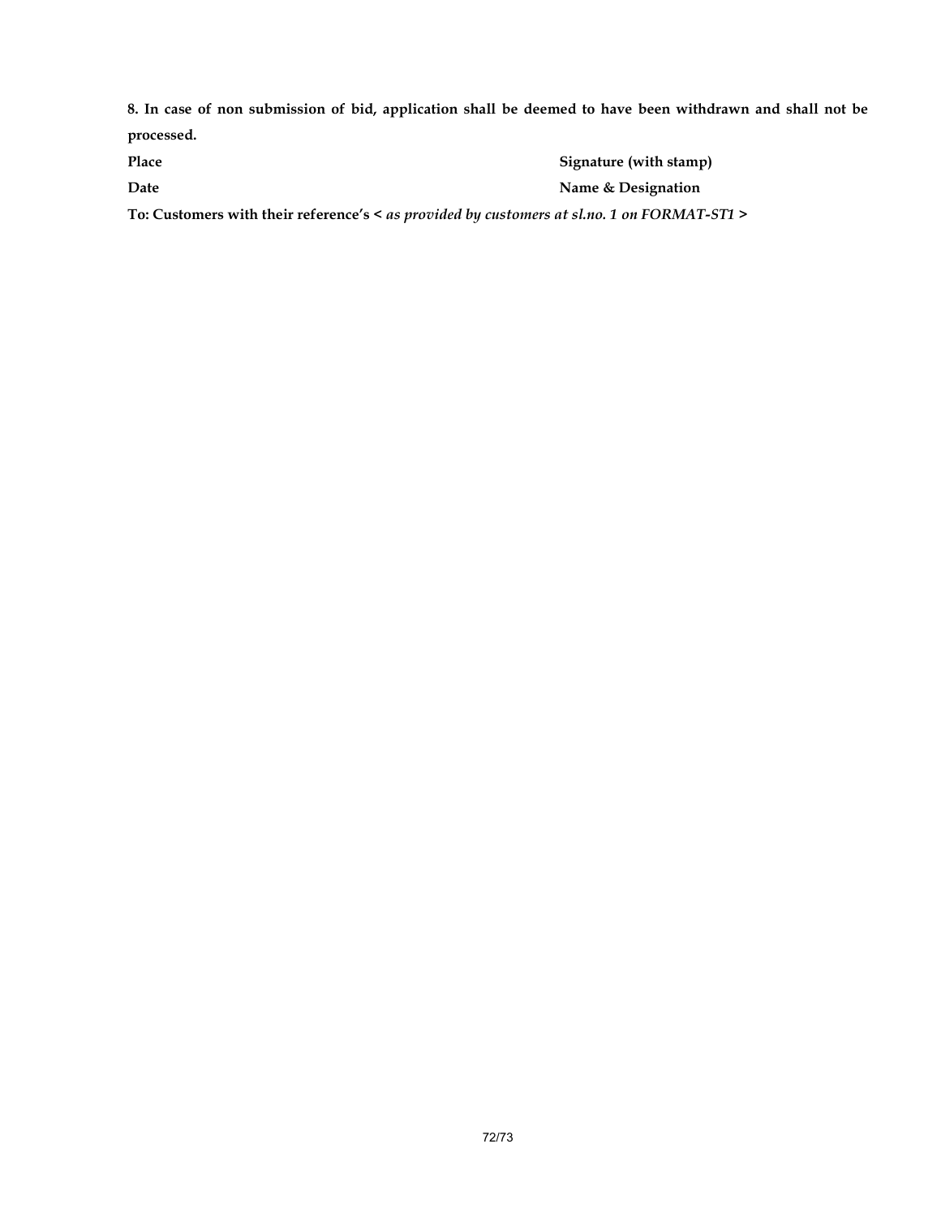**8. In case of non submission of bid, application shall be deemed to have been withdrawn and shall not be processed.**

| | |
|---|---|
| **Place** | **Signature (with stamp)** |
| **Date** | **Name & Designation** |

**To: Customers with their reference's <** ***as provided by customers at sl.no. 1 on FORMAT-ST1*** **>**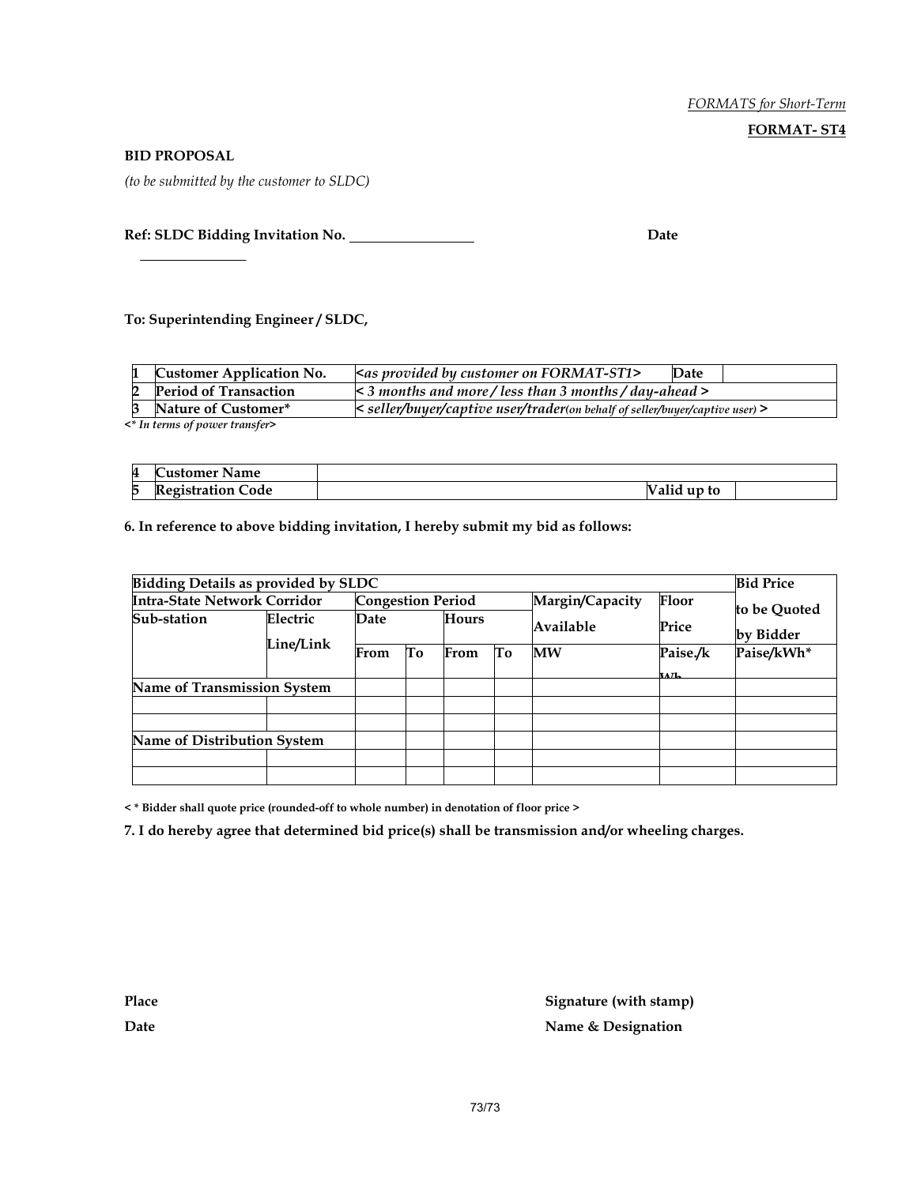*FORMATS for Short-Term*

**FORMAT- ST4**

**BID PROPOSAL**

*(to be submitted by the customer to SLDC)*

**Ref: SLDC Bidding Invitation No. ________________ Date ______________**

**To: Superintending Engineer / SLDC,**

| | | | | |
|---|---|---|---|---|
| 1 | **Customer Application No.** | *<as provided by customer on FORMAT-ST1>* | **Date** | |
| 2 | **Period of Transaction** | *< 3 months and more / less than 3 months / day-ahead >* | | |
| 3 | **Nature of Customer*** | *< seller/buyer/captive user/trader(on behalf of seller/buyer/captive user) >* | | |

*<* In terms of power transfer>*

| | | | | |
|---|---|---|---|---|
| 4 | **Customer Name** | | | |
| 5 | **Registration Code** | | **Valid up to** | |

**6. In reference to above bidding invitation, I hereby submit my bid as follows:**

| **Bidding Details as provided by SLDC** | | | | | | | | **Bid Price to be Quoted by Bidder** |
|---|---|---|---|---|---|---|---|---|
| **Intra-State Network Corridor** | | **Congestion Period** | | | | **Margin/Capacity Available** | **Floor Price** | |
| **Sub-station** | **Electric Line/Link** | **Date** | | **Hours** | | | | |
| | | **From** | **To** | **From** | **To** | **MW** | **Paise./kWh** | **Paise/kWh*** |
| **Name of Transmission System** | | | | | | | | |
| | | | | | | | | |
| | | | | | | | | |
| **Name of Distribution System** | | | | | | | | |
| | | | | | | | | |
| | | | | | | | | |

**< * Bidder shall quote price (rounded-off to whole number) in denotation of floor price >**

**7. I do hereby agree that determined bid price(s) shall be transmission and/or wheeling charges.**

**Place** **Signature (with stamp)**

**Date** **Name & Designation**